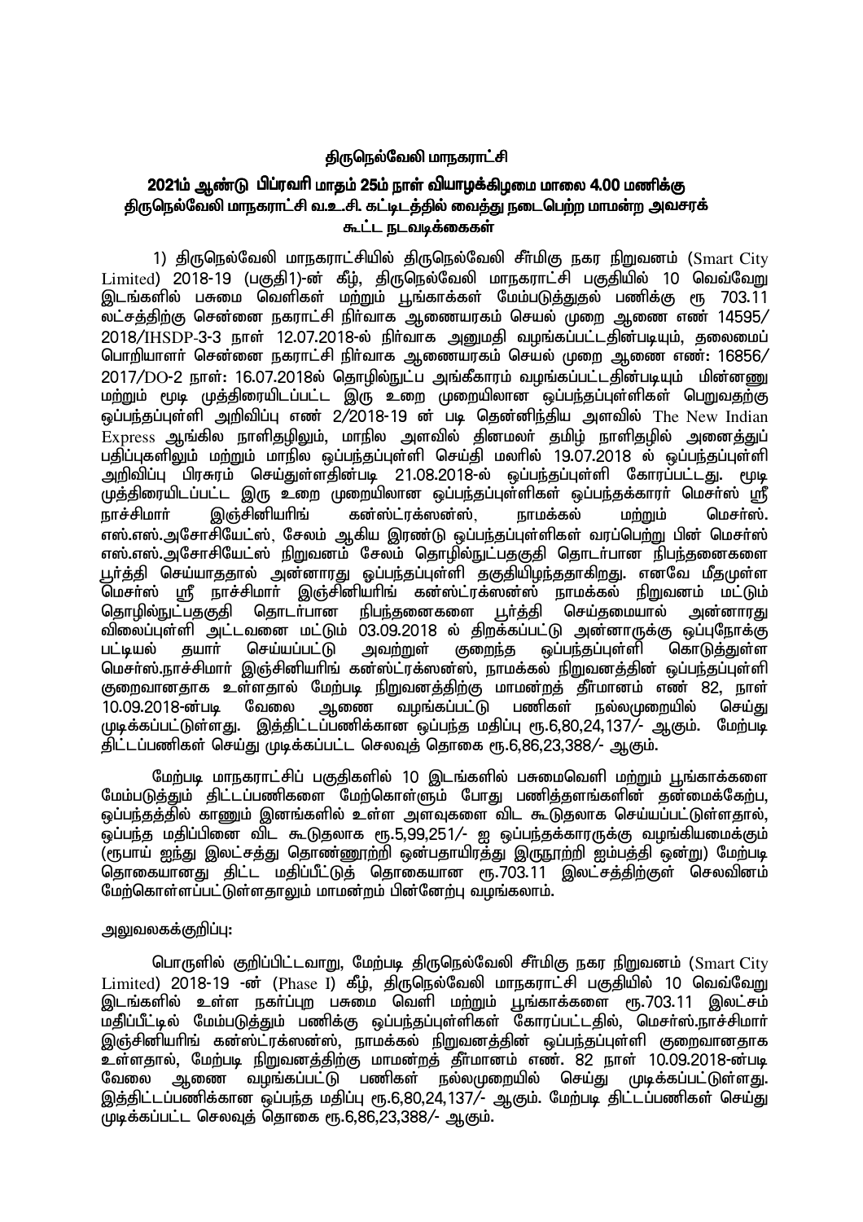# திருநெல்வேலி மாநகராட்சி

## 2021ம் ஆண்டு பிப்ரவரி மாதம் 25ம் நாள் வியாழக்கிழமை மாலை 4.00 மணிக்கு திருநெல்வேலி மாநகராட்சி வ.உ.சி. கட்டிடத்தில் வைத்து நடைபெற்ற மாமன்ற அவசரக் கூட்ட நடவடிக்கைகள்

1) திருநெல்வேலி மாநகராட்சியில் திருநெல்வேலி சீர்மிகு நகர நிறுவனம் (Smart City Limited) 2018-19 (பகுதி1)-ன் கீழ், திருநெல்வேலி மாநகராட்சி பகுதியில் 10 வெவ்வேறு இடங்களில் பசுமை வெளிகள் மற்றும் பூங்காக்கள் மேம்படுத்துதல் பணிக்கு ரூ 703.11 லட்சத்திற்கு சென்னை நகராட்சி நிர்வாக ஆணையரகம் செயல் முறை ஆணை எண் 14595/ 2018/IHSDP-3-3 நாள் 12.07.2018-ல் நிர்வாக அனுமதி வழங்கப்பட்டதின்படியும், தலைமைப் பொறியாளர் சென்னை நகராட்சி நிர்வாக ஆணையரகம் செயல் முறை ஆணை எண்: 16856/ 2017/DO-2 நாள்: 16.07.2018ல் தொழில்நுட்ப அங்கீகாரம் வழங்கப்பட்டதின்படியும் மின்னணு மற்றும் மூடி முத்திரையிடப்பட்ட இரு உறை முறையிலான ஒப்பந்தப்புள்ளிகள் பெறுவதற்கு ஒப்பந்தப்புள்ளி அறிவிப்பு எண் 2/2018-19 ன் படி தென்னிந்திய அளவில் The New Indian Express ஆங்கில நாளிதழிலும், மாநில அளவில் தினமலர் தமிழ் நாளிதழில் அனைத்துப் பதிப்புகளிலும் மற்றும் மாநில ஒப்பந்தப்புள்ளி செய்தி மலரில் 19.07.2018 ல் ஒப்பந்தப்புள்ளி அறிவிப்பு பிரசுரம் செய்துள்ளதின்படி 21.08.2018-ல் ஒப்பந்தப்புள்ளி கோரப்பட்டது. மூடி முத்திரையிடப்பட்ட இரு உறை முறையிலான ஒப்பந்தப்புள்ளிகள் ஒப்பந்தக்காரர் மெசர்ஸ் ஸ்ரீ நாச்சிமார் இஞ்சினியரிங் கன்ஸ்ட்ரக்ஸன்ஸ், நாமக்கல் மற்றும் மெசர்ஸ். எஸ்.எஸ்.அசோசியேட்ஸ், சேலம் ஆகிய இரண்டு ஒப்பந்தப்புள்ளிகள் வரப்பெற்று பின் மெசர்ஸ் எஸ்.எஸ்.அசோசியேட்ஸ் நிறுவனம் சேலம் தொழில்நுட்பதகுதி தொடர்பான நிபந்தனைகளை பூர்த்தி செய்யாததால் அன்னாரது ஒப்பந்தப்புள்ளி தகுதியிழந்ததாகிறது. எனவே மீதமுள்ள மெசர்ஸ் ஸ்ரீ நாச்சிமார் இஞ்சினியரிங் கன்ஸ்ட்ரக்ஸன்ஸ் நாமக்கல் நிறுவனம் மட்டும் தொழில்நுட்பதகுதி தொடர்பான நிபந்தனைகளை பூர்த்தி செய்தமையால் அன்னாரது விலைப்புள்ளி அட்டவனை மட்டும் 03.09.2018 ல் திறக்கப்பட்டு அன்னாருக்கு ஒப்புநோக்கு பட்டியல் தயார் செய்யப்பட்டு அவற்றுள் குறைந்த ஒப்பந்தப்புள்ளி கொடுத்துள்ள மெசர்ஸ்.நாச்சிமார் இஞ்சினியரிங் கன்ஸ்ட்ரக்ஸன்ஸ், நாமக்கல் நிறுவனத்தின் ஒப்பந்தப்புள்ளி குறைவானதாக உள்ளதால் மேற்படி நிறுவனத்திற்கு மாமன்றத் தீர்மானம் எண் 82, நாள் 10.09.2018-ன்படி வேலை ஆணை வழங்கப்பட்டு பணிகள் நல்லமுறையில் செய்து முடிக்கப்பட்டுள்ளது. இத்திட்டப்பணிக்கான ஒப்பந்த மதிப்பு ரூ.6,80,24,137/- ஆகும். மேற்படி திட்டப்பணிகள் செய்து முடிக்கப்பட்ட செலவுத் தொகை ரூ.6,86,23,388/- ஆகும்.

மேற்படி மாநகராட்சிப் பகுதிகளில் 10 இடங்களில் பசுமைவெளி மற்றும் பூங்காக்களை மேம்படுத்தும் திட்டப்பணிகளை மேற்கொள்ளும் போது பணித்தளங்களின் தன்மைக்கேற்ப, ஒப்பந்தத்தில் காணும் இனங்களில் உள்ள அளவுகளை விட கூடுதலாக செய்யப்பட்டுள்ளதால், ஒப்பந்த மதிப்பினை விட கூடுதலாக ரூ.5,99,251/- ஐ ஒப்பந்தக்காரருக்கு வழங்கியமைக்கும் (ரூபாய் ஐந்து இலட்சத்து தொண்ணூற்றி ஒன்பதாயிரத்து இருநூற்றி ஐம்பத்தி ஒன்று) மேற்படி தொகையானது திட்ட மதிப்பீட்டுத் தொகையான ரூ.703.11 இலட்சத்திற்குள் செலவினம் மேற்கொள்ளப்பட்டுள்ளதாலும் மாமன்றம் பின்னேற்பு வழங்கலாம்.

அலுவலகக்குறிப்பு:

பொருளில் குறிப்பிட்டவாறு, மேற்படி திருநெல்வேலி சீர்மிகு நகர நிறுவனம் (Smart City Limited) 2018-19 -ன் (Phase I) கீழ், திருநெல்வேலி மாநகராட்சி பகுதியில் 10 வெவ்வேறு இடங்களில் உள்ள நகர்ப்புற பசுமை வெளி மற்றும் பூங்காக்களை ரூ.703.11 இலட்சம் மதிப்பீட்டில் மேம்படுத்தும் பணிக்கு ஒப்பந்தப்புள்ளிகள் கோரப்பட்டதில், மெசர்ஸ்.நாச்சிமார் இஞ்சினியரிங் கன்ஸ்ட்ரக்ஸன்ஸ், நாமக்கல் நிறுவனத்தின் ஒப்பந்தப்புள்ளி குறைவானதாக உள்ளதால், மேற்படி நிறுவனத்திற்கு மாமன்றத் தீர்மானம் எண். 82 நாள் 10.09.2018-ன்படி வேலை ஆணை வழங்கப்பட்டு பணிகள் நல்லமுறையில் செய்து முடிக்கப்பட்டுள்ளது. இத்திட்டப்பணிக்கான ஒப்பந்த மதிப்பு ரூ.6,80,24,137/- ஆகும். மேற்படி திட்டப்பணிகள் செய்து முடிக்கப்பட்ட செலவுத் தொகை ரூ.6,86,23,388/- ஆகும்.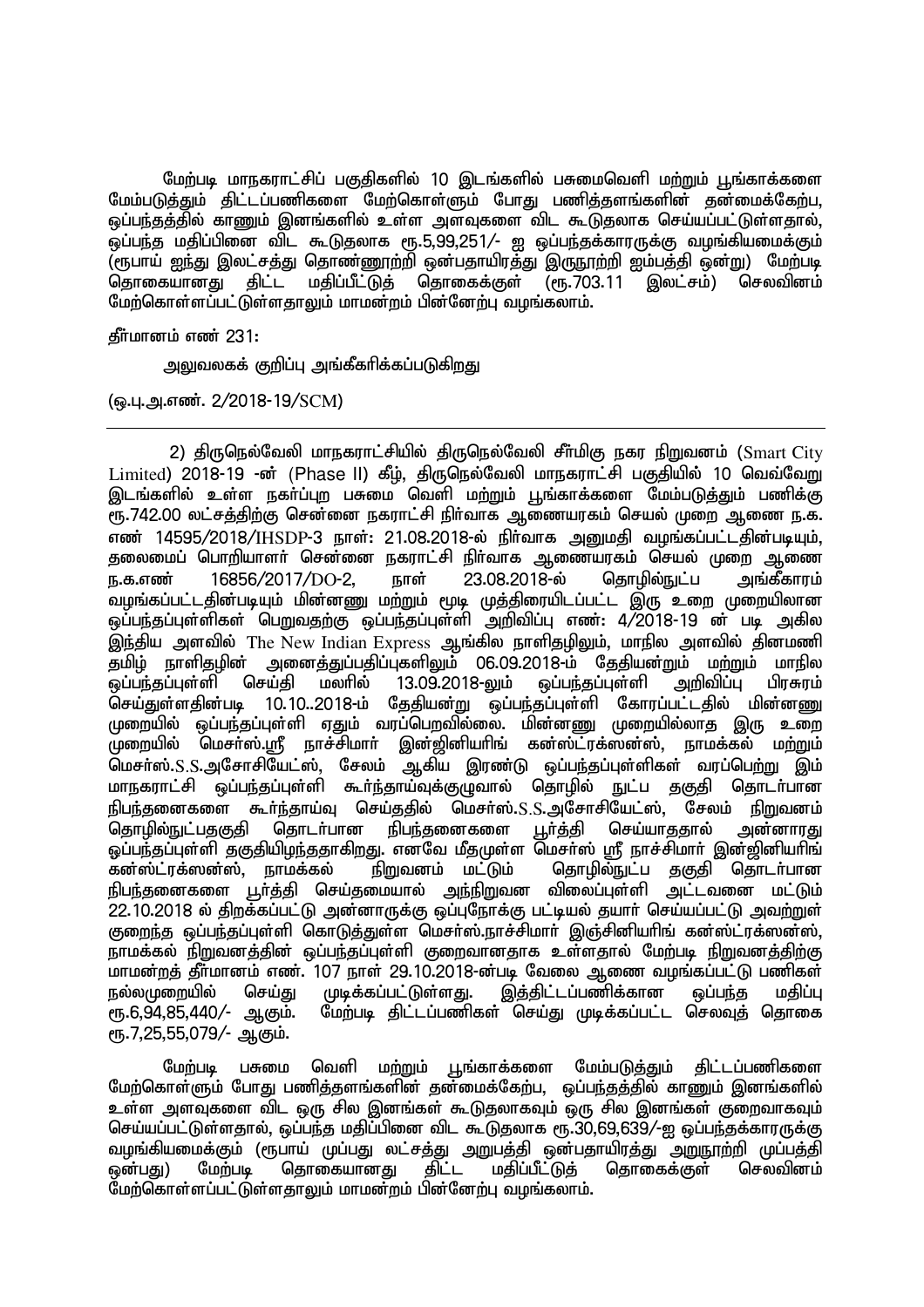மேற்படி மாநகராட்சிப் பகுதிகளில் 10 இடங்களில் பசுமைவெளி மற்றும் பூங்காக்களை மேம்படுத்தும் திட்டப்பணிகளை மேற்கொள்ளும் போது பணித்தளங்களின் தன்மைக்கேற்ப, ஒப்பந்தத்தில் காணும் இனங்களில் உள்ள அளவுகளை விட கூடுதலாக செய்யப்பட்டுள்ளதால், ஒப்பந்த மதிப்பினை விட கூடுதலாக ரூ.5,99,251/- ஐ ஒப்பந்தக்காரருக்கு வழங்கியமைக்கும் (ரூபாய் ஐந்து இலட்சத்து தொண்ணூற்றி ஒன்பதாயிரத்து இருநூற்றி ஐம்பத்தி ஒன்று) மேற்படி தொகையானது திட்ட மதிப்பீட்டுத் தொகைக்குள் (ரூ.703.11 இலட்சம்) செலவினம் மேற்கொள்ளப்பட்டுள்ளதாலும் மாமன்றம் பின்னேற்பு வழங்கலாம்.

தீர்மானம் எண் 231:

அலுவலகக் குறிப்பு அங்கீகரிக்கப்படுகிறது

(ஒ.பு.அ.எண். 2/2018-19/SCM)

---

2) திருநெல்வேலி மாநகராட்சியில் திருநெல்வேலி சீர்மிகு நகர நிறுவனம் (Smart City Limited) 2018-19 -ன் (Phase II) கீழ், திருநெல்வேலி மாநகராட்சி பகுதியில் 10 வெவ்வேறு இடங்களில் உள்ள நகர்ப்புற பசுமை வெளி மற்றும் பூங்காக்களை மேம்படுத்தும் பணிக்கு ரூ.742.00 லட்சத்திற்கு சென்னை நகராட்சி நிர்வாக ஆணையரகம் செயல் முறை ஆணை ந.க. எண் 14595/2018/IHSDP-3 நாள்: 21.08.2018-ல் நிர்வாக அனுமதி வழங்கப்பட்டதின்படியும், தலைமைப் பொறியாளர் சென்னை நகராட்சி நிர்வாக ஆணையரகம் செயல் முறை ஆணை ந.க.எண் 16856/2017/DO-2, நாள் 23.08.2018-ல் தொழில்நுட்ப அங்கீகாரம் வழங்கப்பட்டதின்படியும் மின்னணு மற்றும் மூடி முத்திரையிடப்பட்ட இரு உறை முறையிலான ஒப்பந்தப்புள்ளிகள் பெறுவதற்கு ஒப்பந்தப்புள்ளி அறிவிப்பு எண்: 4/2018-19 ன் படி அகில இந்திய அளவில் The New Indian Express ஆங்கில நாளிதழிலும், மாநில அளவில் தினமணி தமிழ் நாளிதழின் அனைத்துப்பதிப்புகளிலும் 06.09.2018-ம் தேதியன்றும் மற்றும் மாநில ஒப்பந்தப்புள்ளி செய்தி மலரில் 13.09.2018-லும் ஒப்பந்தப்புள்ளி அறிவிப்பு பிரசுரம் செய்துள்ளதின்படி 10.10..2018-ம் தேதியன்று ஒப்பந்தப்புள்ளி கோரப்பட்டதில் மின்னணு முறையில் ஒப்பந்தப்புள்ளி ஏதும் வரப்பெறவில்லை. மின்னணு முறையில்லாத இரு உறை முறையில் மெசர்ஸ்.ஸ்ரீ நாச்சிமார் இன்ஜினியரிங் கன்ஸ்ட்ரக்ஸன்ஸ், நாமக்கல் மற்றும் மெசர்ஸ்.S.S.அசோசியேட்ஸ், சேலம் ஆகிய இரண்டு ஒப்பந்தப்புள்ளிகள் வரப்பெற்று இம் மாநகராட்சி ஒப்பந்தப்புள்ளி கூர்ந்தாய்வுக்குழுவால் தொழில் நுட்ப தகுதி தொடர்பான நிபந்தனைகளை கூர்ந்தாய்வு செய்ததில் மெசர்ஸ்.S.S.அசோசியேட்ஸ், சேலம் நிறுவனம் தொழில்நுட்பதகுதி தொடர்பான நிபந்தனைகளை பூர்த்தி செய்யாததால் அன்னாரது ஒப்பந்தப்புள்ளி தகுதியிழந்ததாகிறது. எனவே மீதமுள்ள மெசர்ஸ் ஸ்ரீ நாச்சிமார் இன்ஜினியரிங் கன்ஸ்ட்ரக்ஸன்ஸ், நாமக்கல் நிறுவனம் மட்டும் தொழில்நுட்ப தகுதி தொடர்பான நிபந்தனைகளை பூர்த்தி செய்தமையால் அந்நிறுவன விலைப்புள்ளி அட்டவனை மட்டும் 22.10.2018 ல் திறக்கப்பட்டு அன்னாருக்கு ஒப்புநோக்கு பட்டியல் தயார் செய்யப்பட்டு அவற்றுள் குறைந்த ஒப்பந்தப்புள்ளி கொடுத்துள்ள மெசர்ஸ்.நாச்சிமார் இஞ்சினியரிங் கன்ஸ்ட்ரக்ஸன்ஸ், நாமக்கல் நிறுவனத்தின் ஒப்பந்தப்புள்ளி குறைவானதாக உள்ளதால் மேற்படி நிறுவனத்திற்கு மாமன்றத் தீர்மானம் எண். 107 நாள் 29.10.2018-ன்படி வேலை ஆணை வழங்கப்பட்டு பணிகள் நல்லமுறையில் செய்து முடிக்கப்பட்டுள்ளது. இத்திட்டப்பணிக்கான ஒப்பந்த மதிப்பு ரூ.6,94,85,440/- ஆகும். மேற்படி திட்டப்பணிகள் செய்து முடிக்கப்பட்ட செலவுத் தொகை ரூ.7,25,55,079/- ஆகும்.

மேற்படி பசுமை வெளி மற்றும் பூங்காக்களை மேம்படுத்தும் திட்டப்பணிகளை மேற்கொள்ளும் போது பணித்தளங்களின் தன்மைக்கேற்ப, ஒப்பந்தத்தில் காணும் இனங்களில் உள்ள அளவுகளை விட ஒரு சில இனங்கள் கூடுதலாகவும் ஒரு சில இனங்கள் குறைவாகவும் செய்யப்பட்டுள்ளதால், ஒப்பந்த மதிப்பினை விட கூடுதலாக ரூ.30,69,639/-ஐ ஒப்பந்தக்காரருக்கு வழங்கியமைக்கும் (ரூபாய் முப்பது லட்சத்து அறுபத்தி ஒன்பதாயிரத்து அறுநூற்றி முப்பத்தி ஒன்பது) மேற்படி தொகையானது திட்ட மதிப்பீட்டுத் தொகைக்குள் செலவினம் மேற்கொள்ளப்பட்டுள்ளதாலும் மாமன்றம் பின்னேற்பு வழங்கலாம்.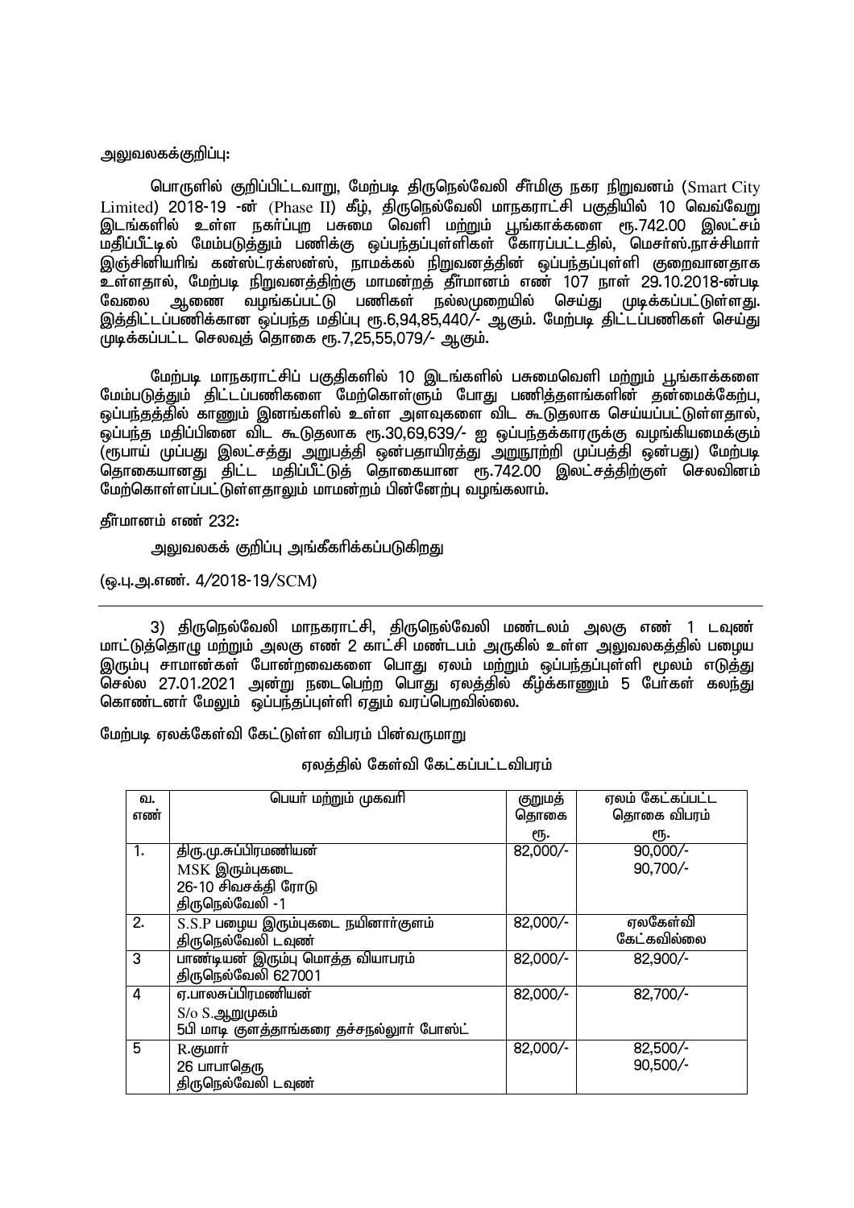அலுவலகக்குறிப்பு:

பொருளில் குறிப்பிட்டவாறு, மேற்படி திருநெல்வேலி சீர்மிகு நகர நிறுவனம் (Smart City Limited) 2018-19 -ன் (Phase II) கீழ், திருநெல்வேலி மாநகராட்சி பகுதியில் 10 வெவ்வேறு இடங்களில் உள்ள நகர்ப்புற பசுமை வெளி மற்றும் பூங்காக்களை ரூ.742.00 இலட்சம் மதிப்பீட்டில் மேம்படுத்தும் பணிக்கு ஒப்பந்தப்புள்ளிகள் கோரப்பட்டதில், மெசர்ஸ்.நாச்சிமார் இஞ்சினியரிங் கன்ஸ்ட்ரக்ஸன்ஸ், நாமக்கல் நிறுவனத்தின் ஒப்பந்தப்புள்ளி குறைவானதாக உள்ளதால், மேற்படி நிறுவனத்திற்கு மாமன்றத் தீர்மானம் எண் 107 நாள் 29.10.2018-ன்படி வேலை ஆணை வழங்கப்பட்டு பணிகள் நல்லமுறையில் செய்து முடிக்கப்பட்டுள்ளது. இத்திட்டப்பணிக்கான ஒப்பந்த மதிப்பு ரூ.6,94,85,440/- ஆகும். மேற்படி திட்டப்பணிகள் செய்து முடிக்கப்பட்ட செலவுத் தொகை ரூ.7,25,55,079/- ஆகும்.

மேற்படி மாநகராட்சிப் பகுதிகளில் 10 இடங்களில் பசுமைவெளி மற்றும் பூங்காக்களை மேம்படுத்தும் திட்டப்பணிகளை மேற்கொள்ளும் போது பணித்தளங்களின் தன்மைக்கேற்ப, ஒப்பந்தத்தில் காணும் இனங்களில் உள்ள அளவுகளை விட கூடுதலாக செய்யப்பட்டுள்ளதால், ஒப்பந்த மதிப்பினை விட கூடுதலாக ரூ.30,69,639/- ஐ ஒப்பந்தக்காரருக்கு வழங்கியமைக்கும் (ரூபாய் முப்பது இலட்சத்து அறுபத்தி ஒன்பதாயிரத்து அறுநூற்றி முப்பத்தி ஒன்பது) மேற்படி தொகையானது திட்ட மதிப்பீட்டுத் தொகையான ரூ.742.00 இலட்சத்திற்குள் செலவினம் மேற்கொள்ளப்பட்டுள்ளதாலும் மாமன்றம் பின்னேற்பு வழங்கலாம்.

தீர்மானம் எண் 232:

அலுவலகக் குறிப்பு அங்கீகரிக்கப்படுகிறது

(ஒ.பு.அ.எண். 4/2018-19/SCM)

---

3) திருநெல்வேலி மாநகராட்சி, திருநெல்வேலி மண்டலம் அலகு எண் 1 டவுண் மாட்டுத்தொழு மற்றும் அலகு எண் 2 காட்சி மண்டபம் அருகில் உள்ள அலுவலகத்தில் பழைய இரும்பு சாமான்கள் போன்றவைகளை பொது ஏலம் மற்றும் ஒப்பந்தப்புள்ளி மூலம் எடுத்து செல்ல 27.01.2021 அன்று நடைபெற்ற பொது ஏலத்தில் கீழ்க்காணும் 5 பேர்கள் கலந்து கொண்டனர் மேலும் ஒப்பந்தப்புள்ளி ஏதும் வரப்பெறவில்லை.

மேற்படி ஏலக்கேள்வி கேட்டுள்ள விபரம் பின்வருமாறு

ஏலத்தில் கேள்வி கேட்கப்பட்டவிபரம்

| வ. எண் | பெயர் மற்றும் முகவரி | குறுமத் தொகை ரூ. | ஏலம் கேட்கப்பட்ட தொகை விபரம் ரூ. |
|---|---|---|---|
| 1. | திரு.மு.சுப்பிரமணியன்<br>MSK இரும்புகடை<br>26-10 சிவசக்தி ரோடு<br>திருநெல்வேலி -1 | 82,000/- | 90,000/-<br>90,700/- |
| 2. | S.S.P பழைய இரும்புகடை நயினார்குளம்<br>திருநெல்வேலி டவுண் | 82,000/- | ஏலகேள்வி கேட்கவில்லை |
| 3 | பாண்டியன் இரும்பு மொத்த வியாபாரம்<br>திருநெல்வேலி 627001 | 82,000/- | 82,900/- |
| 4 | ஏ.பாலசுப்பிரமணியன்<br>S/o S.ஆறுமுகம்<br>5பி மாடி குளத்தாங்கரை தச்சநல்லூர் போஸ்ட் | 82,000/- | 82,700/- |
| 5 | R.குமார்<br>26 பாபாதெரு<br>திருநெல்வேலி டவுண் | 82,000/- | 82,500/-<br>90,500/- |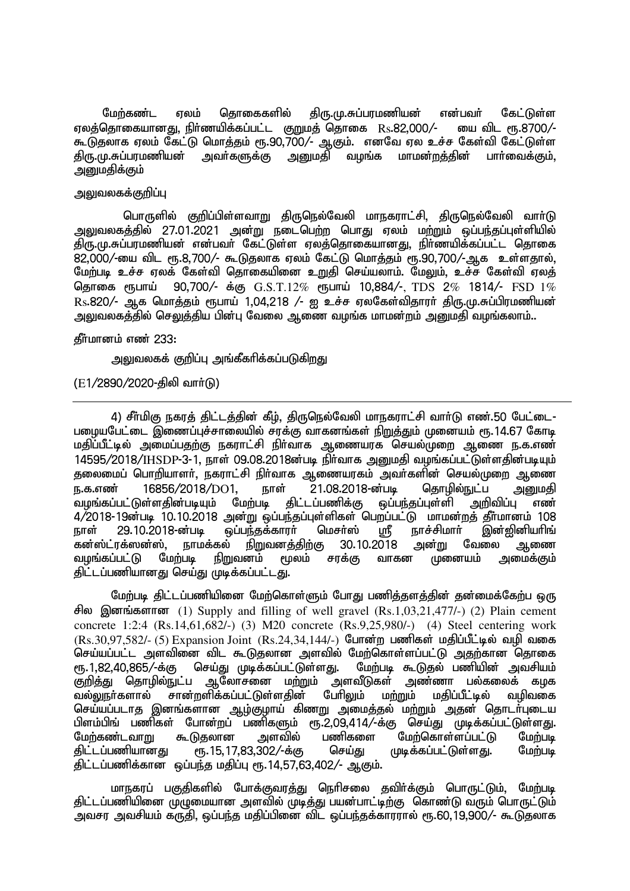மேற்கண்ட ஏலம் தொகைகளில் திரு.மு.சுப்பரமணியன் என்பவர் கேட்டுள்ள ஏலத்தொகையானது, நிர்ணயிக்கப்பட்ட குறுமத் தொகை Rs.82,000/- யை விட ரூ.8700/- கூடுதலாக ஏலம் கேட்டு மொத்தம் ரூ.90,700/- ஆகும். எனவே ஏல உச்ச கேள்வி கேட்டுள்ள திரு.மு.சுப்பரமணியன் அவர்களுக்கு அனுமதி வழங்க மாமன்றத்தின் பார்வைக்கும், அனுமதிக்கும்

அலுவலகக்குறிப்பு

பொருளில் குறிப்பிள்ளவாறு திருநெல்வேலி மாநகராட்சி, திருநெல்வேலி வார்டு அலுவலகத்தில் 27.01.2021 அன்று நடைபெற்ற பொது ஏலம் மற்றும் ஒப்பந்தப்புள்ளியில் திரு.மு.சுப்பரமணியன் என்பவர் கேட்டுள்ள ஏலத்தொகையானது, நிர்ணயிக்கப்பட்ட தொகை 82,000/-யை விட ரூ.8,700/- கூடுதலாக ஏலம் கேட்டு மொத்தம் ரூ.90,700/-ஆக உள்ளதால், மேற்படி உச்ச ஏலக் கேள்வி தொகையினை உறுதி செய்யலாம். மேலும், உச்ச கேள்வி ஏலத் தொகை ரூபாய் 90,700/- க்கு G.S.T.12% ரூபாய் 10,884/-, TDS 2% 1814/- FSD 1% Rs.820/- ஆக மொத்தம் ரூபாய் 1,04,218 /- ஐ உச்ச ஏலகேள்விதாரர் திரு.மு.சுப்பிரமணியன் அலுவலகத்தில் செலுத்திய பின்பு வேலை ஆணை வழங்க மாமன்றம் அனுமதி வழங்கலாம்..

தீர்மானம் எண் 233:

அலுவலகக் குறிப்பு அங்கீகரிக்கப்படுகிறது

(E1/2890/2020-திலி வார்டு)

---

4) சீர்மிகு நகரத் திட்டத்தின் கீழ், திருநெல்வேலி மாநகராட்சி வார்டு எண்.50 பேட்டை-பழையபேட்டை இணைப்புச்சாலையில் சரக்கு வாகனங்கள் நிறுத்தும் முனையம் ரூ.14.67 கோடி மதிப்பீட்டில் அமைப்பதற்கு நகராட்சி நிர்வாக ஆணையரக செயல்முறை ஆணை ந.க.எண் 14595/2018/IHSDP-3-1, நாள் 09.08.2018ன்படி நிர்வாக அனுமதி வழங்கப்பட்டுள்ளதின்படியும் தலைமைப் பொறியாளர், நகராட்சி நிர்வாக ஆணையரகம் அவர்களின் செயல்முறை ஆணை ந.க.எண் 16856/2018/DO1, நாள் 21.08.2018-ன்படி தொழில்நுட்ப அனுமதி வழங்கப்பட்டுள்ளதின்படியும் மேற்படி திட்டப்பணிக்கு ஒப்பந்தப்புள்ளி அறிவிப்பு எண் 4/2018-19ன்படி 10.10.2018 அன்று ஒப்பந்தப்புள்ளிகள் பெறப்பட்டு மாமன்றத் தீர்மானம் 108 நாள் 29.10.2018-ன்படி ஒப்பந்தக்காரர் மெசர்ஸ் ஸ்ரீ நாச்சிமார் இன்ஜினியரிங் கன்ஸ்ட்ரக்ஸன்ஸ், நாமக்கல் நிறுவனத்திற்கு 30.10.2018 அன்று வேலை ஆணை வழங்கப்பட்டு மேற்படி நிறுவனம் மூலம் சரக்கு வாகன முனையம் அமைக்கும் திட்டப்பணியானது செய்து முடிக்கப்பட்டது.

மேற்படி திட்டப்பணியினை மேற்கொள்ளும் போது பணித்தளத்தின் தன்மைக்கேற்ப ஒரு சில இனங்களான (1) Supply and filling of well gravel (Rs.1,03,21,477/-) (2) Plain cement concrete 1:2:4 (Rs.14,61,682/-) (3) M20 concrete (Rs.9,25,980/-) (4) Steel centering work (Rs.30,97,582/- (5) Expansion Joint (Rs.24,34,144/-) போன்ற பணிகள் மதிப்பீட்டில் வழி வகை செய்யப்பட்ட அளவினை விட கூடுதலான அளவில் மேற்கொள்ளப்பட்டு அதற்கான தொகை ரூ.1,82,40,865/-க்கு செய்து முடிக்கப்பட்டுள்ளது. மேற்படி கூடுதல் பணியின் அவசியம் குறித்து தொழில்நுட்ப ஆலோசனை மற்றும் அளவீடுகள் அண்ணா பல்கலைக் கழக வல்லுநர்களால் சான்றளிக்கப்பட்டுள்ளதின் பேரிலும் மற்றும் மதிப்பீட்டில் வழிவகை செய்யப்படாத இனங்களான ஆழ்குழாய் கிணறு அமைத்தல் மற்றும் அதன் தொடர்புடைய பிளம்பிங் பணிகள் போன்றப் பணிகளும் ரூ.2,09,414/-க்கு செய்து முடிக்கப்பட்டுள்ளது. மேற்கண்டவாறு கூடுதலான அளவில் பணிகளை மேற்கொள்ளப்பட்டு மேற்படி திட்டப்பணியானது ரூ.15,17,83,302/-க்கு செய்து முடிக்கப்பட்டுள்ளது. மேற்படி திட்டப்பணிக்கான ஒப்பந்த மதிப்பு ரூ.14,57,63,402/- ஆகும்.

மாநகரப் பகுதிகளில் போக்குவரத்து நெரிசலை தவிர்க்கும் பொருட்டும், மேற்படி திட்டப்பணியினை முழுமையான அளவில் முடித்து பயன்பாட்டிற்கு கொண்டு வரும் பொருட்டும் அவசர அவசியம் கருதி, ஒப்பந்த மதிப்பினை விட ஒப்பந்தக்காரரால் ரூ.60,19,900/- கூடுதலாக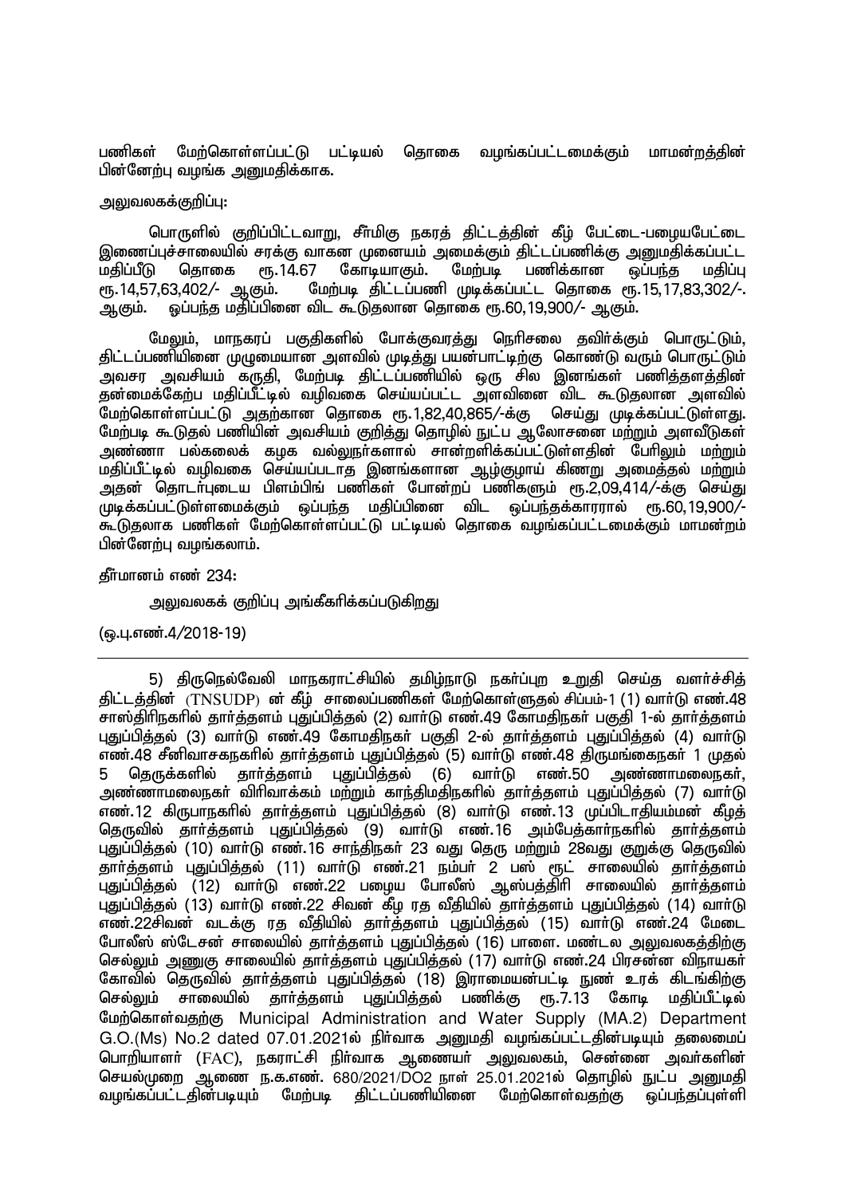பணிகள் மேற்கொள்ளப்பட்டு பட்டியல் தொகை வழங்கப்பட்டமைக்கும் மாமன்றத்தின் பின்னேற்பு வழங்க அனுமதிக்காக.

அலுவலகக்குறிப்பு:

பொருளில் குறிப்பிட்டவாறு, சீர்மிகு நகரத் திட்டத்தின் கீழ் பேட்டை-பழையபேட்டை இணைப்புச்சாலையில் சரக்கு வாகன முனையம் அமைக்கும் திட்டப்பணிக்கு அனுமதிக்கப்பட்ட மதிப்பீடு தொகை ரூ.14.67 கோடியாகும். மேற்படி பணிக்கான ஒப்பந்த மதிப்பு ரூ.14,57,63,402/- ஆகும். மேற்படி திட்டப்பணி முடிக்கப்பட்ட தொகை ரூ.15,17,83,302/-. ஆகும். ஒப்பந்த மதிப்பினை விட கூடுதலான தொகை ரூ.60,19,900/- ஆகும்.

மேலும், மாநகரப் பகுதிகளில் போக்குவரத்து நெரிசலை தவிர்க்கும் பொருட்டும், திட்டப்பணியினை முழுமையான அளவில் முடித்து பயன்பாட்டிற்கு கொண்டு வரும் பொருட்டும் அவசர அவசியம் கருதி, மேற்படி திட்டப்பணியில் ஒரு சில இனங்கள் பணித்தளத்தின் தன்மைக்கேற்ப மதிப்பீட்டில் வழிவகை செய்யப்பட்ட அளவினை விட கூடுதலான அளவில் மேற்கொள்ளப்பட்டு அதற்கான தொகை ரூ.1,82,40,865/-க்கு செய்து முடிக்கப்பட்டுள்ளது. மேற்படி கூடுதல் பணியின் அவசியம் குறித்து தொழில் நுட்ப ஆலோசனை மற்றும் அளவீடுகள் அண்ணா பல்கலைக் கழக வல்லுநர்களால் சான்றளிக்கப்பட்டுள்ளதின் பேரிலும் மற்றும் மதிப்பீட்டில் வழிவகை செய்யப்படாத இனங்களான ஆழ்குழாய் கிணறு அமைத்தல் மற்றும் அதன் தொடர்புடைய பிளம்பிங் பணிகள் போன்றப் பணிகளும் ரூ.2,09,414/-க்கு செய்து முடிக்கப்பட்டுள்ளமைக்கும் ஒப்பந்த மதிப்பினை விட ஒப்பந்தக்காரரால் ரூ.60,19,900/- கூடுதலாக பணிகள் மேற்கொள்ளப்பட்டு பட்டியல் தொகை வழங்கப்பட்டமைக்கும் மாமன்றம் பின்னேற்பு வழங்கலாம்.

தீர்மானம் எண் 234:

அலுவலகக் குறிப்பு அங்கீகரிக்கப்படுகிறது

(ஒ.பு.எண்.4/2018-19)

---

5) திருநெல்வேலி மாநகராட்சியில் தமிழ்நாடு நகர்ப்புற உறுதி செய்த வளர்ச்சித் திட்டத்தின் (TNSUDP) ன் கீழ் சாலைப்பணிகள் மேற்கொள்ளுதல் சிப்பம்-1 (1) வார்டு எண்.48 சாஸ்திரிநகரில் தார்த்தளம் புதுப்பித்தல் (2) வார்டு எண்.49 கோமதிநகர் பகுதி 1-ல் தார்த்தளம் புதுப்பித்தல் (3) வார்டு எண்.49 கோமதிநகர் பகுதி 2-ல் தார்த்தளம் புதுப்பித்தல் (4) வார்டு எண்.48 சீனிவாசகநகரில் தார்த்தளம் புதுப்பித்தல் (5) வார்டு எண்.48 திருமங்கைநகர் 1 முதல் 5 தெருக்களில் தார்த்தளம் புதுப்பித்தல் (6) வார்டு எண்.50 அண்ணாமலைநகர், அண்ணாமலைநகர் விரிவாக்கம் மற்றும் காந்திமதிநகரில் தார்த்தளம் புதுப்பித்தல் (7) வார்டு எண்.12 கிருபாநகரில் தார்த்தளம் புதுப்பித்தல் (8) வார்டு எண்.13 முப்பிடாதியம்மன் கீழத் தெருவில் தார்த்தளம் புதுப்பித்தல் (9) வார்டு எண்.16 அம்பேத்கார்நகரில் தார்த்தளம் புதுப்பித்தல் (10) வார்டு எண்.16 சாந்திநகர் 23 வது தெரு மற்றும் 28வது குறுக்கு தெருவில் தார்த்தளம் புதுப்பித்தல் (11) வார்டு எண்.21 நம்பர் 2 பஸ் ரூட் சாலையில் தார்த்தளம் புதுப்பித்தல் (12) வார்டு எண்.22 பழைய போலீஸ் ஆஸ்பத்திரி சாலையில் தார்த்தளம் புதுப்பித்தல் (13) வார்டு எண்.22 சிவன் கீழ ரத வீதியில் தார்த்தளம் புதுப்பித்தல் (14) வார்டு எண்.22சிவன் வடக்கு ரத வீதியில் தார்த்தளம் புதுப்பித்தல் (15) வார்டு எண்.24 மேடை போலீஸ் ஸ்டேசன் சாலையில் தார்த்தளம் புதுப்பித்தல் (16) பாளை. மண்டல அலுவலகத்திற்கு செல்லும் அணுகு சாலையில் தார்த்தளம் புதுப்பித்தல் (17) வார்டு எண்.24 பிரசன்ன விநாயகர் கோவில் தெருவில் தார்த்தளம் புதுப்பித்தல் (18) இராமையன்பட்டி நுண் உரக் கிடங்கிற்கு செல்லும் சாலையில் தார்த்தளம் புதுப்பித்தல் பணிக்கு ரூ.7.13 கோடி மதிப்பீட்டில் மேற்கொள்வதற்கு Municipal Administration and Water Supply (MA.2) Department G.O.(Ms) No.2 dated 07.01.2021ல் நிர்வாக அனுமதி வழங்கப்பட்டதின்படியும் தலைமைப் பொறியாளர் (FAC), நகராட்சி நிர்வாக ஆணையர் அலுவலகம், சென்னை அவர்களின் செயல்முறை ஆணை ந.க.எண். 680/2021/DO2 நாள் 25.01.2021ல் தொழில் நுட்ப அனுமதி வழங்கப்பட்டதின்படியும் மேற்படி திட்டப்பணியினை மேற்கொள்வதற்கு ஒப்பந்தப்புள்ளி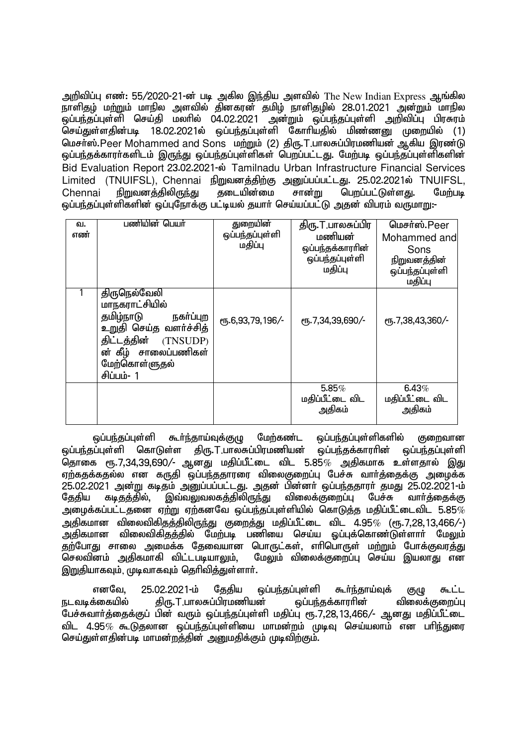அறிவிப்பு எண்: 55/2020-21-ன் படி அகில இந்திய அளவில் The New Indian Express ஆங்கில நாளிதழ் மற்றும் மாநில அளவில் தினகரன் தமிழ் நாளிதழில் 28.01.2021 அன்றும் மாநில ஒப்பந்தப்புள்ளி செய்தி மலரில் 04.02.2021 அன்றும் ஒப்பந்தப்புள்ளி அறிவிப்பு பிரசுரம் செய்துள்ளதின்படி 18.02.2021ல் ஒப்பந்தப்புள்ளி கோரியதில் மின்னனு முறையில் (1) மெசர்ஸ்.Peer Mohammed and Sons மற்றும் (2) திரு.T.பாலசுப்பிரமணியன் ஆகிய இரண்டு ஒப்பந்தக்காரர்களிடம் இருந்து ஒப்பந்தப்புள்ளிகள் பெறப்பட்டது. மேற்படி ஒப்பந்தப்புள்ளிகளின் Bid Evaluation Report 23.02.2021-ல் Tamilnadu Urban Infrastructure Financial Services Limited (TNUIFSL), Chennai நிறுவனத்திற்கு அனுப்பப்பட்டது. 25.02.2021ல் TNUIFSL, Chennai நிறுவனத்திலிருந்து தடையின்மை சான்று பெறப்பட்டுள்ளது. மேற்படி ஒப்பந்தப்புள்ளிகளின் ஒப்புநோக்கு பட்டியல் தயார் செய்யப்பட்டு அதன் விபரம் வருமாறு:-

| வ. எண் | பணியின் பெயர் | துறையின் ஒப்பந்தப்புள்ளி மதிப்பு | திரு.T.பாலசுப்பிரமணியன் ஒப்பந்தக்காரரின் ஒப்பந்தப்புள்ளி மதிப்பு | மெசர்ஸ்.Peer Mohammed and Sons நிறுவனத்தின் ஒப்பந்தப்புள்ளி மதிப்பு |
|---|---|---|---|---|
| 1 | திருநெல்வேலி மாநகராட்சியில் தமிழ்நாடு நகர்ப்புற உறுதி செய்த வளர்ச்சித் திட்டத்தின் (TNSUDP) ன் கீழ் சாலைப்பணிகள் மேற்கொள்ளுதல் சிப்பம்- 1 | ரூ.6,93,79,196/- | ரூ.7,34,39,690/- | ரூ.7,38,43,360/- |
| | | | 5.85% மதிப்பீட்டை விட அதிகம் | 6.43% மதிப்பீட்டை விட அதிகம் |

ஒப்பந்தப்புள்ளி கூர்ந்தாய்வுக்குழு மேற்கண்ட ஒப்பந்தப்புள்ளிகளில் குறைவான ஒப்பந்தப்புள்ளி கொடுள்ள திரு.T.பாலசுப்பிரமணியன் ஒப்பந்தக்காரரின் ஒப்பந்தப்புள்ளி தொகை ரூ.7,34,39,690/- ஆனது மதிப்பீட்டை விட 5.85% அதிகமாக உள்ளதால் இது ஏற்கதக்கதல்ல என கருதி ஒப்பந்ததாரரை விலைகுறைப்பு பேச்சு வார்த்தைக்கு அழைக்க 25.02.2021 அன்று கடிதம் அனுப்பப்பட்டது. அதன் பின்னர் ஒப்பந்ததாரர் தமது 25.02.2021-ம் தேதிய கடிதத்தில், இவ்வலுவலகத்திலிருந்து விலைக்குறைப்பு பேச்சு வார்த்தைக்கு அழைக்கப்பட்டதனை ஏற்று ஏற்கனவே ஒப்பந்தப்புள்ளியில் கொடுத்த மதிப்பீட்டைவிட 5.85% அதிகமான விலைவிகிதத்திலிருந்து குறைத்து மதிப்பீட்டை விட 4.95% (ரூ.7,28,13,466/-) அதிகமான விலைவிகிதத்தில் மேற்படி பணியை செய்ய ஒப்புக்கொண்டுள்ளார் மேலும் தற்போது சாலை அமைக்க தேவையான பொருட்கள், எரிபொருள் மற்றும் போக்குவரத்து செலவினம் அதிகமாகி விட்டபடியாலும், மேலும் விலைக்குறைப்பு செய்ய இயலாது என இறுதியாகவும், முடிவாகவும் தெரிவித்துள்ளார்.

எனவே, 25.02.2021-ம் தேதிய ஒப்பந்தப்புள்ளி கூர்ந்தாய்வுக் குழு கூட்ட நடவடிக்கையில் திரு.T.பாலசுப்பிரமணியன் ஒப்பந்தக்காரரின் விலைக்குறைப்பு பேச்சுவார்த்தைக்குப் பின் வரும் ஒப்பந்தப்புள்ளி மதிப்பு ரூ.7,28,13,466/- ஆனது மதிப்பீட்டை விட 4.95% கூடுதலான ஒப்பந்தப்புள்ளியை மாமன்றம் முடிவு செய்யலாம் என பரிந்துரை செய்துள்ளதின்படி மாமன்றத்தின் அனுமதிக்கும் முடிவிற்கும்.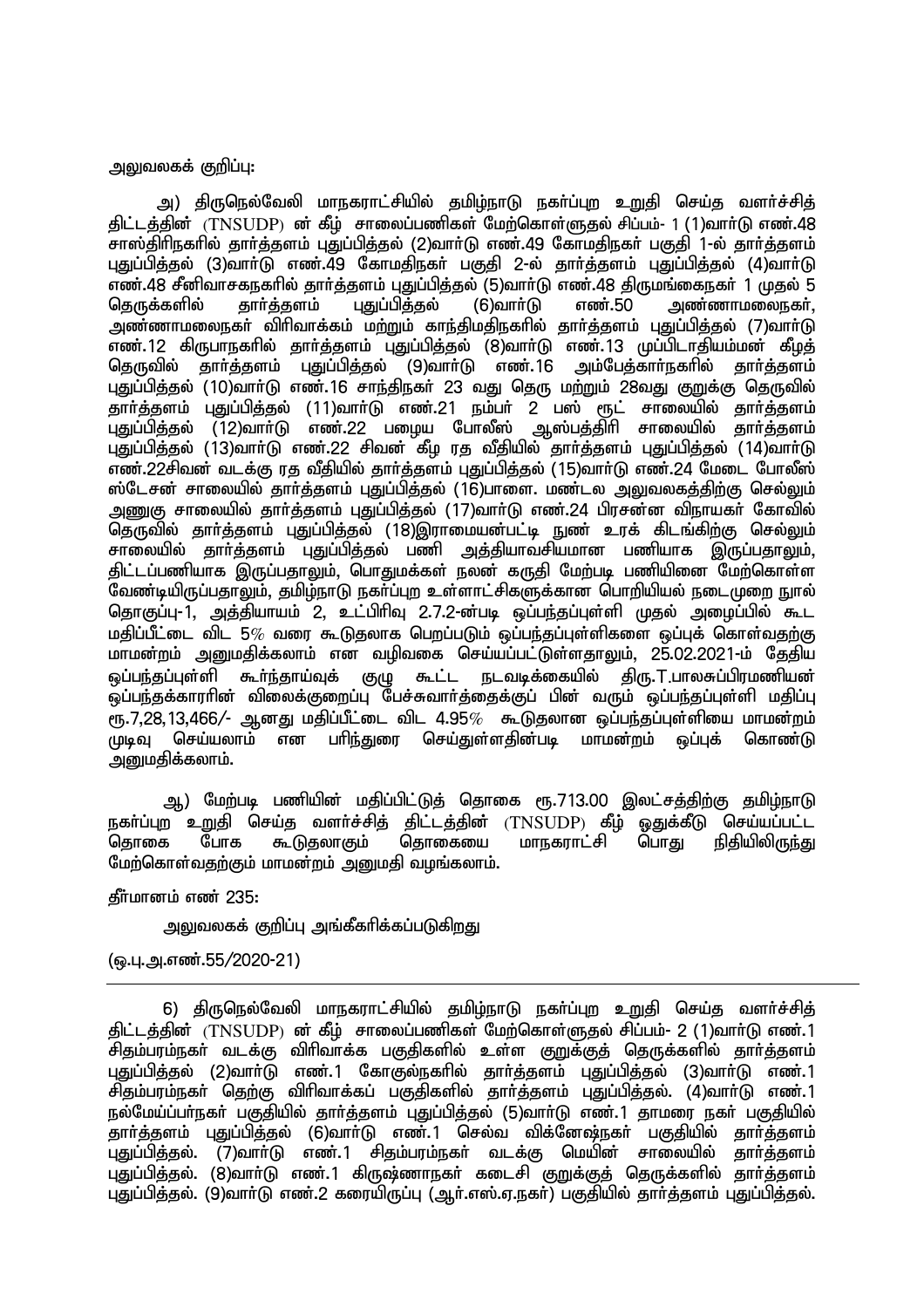அலுவலகக் குறிப்பு:

அ) திருநெல்வேலி மாநகராட்சியில் தமிழ்நாடு நகர்ப்புற உறுதி செய்த வளர்ச்சித் திட்டத்தின் (TNSUDP) ன் கீழ் சாலைப்பணிகள் மேற்கொள்ளுதல் சிப்பம்- 1 (1)வார்டு எண்.48 சாஸ்திரிநகரில் தார்த்தளம் புதுப்பித்தல் (2)வார்டு எண்.49 கோமதிநகர் பகுதி 1-ல் தார்த்தளம் புதுப்பித்தல் (3)வார்டு எண்.49 கோமதிநகர் பகுதி 2-ல் தார்த்தளம் புதுப்பித்தல் (4)வார்டு எண்.48 சீனிவாசகநகரில் தார்த்தளம் புதுப்பித்தல் (5)வார்டு எண்.48 திருமங்கைநகர் 1 முதல் 5 தெருக்களில் தார்த்தளம் புதுப்பித்தல் (6)வார்டு எண்.50 அண்ணாமலைநகர், அண்ணாமலைநகர் விரிவாக்கம் மற்றும் காந்திமதிநகரில் தார்த்தளம் புதுப்பித்தல் (7)வார்டு எண்.12 கிருபாநகரில் தார்த்தளம் புதுப்பித்தல் (8)வார்டு எண்.13 முப்பிடாதியம்மன் கீழத் தெருவில் தார்த்தளம் புதுப்பித்தல் (9)வார்டு எண்.16 அம்பேத்கார்நகரில் தார்த்தளம் புதுப்பித்தல் (10)வார்டு எண்.16 சாந்திநகர் 23 வது தெரு மற்றும் 28வது குறுக்கு தெருவில் தார்த்தளம் புதுப்பித்தல் (11)வார்டு எண்.21 நம்பர் 2 பஸ் ரூட் சாலையில் தார்த்தளம் புதுப்பித்தல் (12)வார்டு எண்.22 பழைய போலீஸ் ஆஸ்பத்திரி சாலையில் தார்த்தளம் புதுப்பித்தல் (13)வார்டு எண்.22 சிவன் கீழ ரத வீதியில் தார்த்தளம் புதுப்பித்தல் (14)வார்டு எண்.22சிவன் வடக்கு ரத வீதியில் தார்த்தளம் புதுப்பித்தல் (15)வார்டு எண்.24 மேடை போலீஸ் ஸ்டேசன் சாலையில் தார்த்தளம் புதுப்பித்தல் (16)பாளை. மண்டல அலுவலகத்திற்கு செல்லும் அணுகு சாலையில் தார்த்தளம் புதுப்பித்தல் (17)வார்டு எண்.24 பிரசன்ன விநாயகர் கோவில் தெருவில் தார்த்தளம் புதுப்பித்தல் (18)இராமையன்பட்டி நுண் உரக் கிடங்கிற்கு செல்லும் சாலையில் தார்த்தளம் புதுப்பித்தல் பணி அத்தியாவசியமான பணியாக இருப்பதாலும், திட்டப்பணியாக இருப்பதாலும், பொதுமக்கள் நலன் கருதி மேற்படி பணியினை மேற்கொள்ள வேண்டியிருப்பதாலும், தமிழ்நாடு நகர்ப்புற உள்ளாட்சிகளுக்கான பொறியியல் நடைமுறை நூல் தொகுப்பு-1, அத்தியாயம் 2, உட்பிரிவு 2.7.2-ன்படி ஒப்பந்தப்புள்ளி முதல் அழைப்பில் கூட மதிப்பீட்டை விட 5% வரை கூடுதலாக பெறப்படும் ஒப்பந்தப்புள்ளிகளை ஒப்புக் கொள்வதற்கு மாமன்றம் அனுமதிக்கலாம் என வழிவகை செய்யப்பட்டுள்ளதாலும், 25.02.2021-ம் தேதிய ஒப்பந்தப்புள்ளி கூர்ந்தாய்வுக் குழு கூட்ட நடவடிக்கையில் திரு.T.பாலசுப்பிரமணியன் ஒப்பந்தக்காரரின் விலைக்குறைப்பு பேச்சுவார்த்தைக்குப் பின் வரும் ஒப்பந்தப்புள்ளி மதிப்பு ரூ.7,28,13,466/- ஆனது மதிப்பீட்டை விட 4.95% கூடுதலான ஒப்பந்தப்புள்ளியை மாமன்றம் முடிவு செய்யலாம் என பரிந்துரை செய்துள்ளதின்படி மாமன்றம் ஒப்புக் கொண்டு அனுமதிக்கலாம்.

ஆ) மேற்படி பணியின் மதிப்பிட்டுத் தொகை ரூ.713.00 இலட்சத்திற்கு தமிழ்நாடு நகர்ப்புற உறுதி செய்த வளர்ச்சித் திட்டத்தின் (TNSUDP) கீழ் ஒதுக்கீடு செய்யப்பட்ட தொகை போக கூடுதலாகும் தொகையை மாநகராட்சி பொது நிதியிலிருந்து மேற்கொள்வதற்கும் மாமன்றம் அனுமதி வழங்கலாம்.

தீர்மானம் எண் 235:

அலுவலகக் குறிப்பு அங்கீகரிக்கப்படுகிறது

(ஒ.பு.அ.எண்.55/2020-21)

---

6) திருநெல்வேலி மாநகராட்சியில் தமிழ்நாடு நகர்ப்புற உறுதி செய்த வளர்ச்சித் திட்டத்தின் (TNSUDP) ன் கீழ் சாலைப்பணிகள் மேற்கொள்ளுதல் சிப்பம்- 2 (1)வார்டு எண்.1 சிதம்பரம்நகர் வடக்கு விரிவாக்க பகுதிகளில் உள்ள குறுக்குத் தெருக்களில் தார்த்தளம் புதுப்பித்தல் (2)வார்டு எண்.1 கோகுல்நகரில் தார்த்தளம் புதுப்பித்தல் (3)வார்டு எண்.1 சிதம்பரம்நகர் தெற்கு விரிவாக்கப் பகுதிகளில் தார்த்தளம் புதுப்பித்தல். (4)வார்டு எண்.1 நல்மேய்ப்பர்நகர் பகுதியில் தார்த்தளம் புதுப்பித்தல் (5)வார்டு எண்.1 தாமரை நகர் பகுதியில் தார்த்தளம் புதுப்பித்தல் (6)வார்டு எண்.1 செல்வ விக்னேஷ்நகர் பகுதியில் தார்த்தளம் புதுப்பித்தல். (7)வார்டு எண்.1 சிதம்பரம்நகர் வடக்கு மெயின் சாலையில் தார்த்தளம் புதுப்பித்தல். (8)வார்டு எண்.1 கிருஷ்ணாநகர் கடைசி குறுக்குத் தெருக்களில் தார்த்தளம் புதுப்பித்தல். (9)வார்டு எண்.2 கரையிருப்பு (ஆர்.எஸ்.ஏ.நகர்) பகுதியில் தார்த்தளம் புதுப்பித்தல்.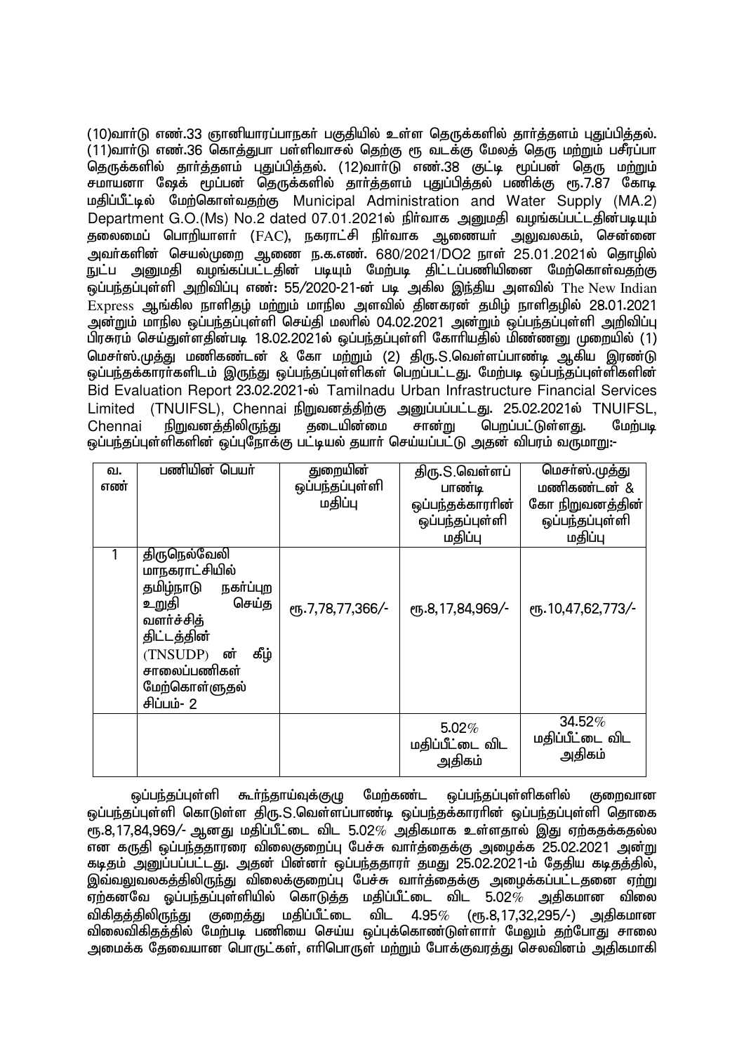(10)வார்டு எண்.33 ஞானியாரப்பாநகர் பகுதியில் உள்ள தெருக்களில் தார்த்தளம் புதுப்பித்தல். (11)வார்டு எண்.36 கொத்துபா பள்ளிவாசல் தெற்கு ரூ வடக்கு மேலத் தெரு மற்றும் பசீரப்பா தெருக்களில் தார்த்தளம் புதுப்பித்தல். (12)வார்டு எண்.38 குட்டி மூப்பன் தெரு மற்றும் சமாயனா ஷேக் மூப்பன் தெருக்களில் தார்த்தளம் புதுப்பித்தல் பணிக்கு ரூ.7.87 கோடி மதிப்பீட்டில் மேற்கொள்வதற்கு Municipal Administration and Water Supply (MA.2) Department G.O.(Ms) No.2 dated 07.01.2021ல் நிர்வாக அனுமதி வழங்கப்பட்டதின்படியும் தலைமைப் பொறியாளர் (FAC), நகராட்சி நிர்வாக ஆணையர் அலுவலகம், சென்னை அவர்களின் செயல்முறை ஆணை ந.க.எண். 680/2021/DO2 நாள் 25.01.2021ல் தொழில் நுட்ப அனுமதி வழங்கப்பட்டதின் படியும் மேற்படி திட்டப்பணியினை மேற்கொள்வதற்கு ஒப்பந்தப்புள்ளி அறிவிப்பு எண்: 55/2020-21-ன் படி அகில இந்திய அளவில் The New Indian Express ஆங்கில நாளிதழ் மற்றும் மாநில அளவில் தினகரன் தமிழ் நாளிதழில் 28.01.2021 அன்றும் மாநில ஒப்பந்தப்புள்ளி செய்தி மலரில் 04.02.2021 அன்றும் ஒப்பந்தப்புள்ளி அறிவிப்பு பிரசுரம் செய்துள்ளதின்படி 18.02.2021ல் ஒப்பந்தப்புள்ளி கோரியதில் மிண்ணனு முறையில் (1) மெசர்ஸ்.முத்து மணிகண்டன் & கோ மற்றும் (2) திரு.S.வெள்ளப்பாண்டி ஆகிய இரண்டு ஒப்பந்தக்காரர்களிடம் இருந்து ஒப்பந்தப்புள்ளிகள் பெறப்பட்டது. மேற்படி ஒப்பந்தப்புள்ளிகளின் Bid Evaluation Report 23.02.2021-ல் Tamilnadu Urban Infrastructure Financial Services Limited (TNUIFSL), Chennai நிறுவனத்திற்கு அனுப்பப்பட்டது. 25.02.2021ல் TNUIFSL, Chennai நிறுவனத்திலிருந்து தடையின்மை சான்று பெறப்பட்டுள்ளது. மேற்படி ஒப்பந்தப்புள்ளிகளின் ஒப்புநோக்கு பட்டியல் தயார் செய்யப்பட்டு அதன் விபரம் வருமாறு:-

| வ. எண் | பணியின் பெயர் | துறையின் ஒப்பந்தப்புள்ளி மதிப்பு | திரு.S.வெள்ளப் பாண்டி ஒப்பந்தக்காரரின் ஒப்பந்தப்புள்ளி மதிப்பு | மெசர்ஸ்.முத்து மணிகண்டன் & கோ நிறுவனத்தின் ஒப்பந்தப்புள்ளி மதிப்பு |
|---|---|---|---|---|
| 1 | திருநெல்வேலி மாநகராட்சியில் தமிழ்நாடு நகர்ப்புற உறுதி செய்த வளர்ச்சித் திட்டத்தின் (TNSUDP) ன் கீழ் சாலைப்பணிகள் மேற்கொள்ளுதல் சிப்பம்- 2 | ரூ.7,78,77,366/- | ரூ.8,17,84,969/- | ரூ.10,47,62,773/- |
| | | | 5.02% மதிப்பீட்டை விட அதிகம் | 34.52% மதிப்பீட்டை விட அதிகம் |

ஒப்பந்தப்புள்ளி கூர்ந்தாய்வுக்குழு மேற்கண்ட ஒப்பந்தப்புள்ளிகளில் குறைவான ஒப்பந்தப்புள்ளி கொடுள்ள திரு.S.வெள்ளப்பாண்டி ஒப்பந்தக்காரரின் ஒப்பந்தப்புள்ளி தொகை ரூ.8,17,84,969/- ஆனது மதிப்பீட்டை விட 5.02% அதிகமாக உள்ளதால் இது ஏற்கதக்கதல்ல என கருதி ஒப்பந்ததாரரை விலைகுறைப்பு பேச்சு வார்த்தைக்கு அழைக்க 25.02.2021 அன்று கடிதம் அனுப்பப்பட்டது. அதன் பின்னர் ஒப்பந்ததாரர் தமது 25.02.2021-ம் தேதிய கடிதத்தில், இவ்வலுவலகத்திலிருந்து விலைக்குறைப்பு பேச்சு வார்த்தைக்கு அழைக்கப்பட்டதனை ஏற்று ஏற்கனவே ஒப்பந்தப்புள்ளியில் கொடுத்த மதிப்பீட்டை விட 5.02% அதிகமான விலை விகிதத்திலிருந்து குறைத்து மதிப்பீட்டை விட 4.95% (ரூ.8,17,32,295/-) அதிகமான விலைவிகிதத்தில் மேற்படி பணியை செய்ய ஒப்புக்கொண்டுள்ளார் மேலும் தற்போது சாலை அமைக்க தேவையான பொருட்கள், எரிபொருள் மற்றும் போக்குவரத்து செலவினம் அதிகமாகி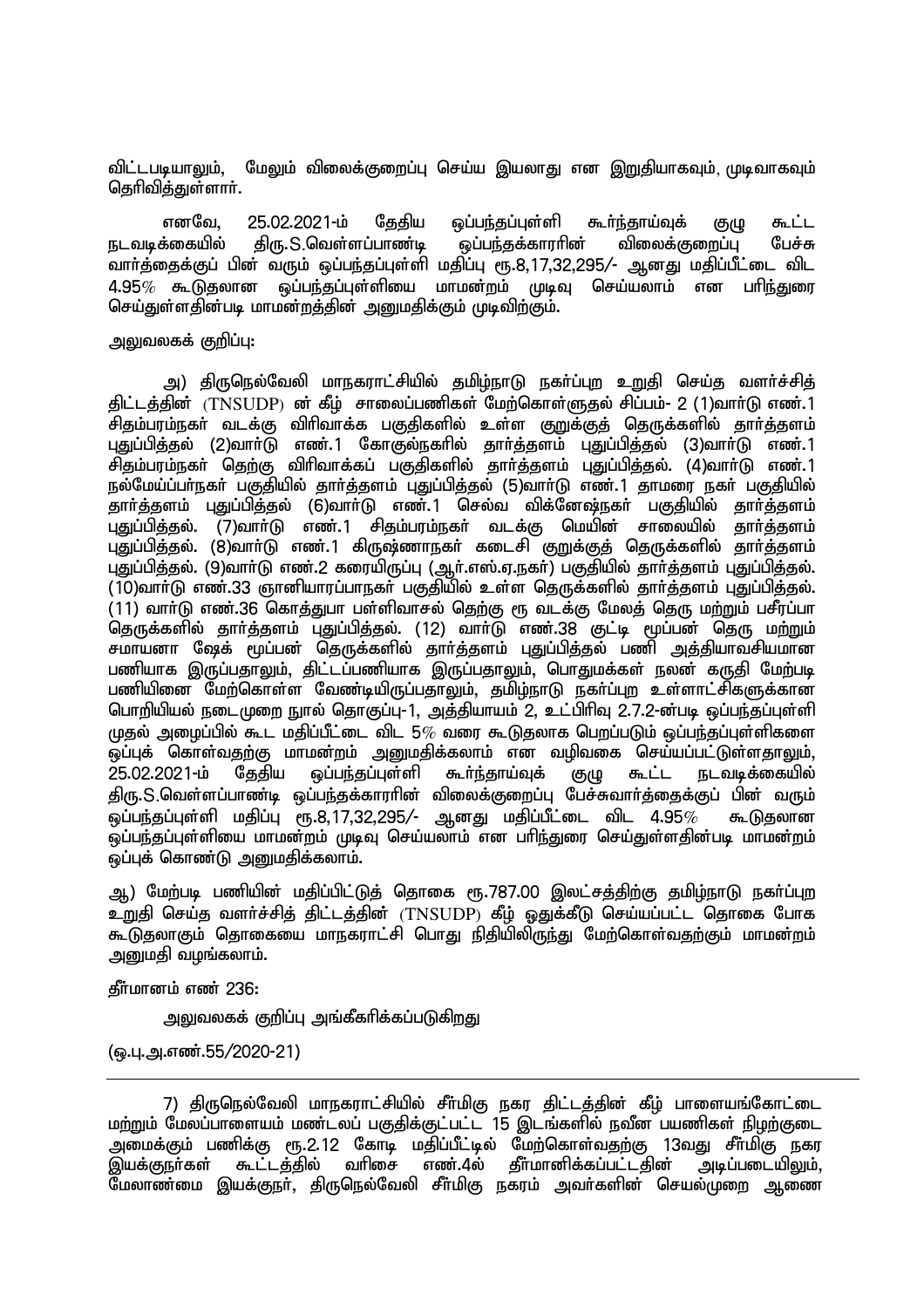விட்டபடியாலும், மேலும் விலைக்குறைப்பு செய்ய இயலாது என இறுதியாகவும், முடிவாகவும் தெரிவித்துள்ளார்.

எனவே, 25.02.2021-ம் தேதிய ஒப்பந்தப்புள்ளி கூர்ந்தாய்வுக் குழு கூட்ட நடவடிக்கையில் திரு.S.வெள்ளப்பாண்டி ஒப்பந்தக்காரரின் விலைக்குறைப்பு பேச்சு வார்த்தைக்குப் பின் வரும் ஒப்பந்தப்புள்ளி மதிப்பு ரூ.8,17,32,295/- ஆனது மதிப்பீட்டை விட 4.95% கூடுதலான ஒப்பந்தப்புள்ளியை மாமன்றம் முடிவு செய்யலாம் என பரிந்துரை செய்துள்ளதின்படி மாமன்றத்தின் அனுமதிக்கும் முடிவிற்கும்.

அலுவலகக் குறிப்பு:

அ) திருநெல்வேலி மாநகராட்சியில் தமிழ்நாடு நகர்ப்புற உறுதி செய்த வளர்ச்சித் திட்டத்தின் (TNSUDP) ன் கீழ் சாலைப்பணிகள் மேற்கொள்ளுதல் சிப்பம்- 2 (1)வார்டு எண்.1 சிதம்பரம்நகர் வடக்கு விரிவாக்க பகுதிகளில் உள்ள குறுக்குத் தெருக்களில் தார்த்தளம் புதுப்பித்தல் (2)வார்டு எண்.1 கோகுல்நகரில் தார்த்தளம் புதுப்பித்தல் (3)வார்டு எண்.1 சிதம்பரம்நகர் தெற்கு விரிவாக்கப் பகுதிகளில் தார்த்தளம் புதுப்பித்தல். (4)வார்டு எண்.1 நல்மேய்ப்பர்நகர் பகுதியில் தார்த்தளம் புதுப்பித்தல் (5)வார்டு எண்.1 தாமரை நகர் பகுதியில் தார்த்தளம் புதுப்பித்தல் (6)வார்டு எண்.1 செல்வ விக்னேஷ்நகர் பகுதியில் தார்த்தளம் புதுப்பித்தல். (7)வார்டு எண்.1 சிதம்பரம்நகர் வடக்கு மெயின் சாலையில் தார்த்தளம் புதுப்பித்தல். (8)வார்டு எண்.1 கிருஷ்ணாநகர் கடைசி குறுக்குத் தெருக்களில் தார்த்தளம் புதுப்பித்தல். (9)வார்டு எண்.2 கரையிருப்பு (ஆர்.எஸ்.ஏ.நகர்) பகுதியில் தார்த்தளம் புதுப்பித்தல். (10)வார்டு எண்.33 ஞானியாரப்பாநகர் பகுதியில் உள்ள தெருக்களில் தார்த்தளம் புதுப்பித்தல். (11) வார்டு எண்.36 கொத்துபா பள்ளிவாசல் தெற்கு ரூ வடக்கு மேலத் தெரு மற்றும் பசீரப்பா தெருக்களில் தார்த்தளம் புதுப்பித்தல். (12) வார்டு எண்.38 குட்டி மூப்பன் தெரு மற்றும் சமாயனா ஷேக் மூப்பன் தெருக்களில் தார்த்தளம் புதுப்பித்தல் பணி அத்தியாவசியமான பணியாக இருப்பதாலும், திட்டப்பணியாக இருப்பதாலும், பொதுமக்கள் நலன் கருதி மேற்படி பணியினை மேற்கொள்ள வேண்டியிருப்பதாலும், தமிழ்நாடு நகர்ப்புற உள்ளாட்சிகளுக்கான பொறியியல் நடைமுறை நூல் தொகுப்பு-1, அத்தியாயம் 2, உட்பிரிவு 2.7.2-ன்படி ஒப்பந்தப்புள்ளி முதல் அழைப்பில் கூட மதிப்பீட்டை விட 5% வரை கூடுதலாக பெறப்படும் ஒப்பந்தப்புள்ளிகளை ஒப்புக் கொள்வதற்கு மாமன்றம் அனுமதிக்கலாம் என வழிவகை செய்யப்பட்டுள்ளதாலும், 25.02.2021-ம் தேதிய ஒப்பந்தப்புள்ளி கூர்ந்தாய்வுக் குழு கூட்ட நடவடிக்கையில் திரு.S.வெள்ளப்பாண்டி ஒப்பந்தக்காரரின் விலைக்குறைப்பு பேச்சுவார்த்தைக்குப் பின் வரும் ஒப்பந்தப்புள்ளி மதிப்பு ரூ.8,17,32,295/- ஆனது மதிப்பீட்டை விட 4.95% கூடுதலான ஒப்பந்தப்புள்ளியை மாமன்றம் முடிவு செய்யலாம் என பரிந்துரை செய்துள்ளதின்படி மாமன்றம் ஒப்புக் கொண்டு அனுமதிக்கலாம்.

ஆ) மேற்படி பணியின் மதிப்பிட்டுத் தொகை ரூ.787.00 இலட்சத்திற்கு தமிழ்நாடு நகர்ப்புற உறுதி செய்த வளர்ச்சித் திட்டத்தின் (TNSUDP) கீழ் ஒதுக்கீடு செய்யப்பட்ட தொகை போக கூடுதலாகும் தொகையை மாநகராட்சி பொது நிதியிலிருந்து மேற்கொள்வதற்கும் மாமன்றம் அனுமதி வழங்கலாம்.

தீர்மானம் எண் 236:

அலுவலகக் குறிப்பு அங்கீகரிக்கப்படுகிறது

(ஒ.பு.அ.எண்.55/2020-21)

---

7) திருநெல்வேலி மாநகராட்சியில் சீர்மிகு நகர திட்டத்தின் கீழ் பாளையங்கோட்டை மற்றும் மேலப்பாளையம் மண்டலப் பகுதிக்குட்பட்ட 15 இடங்களில் நவீன பயணிகள் நிழற்குடை அமைக்கும் பணிக்கு ரூ.2.12 கோடி மதிப்பீட்டில் மேற்கொள்வதற்கு 13வது சீர்மிகு நகர இயக்குநர்கள் கூட்டத்தில் வரிசை எண்.4ல் தீர்மானிக்கப்பட்டதின் அடிப்படையிலும், மேலாண்மை இயக்குநர், திருநெல்வேலி சீர்மிகு நகரம் அவர்களின் செயல்முறை ஆணை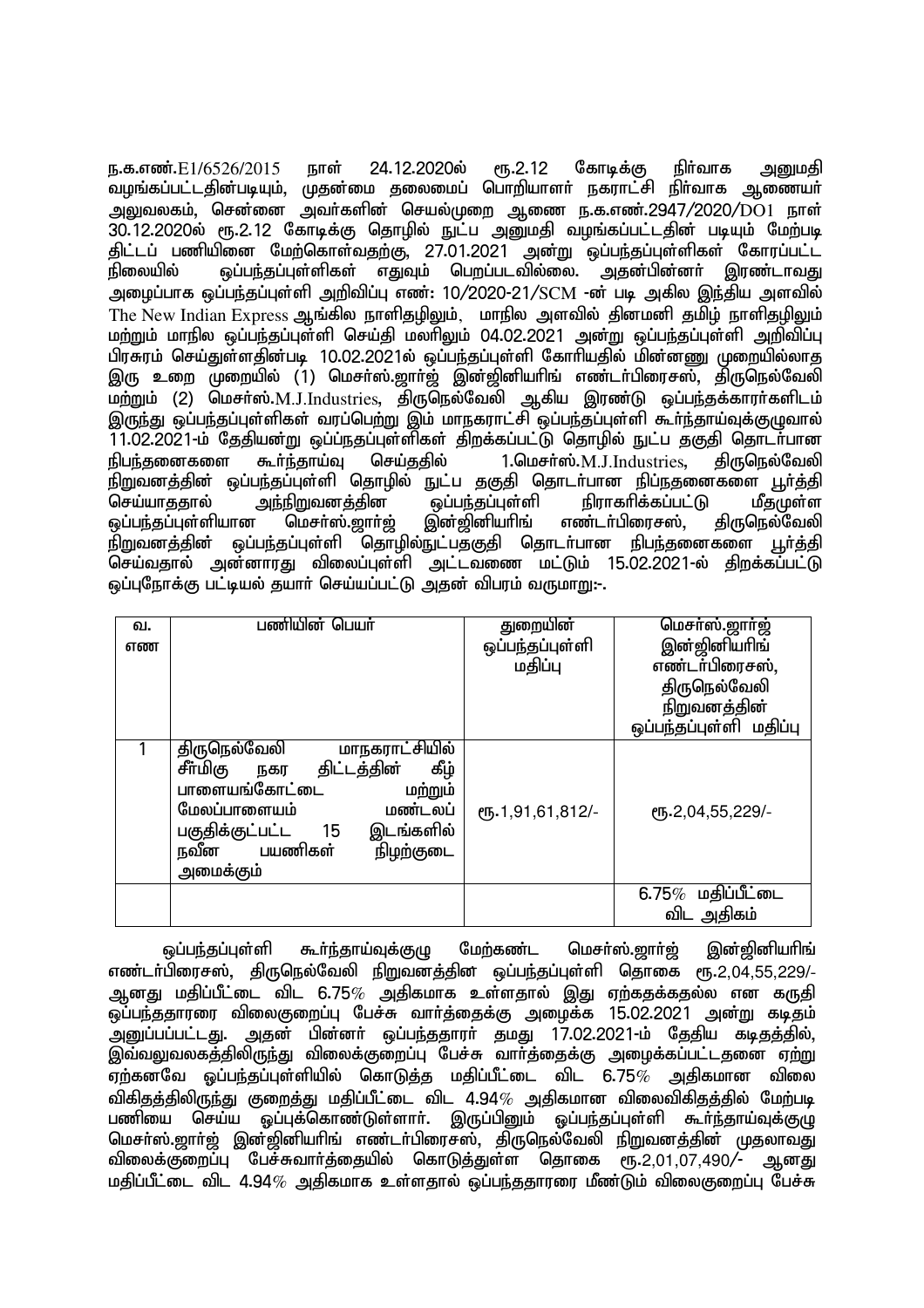ந.க.எண்.E1/6526/2015 நாள் 24.12.2020ல் ரூ.2.12 கோடிக்கு நிர்வாக அனுமதி வழங்கப்பட்டதின்படியும், முதன்மை தலைமைப் பொறியாளர் நகராட்சி நிர்வாக ஆணையர் அலுவலகம், சென்னை அவர்களின் செயல்முறை ஆணை ந.க.எண்.2947/2020/DO1 நாள் 30.12.2020ல் ரூ.2.12 கோடிக்கு தொழில் நுட்ப அனுமதி வழங்கப்பட்டதின் படியும் மேற்படி திட்டப் பணியினை மேற்கொள்வதற்கு, 27.01.2021 அன்று ஒப்பந்தப்புள்ளிகள் கோரப்பட்ட நிலையில் ஒப்பந்தப்புள்ளிகள் எதுவும் பெறப்படவில்லை. அதன்பின்னர் இரண்டாவது அழைப்பாக ஒப்பந்தப்புள்ளி அறிவிப்பு எண்: 10/2020-21/SCM -ன் படி அகில இந்திய அளவில் The New Indian Express ஆங்கில நாளிதழிலும், மாநில அளவில் தினமணி தமிழ் நாளிதழிலும் மற்றும் மாநில ஒப்பந்தப்புள்ளி செய்தி மலரிலும் 04.02.2021 அன்று ஒப்பந்தப்புள்ளி அறிவிப்பு பிரசுரம் செய்துள்ளதின்படி 10.02.2021ல் ஒப்பந்தப்புள்ளி கோரியதில் மின்னணு முறையில்லாத இரு உறை முறையில் (1) மெசர்ஸ்.ஜார்ஜ் இன்ஜினியரிங் எண்டர்பிரைசஸ், திருநெல்வேலி மற்றும் (2) மெசர்ஸ்.M.J.Industries, திருநெல்வேலி ஆகிய இரண்டு ஒப்பந்தக்காரர்களிடம் இருந்து ஒப்பந்தப்புள்ளிகள் வரப்பெற்று இம் மாநகராட்சி ஒப்பந்தப்புள்ளி கூர்ந்தாய்வுக்குழுவால் 11.02.2021-ம் தேதியன்று ஒப்பந்தப்புள்ளிகள் திறக்கப்பட்டு தொழில் நுட்ப தகுதி தொடர்பான நிபந்தனைகளை கூர்ந்தாய்வு செய்ததில் 1.மெசர்ஸ்.M.J.Industries, திருநெல்வேலி நிறுவனத்தின் ஒப்பந்தப்புள்ளி தொழில் நுட்ப தகுதி தொடர்பான நிப்நதனைகளை பூர்த்தி செய்யாததால் அந்நிறுவனத்தின ஒப்பந்தப்புள்ளி நிராகரிக்கப்பட்டு மீதமுள்ள ஒப்பந்தப்புள்ளியான மெசர்ஸ்.ஜார்ஜ் இன்ஜினியரிங் எண்டர்பிரைசஸ், திருநெல்வேலி நிறுவனத்தின் ஒப்பந்தப்புள்ளி தொழில்நுட்பதகுதி தொடர்பான நிபந்தனைகளை பூர்த்தி செய்வதால் அன்னாரது விலைப்புள்ளி அட்டவணை மட்டும் 15.02.2021-ல் திறக்கப்பட்டு ஒப்புநோக்கு பட்டியல் தயார் செய்யப்பட்டு அதன் விபரம் வருமாறு:-.

| வ. எண | பணியின் பெயர் | துறையின் ஒப்பந்தப்புள்ளி மதிப்பு | மெசர்ஸ்.ஜார்ஜ் இன்ஜினியரிங் எண்டர்பிரைசஸ், திருநெல்வேலி நிறுவனத்தின் ஒப்பந்தப்புள்ளி மதிப்பு |
|---|---|---|---|
| 1 | திருநெல்வேலி மாநகராட்சியில் சீர்மிகு நகர திட்டத்தின் கீழ் பாளையங்கோட்டை மற்றும் மேலப்பாளையம் மண்டலப் பகுதிக்குட்பட்ட 15 இடங்களில் நவீன பயணிகள் நிழற்குடை அமைக்கும் | ரூ.1,91,61,812/- | ரூ.2,04,55,229/- |
| | | | 6.75% மதிப்பீட்டை விட அதிகம் |

ஒப்பந்தப்புள்ளி கூர்ந்தாய்வுக்குழு மேற்கண்ட மெசர்ஸ்.ஜார்ஜ் இன்ஜினியரிங் எண்டர்பிரைசஸ், திருநெல்வேலி நிறுவனத்தின் ஒப்பந்தப்புள்ளி தொகை ரூ.2,04,55,229/- ஆனது மதிப்பீட்டை விட 6.75% அதிகமாக உள்ளதால் இது ஏற்கதக்கதல்ல என கருதி ஒப்பந்ததாரரை விலைகுறைப்பு பேச்சு வார்த்தைக்கு அழைக்க 15.02.2021 அன்று கடிதம் அனுப்பப்பட்டது. அதன் பின்னர் ஒப்பந்ததாரர் தமது 17.02.2021-ம் தேதிய கடிதத்தில், இவ்வலுவலகத்திலிருந்து விலைக்குறைப்பு பேச்சு வார்த்தைக்கு அழைக்கப்பட்டதனை ஏற்று ஏற்கனவே ஒப்பந்தப்புள்ளியில் கொடுத்த மதிப்பீட்டை விட 6.75% அதிகமான விலை விகிதத்திலிருந்து குறைத்து மதிப்பீட்டை விட 4.94% அதிகமான விலைவிகிதத்தில் மேற்படி பணியை செய்ய ஒப்புக்கொண்டுள்ளார். இருப்பினும் ஒப்பந்தப்புள்ளி கூர்ந்தாய்வுக்குழு மெசர்ஸ்.ஜார்ஜ் இன்ஜினியரிங் எண்டர்பிரைசஸ், திருநெல்வேலி நிறுவனத்தின் முதலாவது விலைக்குறைப்பு பேச்சுவார்த்தையில் கொடுத்துள்ள தொகை ரூ.2,01,07,490/- ஆனது மதிப்பீட்டை விட 4.94% அதிகமாக உள்ளதால் ஒப்பந்ததாரரை மீண்டும் விலைகுறைப்பு பேச்சு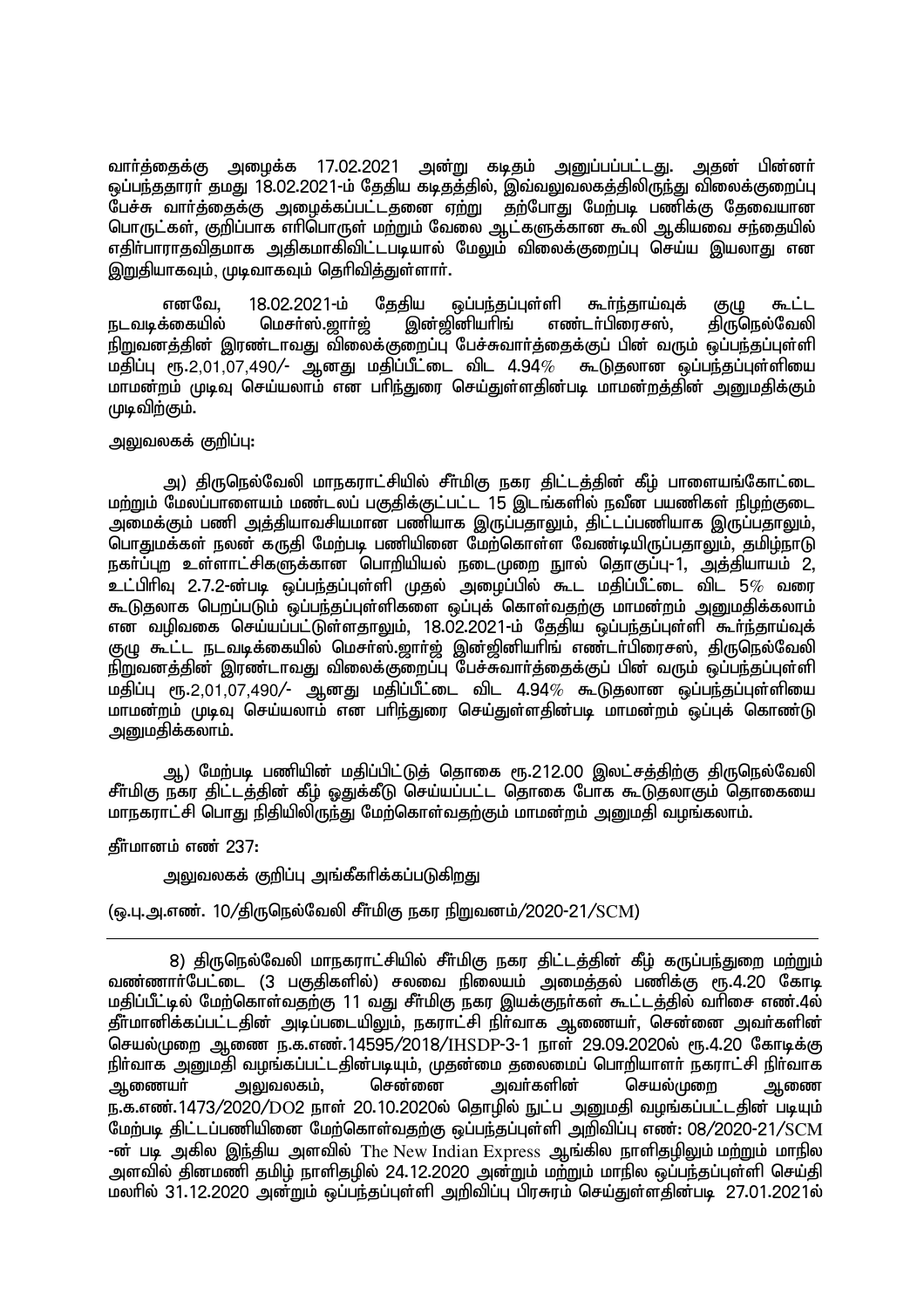வார்த்தைக்கு அழைக்க 17.02.2021 அன்று கடிதம் அனுப்பப்பட்டது. அதன் பின்னர் ஒப்பந்ததாரர் தமது 18.02.2021-ம் தேதிய கடிதத்தில், இவ்வலுவலகத்திலிருந்து விலைக்குறைப்பு பேச்சு வார்த்தைக்கு அழைக்கப்பட்டதனை ஏற்று தற்போது மேற்படி பணிக்கு தேவையான பொருட்கள், குறிப்பாக எரிபொருள் மற்றும் வேலை ஆட்களுக்கான கூலி ஆகியவை சந்தையில் எதிர்பாராதவிதமாக அதிகமாகிவிட்டபடியால் மேலும் விலைக்குறைப்பு செய்ய இயலாது என இறுதியாகவும், முடிவாகவும் தெரிவித்துள்ளார்.

எனவே, 18.02.2021-ம் தேதிய ஒப்பந்தப்புள்ளி கூர்ந்தாய்வுக் குழு கூட்ட நடவடிக்கையில் மெசர்ஸ்.ஜார்ஜ் இன்ஜினியரிங் எண்டர்பிரைசஸ், திருநெல்வேலி நிறுவனத்தின் இரண்டாவது விலைக்குறைப்பு பேச்சுவார்த்தைக்குப் பின் வரும் ஒப்பந்தப்புள்ளி மதிப்பு ரூ.2,01,07,490/- ஆனது மதிப்பீட்டை விட 4.94% கூடுதலான ஒப்பந்தப்புள்ளியை மாமன்றம் முடிவு செய்யலாம் என பரிந்துரை செய்துள்ளதின்படி மாமன்றத்தின் அனுமதிக்கும் முடிவிற்கும்.

அலுவலகக் குறிப்பு:

அ) திருநெல்வேலி மாநகராட்சியில் சீர்மிகு நகர திட்டத்தின் கீழ் பாளையங்கோட்டை மற்றும் மேலப்பாளையம் மண்டலப் பகுதிக்குட்பட்ட 15 இடங்களில் நவீன பயணிகள் நிழற்குடை அமைக்கும் பணி அத்தியாவசியமான பணியாக இருப்பதாலும், திட்டப்பணியாக இருப்பதாலும், பொதுமக்கள் நலன் கருதி மேற்படி பணியினை மேற்கொள்ள வேண்டியிருப்பதாலும், தமிழ்நாடு நகர்ப்புற உள்ளாட்சிகளுக்கான பொறியியல் நடைமுறை நூல் தொகுப்பு-1, அத்தியாயம் 2, உட்பிரிவு 2.7.2-ன்படி ஒப்பந்தப்புள்ளி முதல் அழைப்பில் கூட மதிப்பீட்டை விட 5% வரை கூடுதலாக பெறப்படும் ஒப்பந்தப்புள்ளிகளை ஒப்புக் கொள்வதற்கு மாமன்றம் அனுமதிக்கலாம் என வழிவகை செய்யப்பட்டுள்ளதாலும், 18.02.2021-ம் தேதிய ஒப்பந்தப்புள்ளி கூர்ந்தாய்வுக் குழு கூட்ட நடவடிக்கையில் மெசர்ஸ்.ஜார்ஜ் இன்ஜினியரிங் எண்டர்பிரைசஸ், திருநெல்வேலி நிறுவனத்தின் இரண்டாவது விலைக்குறைப்பு பேச்சுவார்த்தைக்குப் பின் வரும் ஒப்பந்தப்புள்ளி மதிப்பு ரூ.2,01,07,490/- ஆனது மதிப்பீட்டை விட 4.94% கூடுதலான ஒப்பந்தப்புள்ளியை மாமன்றம் முடிவு செய்யலாம் என பரிந்துரை செய்துள்ளதின்படி மாமன்றம் ஒப்புக் கொண்டு அனுமதிக்கலாம்.

ஆ) மேற்படி பணியின் மதிப்பிட்டுத் தொகை ரூ.212.00 இலட்சத்திற்கு திருநெல்வேலி சீர்மிகு நகர திட்டத்தின் கீழ் ஒதுக்கீடு செய்யப்பட்ட தொகை போக கூடுதலாகும் தொகையை மாநகராட்சி பொது நிதியிலிருந்து மேற்கொள்வதற்கும் மாமன்றம் அனுமதி வழங்கலாம்.

தீர்மானம் எண் 237:

அலுவலகக் குறிப்பு அங்கீகரிக்கப்படுகிறது

(ஒ.பு.அ.எண். 10/திருநெல்வேலி சீர்மிகு நகர நிறுவனம்/2020-21/SCM)

---

8) திருநெல்வேலி மாநகராட்சியில் சீர்மிகு நகர திட்டத்தின் கீழ் கருப்பந்துறை மற்றும் வண்ணார்பேட்டை (3 பகுதிகளில்) சலவை நிலையம் அமைத்தல் பணிக்கு ரூ.4.20 கோடி மதிப்பீட்டில் மேற்கொள்வதற்கு 11 வது சீர்மிகு நகர இயக்குநர்கள் கூட்டத்தில் வரிசை எண்.4ல் தீர்மானிக்கப்பட்டதின் அடிப்படையிலும், நகராட்சி நிர்வாக ஆணையர், சென்னை அவர்களின் செயல்முறை ஆணை ந.க.எண்.14595/2018/IHSDP-3-1 நாள் 29.09.2020ல் ரூ.4.20 கோடிக்கு நிர்வாக அனுமதி வழங்கப்பட்டதின்படியும், முதன்மை தலைமைப் பொறியாளர் நகராட்சி நிர்வாக ஆணையர் அலுவலகம், சென்னை அவர்களின் செயல்முறை ஆணை ந.க.எண்.1473/2020/DO2 நாள் 20.10.2020ல் தொழில் நுட்ப அனுமதி வழங்கப்பட்டதின் படியும் மேற்படி திட்டப்பணியினை மேற்கொள்வதற்கு ஒப்பந்தப்புள்ளி அறிவிப்பு எண்: 08/2020-21/SCM -ன் படி அகில இந்திய அளவில் The New Indian Express ஆங்கில நாளிதழிலும் மற்றும் மாநில அளவில் தினமணி தமிழ் நாளிதழில் 24.12.2020 அன்றும் மற்றும் மாநில ஒப்பந்தப்புள்ளி செய்தி மலரில் 31.12.2020 அன்றும் ஒப்பந்தப்புள்ளி அறிவிப்பு பிரசுரம் செய்துள்ளதின்படி 27.01.2021ல்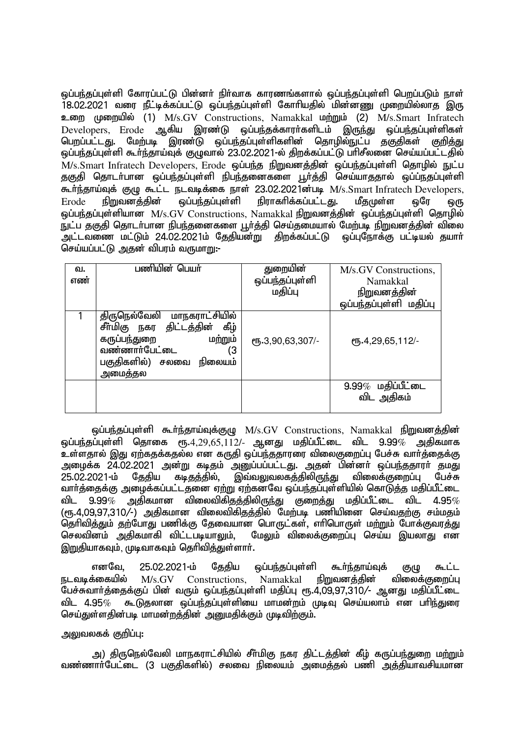ஒப்பந்தப்புள்ளி கோரப்பட்டு பின்னர் நிர்வாக காரணங்களால் ஒப்பந்தப்புள்ளி பெறப்படும் நாள் 18.02.2021 வரை நீட்டிக்கப்பட்டு ஒப்பந்தப்புள்ளி கோரியதில் மின்னணு முறையில்லாத இரு உறை முறையில் (1) M/s.GV Constructions, Namakkal மற்றும் (2) M/s.Smart Infratech Developers, Erode ஆகிய இரண்டு ஒப்பந்தக்காரர்களிடம் இருந்து ஒப்பந்தப்புள்ளிகள் பெறப்பட்டது. மேற்படி இரண்டு ஒப்பந்தப்புள்ளிகளின் தொழில்நுட்ப தகுதிகள் குறித்து ஒப்பந்தப்புள்ளி கூர்ந்தாய்வுக் குழுவால் 23.02.2021-ல் திறக்கப்பட்டு பரிசீலனை செய்யப்பட்டதில் M/s.Smart Infratech Developers, Erode ஒப்பந்த நிறுவனத்தின் ஒப்பந்தப்புள்ளி தொழில் நுட்ப தகுதி தொடர்பான ஒப்பந்தப்புள்ளி நிபந்தனைகளை பூர்த்தி செய்யாததால் ஒப்ப்நதப்புள்ளி கூர்ந்தாய்வுக் குழு கூட்ட நடவடிக்கை நாள் 23.02.2021ன்படி M/s.Smart Infratech Developers, Erode நிறுவனத்தின் ஒப்பந்தப்புள்ளி நிராகரிக்கப்பட்டது. மீதமுள்ள ஒரே ஒரு ஒப்பந்தப்புள்ளியான M/s.GV Constructions, Namakkal நிறுவனத்தின் ஒப்பந்தப்புள்ளி தொழில் நுட்ப தகுதி தொடர்பான நிபந்தனைகளை பூர்த்தி செய்தமையால் மேற்படி நிறுவனத்தின் விலை அட்டவணை மட்டும் 24.02.2021ம் தேதியன்று திறக்கப்பட்டு ஒப்புநோக்கு பட்டியல் தயார் செய்யப்பட்டு அதன் விபரம் வருமாறு:-

| வ. எண் | பணியின் பெயர் | துறையின் ஒப்பந்தப்புள்ளி மதிப்பு | M/s.GV Constructions, Namakkal நிறுவனத்தின் ஒப்பந்தப்புள்ளி மதிப்பு |
|---|---|---|---|
| 1 | திருநெல்வேலி மாநகராட்சியில் சீர்மிகு நகர திட்டத்தின் கீழ் கருப்பந்துறை மற்றும் வண்ணார்பேட்டை (3 பகுதிகளில்) சலவை நிலையம் அமைத்தல் | ரூ.3,90,63,307/- | ரூ.4,29,65,112/- |
| | | | 9.99% மதிப்பீட்டை விட அதிகம் |

ஒப்பந்தப்புள்ளி கூர்ந்தாய்வுக்குழு M/s.GV Constructions, Namakkal நிறுவனத்தின் ஒப்பந்தப்புள்ளி தொகை ரூ.4,29,65,112/- ஆனது மதிப்பீட்டை விட 9.99% அதிகமாக உள்ளதால் இது ஏற்கதக்கதல்ல என கருதி ஒப்பந்ததாரரை விலைகுறைப்பு பேச்சு வார்த்தைக்கு அழைக்க 24.02.2021 அன்று கடிதம் அனுப்பப்பட்டது. அதன் பின்னர் ஒப்பந்ததாரர் தமது 25.02.2021-ம் தேதிய கடிதத்தில், இவ்வலுவலகத்திலிருந்து விலைக்குறைப்பு பேச்சு வார்த்தைக்கு அழைக்கப்பட்டதனை ஏற்று ஏற்கனவே ஒப்பந்தப்புள்ளியில் கொடுத்த மதிப்பீட்டை விட 9.99% அதிகமான விலைவிகிதத்திலிருந்து குறைத்து மதிப்பீட்டை விட 4.95% (ரூ.4,09,97,310/-) அதிகமான விலைவிகிதத்தில் மேற்படி பணியினை செய்வதற்கு சம்மதம் தெரிவித்தும் தற்போது பணிக்கு தேவையான பொருட்கள், எரிபொருள் மற்றும் போக்குவரத்து செலவினம் அதிகமாகி விட்டபடியாலும், மேலும் விலைக்குறைப்பு செய்ய இயலாது என இறுதியாகவும், முடிவாகவும் தெரிவித்துள்ளார்.

எனவே, 25.02.2021-ம் தேதிய ஒப்பந்தப்புள்ளி கூர்ந்தாய்வுக் குழு கூட்ட நடவடிக்கையில் M/s.GV Constructions, Namakkal நிறுவனத்தின் விலைக்குறைப்பு பேச்சுவார்த்தைக்குப் பின் வரும் ஒப்பந்தப்புள்ளி மதிப்பு ரூ.4,09,97,310/- ஆனது மதிப்பீட்டை விட 4.95% கூடுதலான ஒப்பந்தப்புள்ளியை மாமன்றம் முடிவு செய்யலாம் என பரிந்துரை செய்துள்ளதின்படி மாமன்றத்தின் அனுமதிக்கும் முடிவிற்கும்.

அலுவலகக் குறிப்பு:

அ) திருநெல்வேலி மாநகராட்சியில் சீர்மிகு நகர திட்டத்தின் கீழ் கருப்பந்துறை மற்றும் வண்ணார்பேட்டை (3 பகுதிகளில்) சலவை நிலையம் அமைத்தல் பணி அத்தியாவசியமான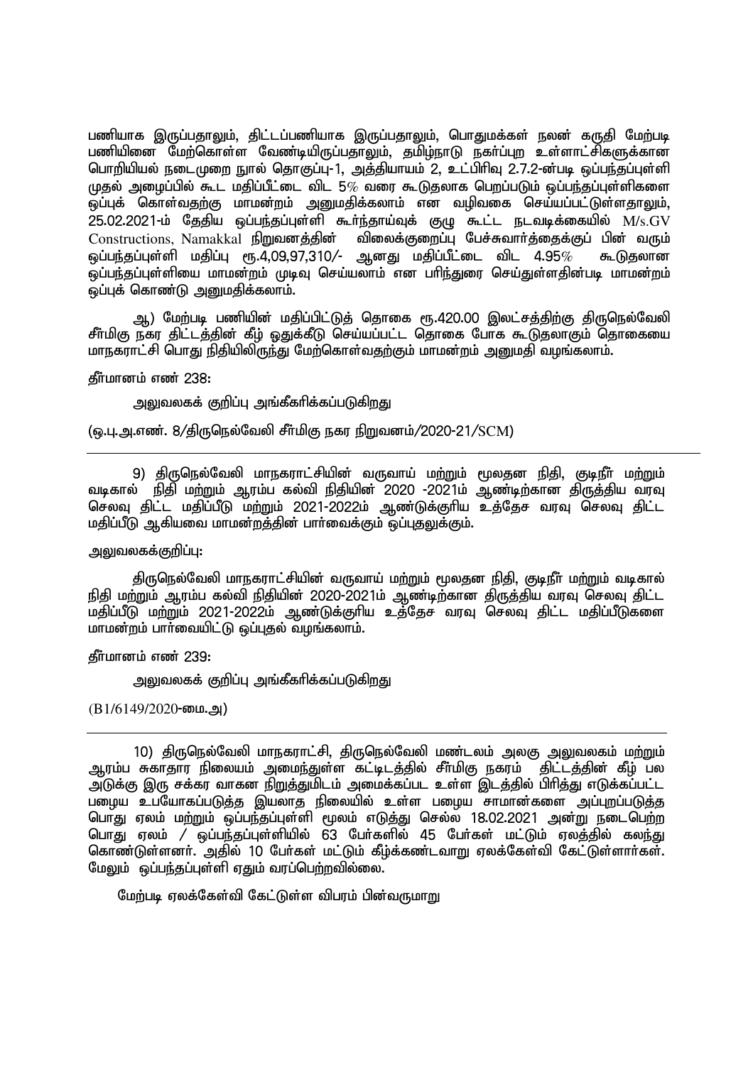பணியாக இருப்பதாலும், திட்டப்பணியாக இருப்பதாலும், பொதுமக்கள் நலன் கருதி மேற்படி பணியினை மேற்கொள்ள வேண்டியிருப்பதாலும், தமிழ்நாடு நகர்ப்புற உள்ளாட்சிகளுக்கான பொறியியல் நடைமுறை நூல் தொகுப்பு-1, அத்தியாயம் 2, உட்பிரிவு 2.7.2-ன்படி ஒப்பந்தப்புள்ளி முதல் அழைப்பில் கூட மதிப்பீட்டை விட 5% வரை கூடுதலாக பெறப்படும் ஒப்பந்தப்புள்ளிகளை ஒப்புக் கொள்வதற்கு மாமன்றம் அனுமதிக்கலாம் என வழிவகை செய்யப்பட்டுள்ளதாலும், 25.02.2021-ம் தேதிய ஒப்பந்தப்புள்ளி கூர்ந்தாய்வுக் குழு கூட்ட நடவடிக்கையில் M/s.GV Constructions, Namakkal நிறுவனத்தின் விலைக்குறைப்பு பேச்சுவார்த்தைக்குப் பின் வரும் ஒப்பந்தப்புள்ளி மதிப்பு ரூ.4,09,97,310/- ஆனது மதிப்பீட்டை விட 4.95% கூடுதலான ஒப்பந்தப்புள்ளியை மாமன்றம் முடிவு செய்யலாம் என பரிந்துரை செய்துள்ளதின்படி மாமன்றம் ஒப்புக் கொண்டு அனுமதிக்கலாம்.

ஆ) மேற்படி பணியின் மதிப்பிட்டுத் தொகை ரூ.420.00 இலட்சத்திற்கு திருநெல்வேலி சீர்மிகு நகர திட்டத்தின் கீழ் ஒதுக்கீடு செய்யப்பட்ட தொகை போக கூடுதலாகும் தொகையை மாநகராட்சி பொது நிதியிலிருந்து மேற்கொள்வதற்கும் மாமன்றம் அனுமதி வழங்கலாம்.

தீர்மானம் எண் 238:

அலுவலகக் குறிப்பு அங்கீகரிக்கப்படுகிறது

(ஒ.பு.அ.எண். 8/திருநெல்வேலி சீர்மிகு நகர நிறுவனம்/2020-21/SCM)

---

9) திருநெல்வேலி மாநகராட்சியின் வருவாய் மற்றும் மூலதன நிதி, குடிநீர் மற்றும் வடிகால் நிதி மற்றும் ஆரம்ப கல்வி நிதியின் 2020 -2021ம் ஆண்டிற்கான திருத்திய வரவு செலவு திட்ட மதிப்பீடு மற்றும் 2021-2022ம் ஆண்டுக்குரிய உத்தேச வரவு செலவு திட்ட மதிப்பீடு ஆகியவை மாமன்றத்தின் பார்வைக்கும் ஒப்புதலுக்கும்.

அலுவலகக்குறிப்பு:

திருநெல்வேலி மாநகராட்சியின் வருவாய் மற்றும் மூலதன நிதி, குடிநீர் மற்றும் வடிகால் நிதி மற்றும் ஆரம்ப கல்வி நிதியின் 2020-2021ம் ஆண்டிற்கான திருத்திய வரவு செலவு திட்ட மதிப்பீடு மற்றும் 2021-2022ம் ஆண்டுக்குரிய உத்தேச வரவு செலவு திட்ட மதிப்பீடுகளை மாமன்றம் பார்வையிட்டு ஒப்புதல் வழங்கலாம்.

தீர்மானம் எண் 239:

அலுவலகக் குறிப்பு அங்கீகரிக்கப்படுகிறது

(B1/6149/2020-மை.அ)

---

10) திருநெல்வேலி மாநகராட்சி, திருநெல்வேலி மண்டலம் அலகு அலுவலகம் மற்றும் ஆரம்ப சுகாதார நிலையம் அமைந்துள்ள கட்டிடத்தில் சீர்மிகு நகரம் திட்டத்தின் கீழ் பல அடுக்கு இரு சக்கர வாகன நிறுத்துமிடம் அமைக்கப்பட உள்ள இடத்தில் பிரித்து எடுக்கப்பட்ட பழைய உபயோகப்படுத்த இயலாத நிலையில் உள்ள பழைய சாமான்களை அப்புறப்படுத்த பொது ஏலம் மற்றும் ஒப்பந்தப்புள்ளி மூலம் எடுத்து செல்ல 18.02.2021 அன்று நடைபெற்ற பொது ஏலம் / ஒப்பந்தப்புள்ளியில் 63 பேர்களில் 45 பேர்கள் மட்டும் ஏலத்தில் கலந்து கொண்டுள்ளனர். அதில் 10 பேர்கள் மட்டும் கீழ்க்கண்டவாறு ஏலக்கேள்வி கேட்டுள்ளார்கள். மேலும் ஒப்பந்தப்புள்ளி ஏதும் வரப்பெறவில்லை.

மேற்படி ஏலக்கேள்வி கேட்டுள்ள விபரம் பின்வருமாறு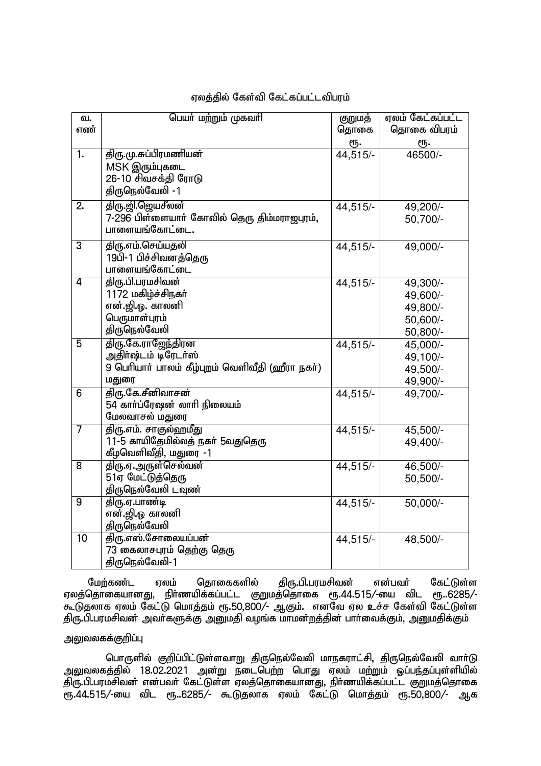ஏலத்தில் கேள்வி கேட்கப்பட்டவிபரம்

| வ. எண் | பெயர் மற்றும் முகவரி | குறுமத் தொகை ரூ. | ஏலம் கேட்கப்பட்ட தொகை விபரம் ரூ. |
|---|---|---|---|
| 1. | திரு.மு.சுப்பிரமணியன்<br>MSK இரும்புகடை<br>26-10 சிவசக்தி ரோடு<br>திருநெல்வேலி -1 | 44,515/- | 46500/- |
| 2. | திரு.ஜி.ஜெயசீலன்<br>7-296 பிள்ளையார் கோவில் தெரு திம்மராஜபுரம்,<br>பாளையங்கோட்டை. | 44,515/- | 49,200/-<br>50,700/- |
| 3 | திரு.எம்.செய்யதலி<br>19பி-1 பிச்சிவனத்தெரு<br>பாளையங்கோட்டை | 44,515/- | 49,000/- |
| 4 | திரு.பி.பரமசிவன்<br>1172 மகிழ்ச்சிநகர்<br>என்.ஜி.ஓ. காலனி<br>பெருமாள்புரம்<br>திருநெல்வேலி | 44,515/- | 49,300/-<br>49,600/-<br>49,800/-<br>50,600/-<br>50,800/- |
| 5 | திரு.கே.ராஜேந்திரன<br>அதிர்ஷ்டம் டிரேடர்ஸ்<br>9 பெரியார் பாலம் கீழ்புறம் வெளிவீதி (ஹீரா நகர்)<br>மதுரை | 44,515/- | 45,000/-<br>49,100/-<br>49,500/-<br>49,900/- |
| 6 | திரு.கே.சீனிவாசன்<br>54 கார்ப்ரேஷன் லாரி நிலையம்<br>மேலவாசல் மதுரை | 44,515/- | 49,700/- |
| 7 | திரு.எம். சாகுல்ஹமீது<br>11-5 காயிதேமில்லத் நகர் 5வதுதெரு<br>கீழவெளிவீதி, மதுரை -1 | 44,515/- | 45,500/-<br>49,400/- |
| 8 | திரு.ஏ.அருள்செல்வன்<br>51ஏ மேட்டுத்தெரு<br>திருநெல்வேலி டவுண் | 44,515/- | 46,500/-<br>50,500/- |
| 9 | திரு.ஏ.பாண்டி<br>என்.ஜி.ஓ காலனி<br>திருநெல்வேலி | 44,515/- | 50,000/- |
| 10 | திரு.எஸ்.சோலையப்பன்<br>73 கைலாசபுரம் தெற்கு தெரு<br>திருநெல்வேலி-1 | 44,515/- | 48,500/- |

மேற்கண்ட ஏலம் தொகைகளில் திரு.பி.பரமசிவன் என்பவர் கேட்டுள்ள ஏலத்தொகையானது, நிர்ணயிக்கப்பட்ட குறுமத்தொகை ரூ.44.515/-யை விட ரூ..6285/- கூடுதலாக ஏலம் கேட்டு மொத்தம் ரூ.50,800/- ஆகும். எனவே ஏல உச்ச கேள்வி கேட்டுள்ள திரு.பி.பரமசிவன் அவர்களுக்கு அனுமதி வழங்க மாமன்றத்தின் பார்வைக்கும், அனுமதிக்கும்

அலுவலகக்குறிப்பு

பொருளில் குறிப்பிட்டுள்ளவாறு திருநெல்வேலி மாநகராட்சி, திருநெல்வேலி வார்டு அலுவலகத்தில் 18.02.2021 அன்று நடைபெற்ற பொது ஏலம் மற்றும் ஒப்பந்தப்புள்ளியில் திரு.பி.பரமசிவன் என்பவர் கேட்டுள்ள ஏலத்தொகையானது, நிர்ணயிக்கப்பட்ட குறுமத்தொகை ரூ.44.515/-யை விட ரூ..6285/- கூடுதலாக ஏலம் கேட்டு மொத்தம் ரூ.50,800/- ஆக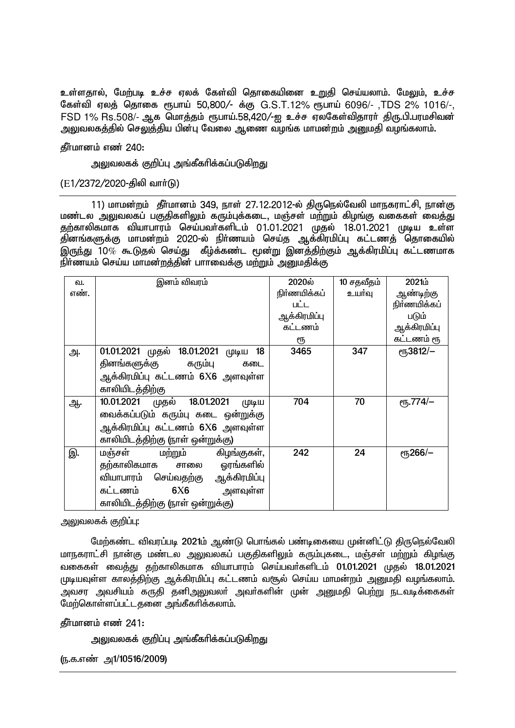உள்ளதால், மேற்படி உச்ச ஏலக் கேள்வி தொகையினை உறுதி செய்யலாம். மேலும், உச்ச கேள்வி ஏலத் தொகை ரூபாய் 50,800/- க்கு G.S.T.12% ரூபாய் 6096/- ,TDS 2% 1016/-, FSD 1% Rs.508/- ஆக மொத்தம் ரூபாய்.58,420/-ஐ உச்ச ஏலகேள்விதாரர் திரு.பி.பரமசிவன் அலுவலகத்தில் செலுத்திய பின்பு வேலை ஆணை வழங்க மாமன்றம் அனுமதி வழங்கலாம்.

தீர்மானம் எண் 240:

அலுவலகக் குறிப்பு அங்கீகரிக்கப்படுகிறது

(E1/2372/2020-திலி வார்டு)

11) மாமன்றம் தீர்மானம் 349, நாள் 27.12.2012-ல் திருநெல்வேலி மாநகராட்சி, நான்கு மண்டல அலுவலகப் பகுதிகளிலும் கரும்புக்கடை, மஞ்சள் மற்றும் கிழங்கு வகைகள் வைத்து தற்காலிகமாக வியாபாரம் செய்பவர்களிடம் 01.01.2021 முதல் 18.01.2021 முடிய உள்ள தினங்களுக்கு மாமன்றம் 2020-ல் நிர்ணயம் செய்த ஆக்கிரமிப்பு கட்டணத் தொகையில் இருந்து 10% கூடுதல் செய்து கீழ்க்கண்ட மூன்று இனத்திற்கும் ஆக்கிரமிப்பு கட்டணமாக நிர்ணயம் செய்ய மாமன்றத்தின் பாாவைக்கு மற்றும் அனுமதிக்கு

| வ. எண். | இனம் விவரம் | 2020ல் நிர்ணயிக்கப் பட்ட ஆக்கிரமிப்பு கட்டணம் ரூ | 10 சதவீதம் உயர்வு | 2021ம் ஆண்டிற்கு நிர்ணயிக்கப் படும் ஆக்கிரமிப்பு கட்டணம் ரூ |
|---|---|---|---|---|
| அ. | 01.01.2021 முதல் 18.01.2021 முடிய 18 தினங்களுக்கு கரும்பு கடை ஆக்கிரமிப்பு கட்டணம் 6X6 அளவுள்ள காலியிடத்திற்கு | 3465 | 347 | ரூ3812/— |
| ஆ. | 10.01.2021 முதல் 18.01.2021 முடிய வைக்கப்படும் கரும்பு கடை ஒன்றுக்கு ஆக்கிரமிப்பு கட்டணம் 6X6 அளவுள்ள காலியிடத்திற்கு (நாள் ஒன்றுக்கு) | 704 | 70 | ரூ.774/— |
| இ. | மஞ்சள் மற்றும் கிழங்குகள், தற்காலிகமாக சாலை ஓரங்களில் வியாபாரம் செய்வதற்கு ஆக்கிரமிப்பு கட்டணம் 6X6 அளவுள்ள காலியிடத்திற்கு (நாள் ஒன்றுக்கு) | 242 | 24 | ரூ266/— |

அலுவலகக் குறிப்பு:

மேற்கண்ட விவரப்படி 2021ம் ஆண்டு பொங்கல் பண்டிகையை முன்னிட்டு திருநெல்வேலி மாநகராட்சி நான்கு மண்டல அலுவலகப் பகுதிகளிலும் கரும்புகடை, மஞ்சள் மற்றும் கிழங்கு வகைகள் வைத்து தற்காலிகமாக வியாபாரம் செய்பவர்களிடம் 01.01.2021 முதல் 18.01.2021 முடியவுள்ள காலத்திற்கு ஆக்கிரமிப்பு கட்டணம் வசூல் செய்ய மாமன்றம் அனுமதி வழங்கலாம். அவசர அவசியம் கருதி தனிஅலுவலர் அவர்களின் முன் அனுமதி பெற்று நடவடிக்கைகள் மேற்கொள்ளப்பட்டதனை அங்கீகரிக்கலாம்.

தீர்மானம் எண் 241:

அலுவலகக் குறிப்பு அங்கீகரிக்கப்படுகிறது

(ந.க.எண் அ1/10516/2009)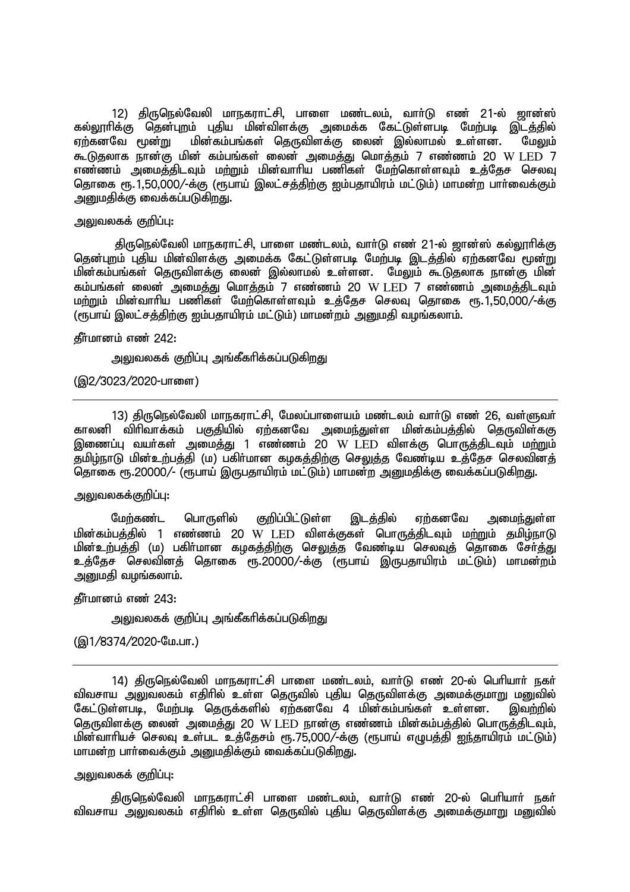12) திருநெல்வேலி மாநகராட்சி, பாளை மண்டலம், வார்டு எண் 21-ல் ஜான்ஸ் கல்லூரிக்கு தென்புறம் புதிய மின்விளக்கு அமைக்க கேட்டுள்ளபடி மேற்படி இடத்தில் ஏற்கனவே மூன்று மின்கம்பங்கள் தெருவிளக்கு லைன் இல்லாமல் உள்ளன. மேலும் கூடுதலாக நான்கு மின் கம்பங்கள் லைன் அமைத்து மொத்தம் 7 எண்ணம் 20 W LED 7 எண்ணம் அமைத்திடவும் மற்றும் மின்வாரிய பணிகள் மேற்கொள்ளவும் உத்தேச செலவு தொகை ரூ.1,50,000/-க்கு (ரூபாய் இலட்சத்திற்கு ஐம்பதாயிரம் மட்டும்) மாமன்ற பார்வைக்கும் அனுமதிக்கு வைக்கப்படுகிறது.

அலுவலகக் குறிப்பு:

திருநெல்வேலி மாநகராட்சி, பாளை மண்டலம், வார்டு எண் 21-ல் ஜான்ஸ் கல்லூரிக்கு தென்புறம் புதிய மின்விளக்கு அமைக்க கேட்டுள்ளபடி மேற்படி இடத்தில் ஏற்கனவே மூன்று மின்கம்பங்கள் தெருவிளக்கு லைன் இல்லாமல் உள்ளன. மேலும் கூடுதலாக நான்கு மின் கம்பங்கள் லைன் அமைத்து மொத்தம் 7 எண்ணம் 20 W LED 7 எண்ணம் அமைத்திடவும் மற்றும் மின்வாரிய பணிகள் மேற்கொள்ளவும் உத்தேச செலவு தொகை ரூ.1,50,000/-க்கு (ரூபாய் இலட்சத்திற்கு ஐம்பதாயிரம் மட்டும்) மாமன்றம் அனுமதி வழங்கலாம்.

தீர்மானம் எண் 242:

அலுவலகக் குறிப்பு அங்கீகரிக்கப்படுகிறது

(இ2/3023/2020-பாளை)

---

13) திருநெல்வேலி மாநகராட்சி, மேலப்பாளையம் மண்டலம் வார்டு எண் 26, வள்ளுவர் காலனி விரிவாக்கம் பகுதியில் ஏற்கனவே அமைந்துள்ள மின்கம்பத்தில் தெருவிள்கக்கு இணைப்பு வயர்கள் அமைத்து 1 எண்ணம் 20 W LED விளக்கு பொருத்திடவும் மற்றும் தமிழ்நாடு மின்உற்பத்தி (ம) பகிர்மான கழகத்திற்கு செலுத்த வேண்டிய உத்தேச செலவினத் தொகை ரூ.20000/- (ரூபாய் இருபதாயிரம் மட்டும்) மாமன்ற அனுமதிக்கு வைக்கப்படுகிறது.

அலுவலகக்குறிப்பு:

மேற்கண்ட பொருளில் குறிப்பிட்டுள்ள இடத்தில் ஏற்கனவே அமைந்துள்ள மின்கம்பத்தில் 1 எண்ணம் 20 W LED விளக்குகள் பொருத்திடவும் மற்றும் தமிழ்நாடு மின்உற்பத்தி (ம) பகிர்மான கழகத்திற்கு செலுத்த வேண்டிய செலவுத் தொகை சேர்த்து உத்தேச செலவினத் தொகை ரூ.20000/-க்கு (ரூபாய் இருபதாயிரம் மட்டும்) மாமன்றம் அனுமதி வழங்கலாம்.

தீர்மானம் எண் 243:

அலுவலகக் குறிப்பு அங்கீகரிக்கப்படுகிறது

(இ1/8374/2020-மே.பா.)

---

14) திருநெல்வேலி மாநகராட்சி பாளை மண்டலம், வார்டு எண் 20-ல் பெரியார் நகர் விவசாய அலுவலகம் எதிரில் உள்ள தெருவில் புதிய தெருவிளக்கு அமைக்குமாறு மனுவில் கேட்டுள்ளபடி, மேற்படி தெருக்களில் ஏற்கனவே 4 மின்கம்பங்கள் உள்ளன. இவற்றில் தெருவிளக்கு லைன் அமைத்து 20 W LED நான்கு எண்ணம் மின்கம்பத்தில் பொருத்திடவும், மின்வாரியச் செலவு உள்பட உத்தேசம் ரூ.75,000/-க்கு (ரூபாய் எழுபத்தி ஐந்தாயிரம் மட்டும்) மாமன்ற பார்வைக்கும் அனுமதிக்கும் வைக்கப்படுகிறது.

அலுவலகக் குறிப்பு:

திருநெல்வேலி மாநகராட்சி பாளை மண்டலம், வார்டு எண் 20-ல் பெரியார் நகர் விவசாய அலுவலகம் எதிரில் உள்ள தெருவில் புதிய தெருவிளக்கு அமைக்குமாறு மனுவில்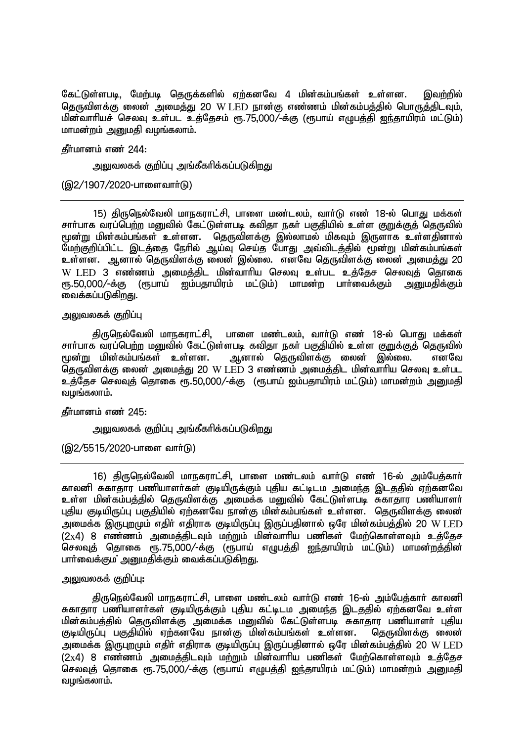கேட்டுள்ளபடி, மேற்படி தெருக்களில் ஏற்கனவே 4 மின்கம்பங்கள் உள்ளன. இவற்றில் தெருவிளக்கு லைன் அமைத்து 20 W LED நான்கு எண்ணம் மின்கம்பத்தில் பொருத்திடவும், மின்வாரியச் செலவு உள்பட உத்தேசம் ரூ.75,000/-க்கு (ரூபாய் எழுபத்தி ஐந்தாயிரம் மட்டும்) மாமன்றம் அனுமதி வழங்கலாம்.

தீர்மானம் எண் 244:

அலுவலகக் குறிப்பு அங்கீகரிக்கப்படுகிறது

(இ2/1907/2020-பாளைவார்டு)

---

15) திருநெல்வேலி மாநகராட்சி, பாளை மண்டலம், வார்டு எண் 18-ல் பொது மக்கள் சார்பாக வரப்பெற்ற மனுவில் கேட்டுள்ளபடி கவிதா நகர் பகுதியில் உள்ள குறுக்குத் தெருவில் மூன்று மின்கம்பங்கள் உள்ளன. தெருவிளக்கு இல்லாமல் மிகவும் இருளாக உள்ளதினால் மேற்குறிப்பிட்ட இடத்தை நேரில் ஆய்வு செய்த போது அவ்விடத்தில் மூன்று மின்கம்பங்கள் உள்ளன. ஆனால் தெருவிளக்கு லைன் இல்லை. எனவே தெருவிளக்கு லைன் அமைத்து 20 W LED 3 எண்ணம் அமைத்திட மின்வாரிய செலவு உள்பட உத்தேச செலவுத் தொகை ரூ.50,000/-க்கு (ரூபாய் ஐம்பதாயிரம் மட்டும்) மாமன்ற பார்வைக்கும் அனுமதிக்கும் வைக்கப்படுகிறது.

அலுவலகக் குறிப்பு

திருநெல்வேலி மாநகராட்சி, பாளை மண்டலம், வார்டு எண் 18-ல் பொது மக்கள் சார்பாக வரப்பெற்ற மனுவில் கேட்டுள்ளபடி கவிதா நகர் பகுதியில் உள்ள குறுக்குத் தெருவில் மூன்று மின்கம்பங்கள் உள்ளன. ஆனால் தெருவிளக்கு லைன் இல்லை. எனவே தெருவிளக்கு லைன் அமைத்து 20 W LED 3 எண்ணம் அமைத்திட மின்வாரிய செலவு உள்பட உத்தேச செலவுத் தொகை ரூ.50,000/-க்கு (ரூபாய் ஐம்பதாயிரம் மட்டும்) மாமன்றம் அனுமதி வழங்கலாம்.

தீர்மானம் எண் 245:

அலுவலகக் குறிப்பு அங்கீகரிக்கப்படுகிறது

(இ2/5515/2020-பாளை வார்டு)

---

16) திருநெல்வேலி மாநகராட்சி, பாளை மண்டலம் வார்டு எண் 16-ல் அம்பேத்கார் காலனி சுகாதார பணியாளர்கள் குடியிருக்கும் புதிய கட்டிடம அமைந்த இடததில் ஏற்கனவே உள்ள மின்கம்பத்தில் தெருவிளக்கு அமைக்க மனுவில் கேட்டுள்ளபடி சுகாதார பணியாளர் புதிய குடியிருப்பு பகுதியில் ஏற்கனவே நான்கு மின்கம்பங்கள் உள்ளன. தெருவிளக்கு லைன் அமைக்க இருபுறமும் எதிர் எதிராக குடியிருப்பு இருப்பதினால் ஒரே மின்கம்பத்தில் 20 W LED (2x4) 8 எண்ணம் அமைத்திடவும் மற்றும் மின்வாரிய பணிகள் மேற்கொள்ளவும் உத்தேச செலவுத் தொகை ரூ.75,000/-க்கு (ரூபாய் எழுபத்தி ஐந்தாயிரம் மட்டும்) மாமன்றத்தின் பார்வைக்கும் அனுமதிக்கும் வைக்கப்படுகிறது.

அலுவலகக் குறிப்பு:

திருநெல்வேலி மாநகராட்சி, பாளை மண்டலம் வார்டு எண் 16-ல் அம்பேத்கார் காலனி சுகாதார பணியாளர்கள் குடியிருக்கும் புதிய கட்டிடம அமைந்த இடததில் ஏற்கனவே உள்ள மின்கம்பத்தில் தெருவிளக்கு அமைக்க மனுவில் கேட்டுள்ளபடி சுகாதார பணியாளர் புதிய குடியிருப்பு பகுதியில் ஏற்கனவே நான்கு மின்கம்பங்கள் உள்ளன. தெருவிளக்கு லைன் அமைக்க இருபுறமும் எதிர் எதிராக குடியிருப்பு இருப்பதினால் ஒரே மின்கம்பத்தில் 20 W LED (2x4) 8 எண்ணம் அமைத்திடவும் மற்றும் மின்வாரிய பணிகள் மேற்கொள்ளவும் உத்தேச செலவுத் தொகை ரூ.75,000/-க்கு (ரூபாய் எழுபத்தி ஐந்தாயிரம் மட்டும்) மாமன்றம் அனுமதி வழங்கலாம்.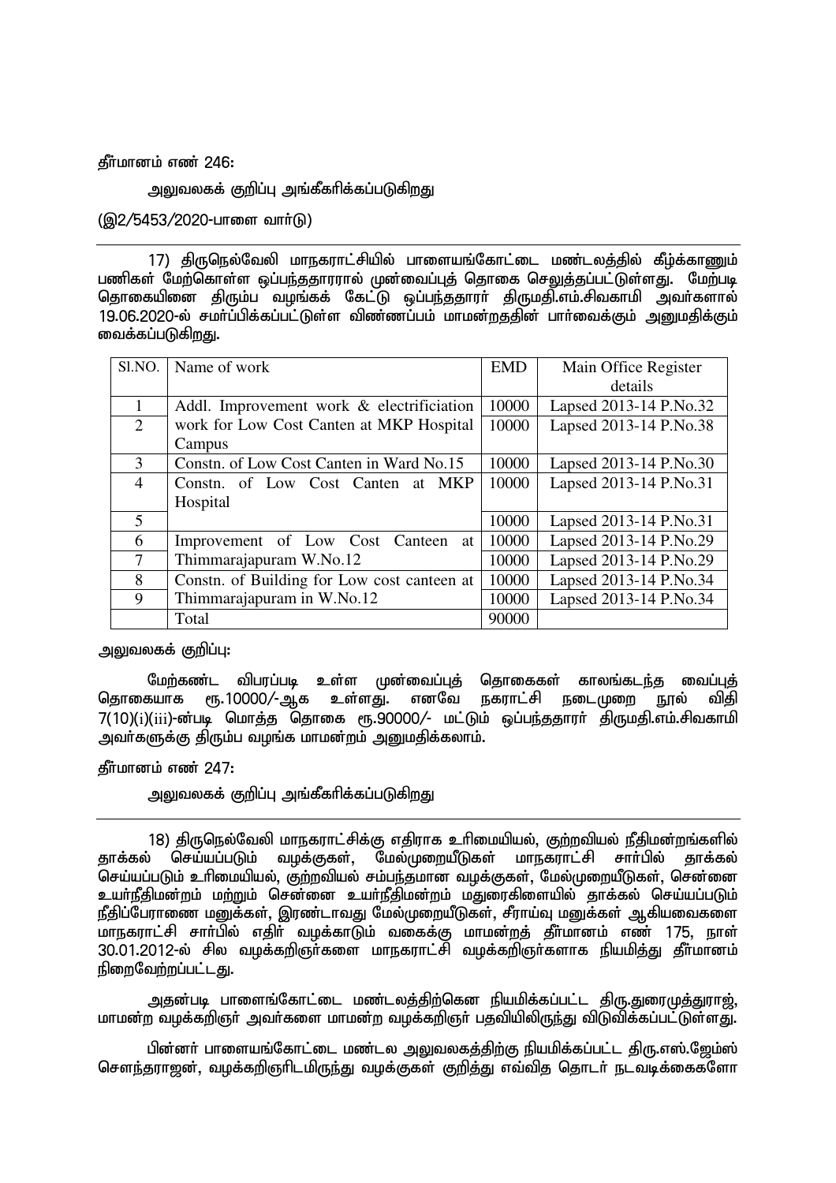தீர்மானம் எண் 246:

அலுவலகக் குறிப்பு அங்கீகரிக்கப்படுகிறது

(இ2/5453/2020-பாளை வார்டு)

17) திருநெல்வேலி மாநகராட்சியில் பாளையங்கோட்டை மண்டலத்தில் கீழ்க்காணும் பணிகள் மேற்கொள்ள ஒப்பந்ததாரரால் முன்வைப்புத் தொகை செலுத்தப்பட்டுள்ளது. மேற்படி தொகையினை திரும்ப வழங்கக் கேட்டு ஒப்பந்ததாரர் திருமதி.எம்.சிவகாமி அவர்களால் 19.06.2020-ல் சமர்ப்பிக்கப்பட்டுள்ள விண்ணப்பம் மாமன்றததின் பார்வைக்கும் அனுமதிக்கும் வைக்கப்படுகிறது.

| Sl.NO. | Name of work | EMD | Main Office Register details |
|---|---|---|---|
| 1 | Addl. Improvement work & electrificiation work for Low Cost Canten at MKP Hospital Campus | 10000 | Lapsed 2013-14 P.No.32 |
| 2 | | 10000 | Lapsed 2013-14 P.No.38 |
| 3 | Constn. of Low Cost Canten in Ward No.15 | 10000 | Lapsed 2013-14 P.No.30 |
| 4 | Constn. of Low Cost Canten at MKP Hospital | 10000 | Lapsed 2013-14 P.No.31 |
| 5 | | 10000 | Lapsed 2013-14 P.No.31 |
| 6 | Improvement of Low Cost Canteen at Thimmarajapuram W.No.12 | 10000 | Lapsed 2013-14 P.No.29 |
| 7 | | 10000 | Lapsed 2013-14 P.No.29 |
| 8 | Constn. of Building for Low cost canteen at Thimmarajapuram in W.No.12 | 10000 | Lapsed 2013-14 P.No.34 |
| 9 | | 10000 | Lapsed 2013-14 P.No.34 |
| | Total | 90000 | |

அலுவலகக் குறிப்பு:

மேற்கண்ட விபரப்படி உள்ள முன்வைப்புத் தொகைகள் காலங்கடந்த வைப்புத் தொகையாக ரூ.10000/-ஆக உள்ளது. எனவே நகராட்சி நடைமுறை நூல் விதி 7(10)(i)(iii)-ன்படி மொத்த தொகை ரூ.90000/- மட்டும் ஒப்பந்ததாரர் திருமதி.எம்.சிவகாமி அவர்களுக்கு திரும்ப வழங்க மாமன்றம் அனுமதிக்கலாம்.

தீர்மானம் எண் 247:

அலுவலகக் குறிப்பு அங்கீகரிக்கப்படுகிறது

18) திருநெல்வேலி மாநகராட்சிக்கு எதிராக உரிமையியல், குற்றவியல் நீதிமன்றங்களில் தாக்கல் செய்யப்படும் வழக்குகள், மேல்முறையீடுகள் மாநகராட்சி சார்பில் தாக்கல் செய்யப்படும் உரிமையியல், குற்றவியல் சம்பந்தமான வழக்குகள், மேல்முறையீடுகள், சென்னை உயர்நீதிமன்றம் மற்றும் சென்னை உயர்நீதிமன்றம் மதுரைகிளையில் தாக்கல் செய்யப்படும் நீதிப்பேராணை மனுக்கள், இரண்டாவது மேல்முறையீடுகள், சீராய்வு மனுக்கள் ஆகியவைகளை மாநகராட்சி சார்பில் எதிர் வழக்காடும் வகைக்கு மாமன்றத் தீர்மானம் எண் 175, நாள் 30.01.2012-ல் சில வழக்கறிஞர்களை மாநகராட்சி வழக்கறிஞர்களாக நியமித்து தீர்மானம் நிறைவேற்றப்பட்டது.

அதன்படி பாளையங்கோட்டை மண்டலத்திற்கென நியமிக்கப்பட்ட திரு.துரைமுத்துராஜ், மாமன்ற வழக்கறிஞர் அவர்களை மாமன்ற வழக்கறிஞர் பதவியிலிருந்து விடுவிக்கப்பட்டுள்ளது.

பின்னர் பாளையங்கோட்டை மண்டல அலுவலகத்திற்கு நியமிக்கப்பட்ட திரு.எஸ்.ஜேம்ஸ் சௌந்தராஜன், வழக்கறிஞரிடமிருந்து வழக்குகள் குறித்து எவ்வித தொடர் நடவடிக்கைகளோ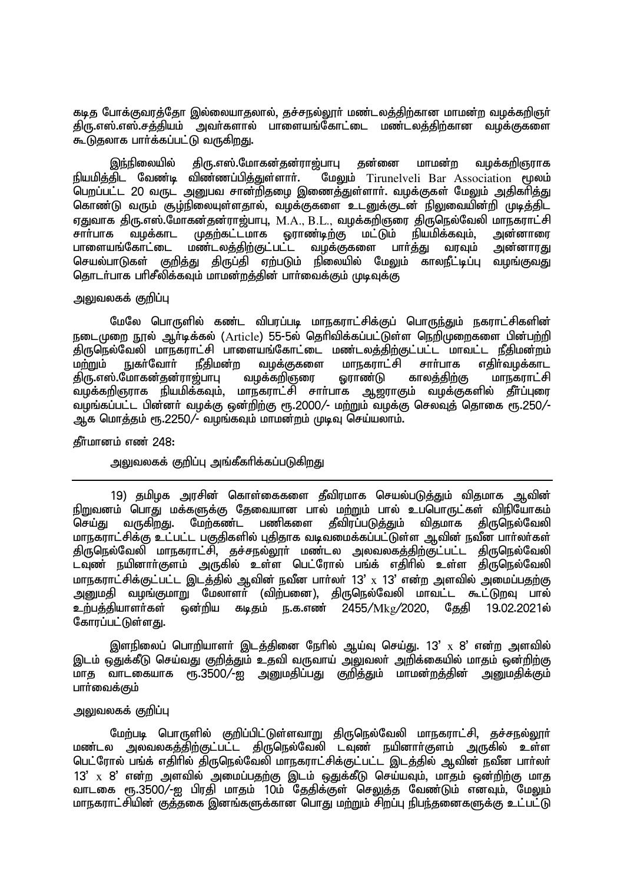கடித போக்குவரத்தோ இல்லையாதலால், தச்சநல்லூர் மண்டலத்திற்கான மாமன்ற வழக்கறிஞர் திரு.எஸ்.எஸ்.சத்தியம் அவர்களால் பாளையங்கோட்டை மண்டலத்திற்கான வழக்குகளை கூடுதலாக பார்க்கப்பட்டு வருகிறது.

இந்நிலையில் திரு.எஸ்.மோகன்தன்ராஜ்பாபு தன்னை மாமன்ற வழக்கறிஞராக நியமித்திட வேண்டி விண்ணப்பித்துள்ளார். மேலும் Tirunelveli Bar Association மூலம் பெறப்பட்ட 20 வருட அனுபவ சான்றிதழை இணைத்துள்ளார். வழக்குகள் மேலும் அதிகரித்து கொண்டு வரும் சூழ்நிலையுள்ளதால், வழக்குகளை உடனுக்குடன் நிலுவையின்றி முடித்திட ஏதுவாக திரு.எஸ்.மோகன்தன்ராஜ்பாபு, M.A., B.L., வழக்கறிஞரை திருநெல்வேலி மாநகராட்சி சார்பாக வழக்காட முதற்கட்டமாக ஓராண்டிற்கு மட்டும் நியமிக்கவும், அன்னாரை பாளையங்கோட்டை மண்டலத்திற்குட்பட்ட வழக்குகளை பார்த்து வரவும் அன்னாரது செயல்பாடுகள் குறித்து திருப்தி ஏற்படும் நிலையில் மேலும் காலநீட்டிப்பு வழங்குவது தொடர்பாக பரிசீலிக்கவும் மாமன்றத்தின் பார்வைக்கும் முடிவுக்கு

அலுவலகக் குறிப்பு

மேலே பொருளில் கண்ட விபரப்படி மாநகராட்சிக்குப் பொருந்தும் நகராட்சிகளின் நடைமுறை நூல் ஆர்டிக்கல் (Article) 55-5ல் தெரிவிக்கப்பட்டுள்ள நெறிமுறைகளை பின்பற்றி திருநெல்வேலி மாநகராட்சி பாளையங்கோட்டை மண்டலத்திற்குட்பட்ட மாவட்ட நீதிமன்றம் மற்றும் நுகர்வோர் நீதிமன்ற வழக்குகளை மாநகராட்சி சார்பாக எதிர்வழக்காட திரு.எஸ்.மோகன்தன்ராஜ்பாபு வழக்கறிஞரை ஓராண்டு காலத்திற்கு மாநகராட்சி வழக்கறிஞராக நியமிக்கவும், மாநகராட்சி சார்பாக ஆஜராகும் வழக்குகளில் தீர்ப்புரை வழங்கப்பட்ட பின்னர் வழக்கு ஒன்றிற்கு ரூ.2000/- மற்றும் வழக்கு செலவுத் தொகை ரூ.250/- ஆக மொத்தம் ரூ.2250/- வழங்கவும் மாமன்றம் முடிவு செய்யலாம்.

தீர்மானம் எண் 248:

அலுவலகக் குறிப்பு அங்கீகரிக்கப்படுகிறது

---

19) தமிழக அரசின் கொள்கைகளை தீவிரமாக செயல்படுத்தும் விதமாக ஆவின் நிறுவனம் பொது மக்களுக்கு தேவையான பால் மற்றும் பால் உபபொருட்கள் விநியோகம் செய்து வருகிறது. மேற்கண்ட பணிகளை தீவிரப்படுத்தும் விதமாக திருநெல்வேலி மாநகராட்சிக்கு உட்பட்ட பகுதிகளில் புதிதாக வடிவமைக்கப்பட்டுள்ள ஆவின் நவீன பார்லர்கள் திருநெல்வேலி மாநகராட்சி, தச்சநல்லூர் மண்டல அலவலகத்திற்குட்பட்ட திருநெல்வேலி டவுண் நயினார்குளம் அருகில் உள்ள பெட்ரோல் பங்க் எதிரில் உள்ள திருநெல்வேலி மாநகராட்சிக்குட்பட்ட இடத்தில் ஆவின் நவீன பார்லர் 13' x 13' என்ற அளவில் அமைப்பதற்கு அனுமதி வழங்குமாறு மேலாளர் (விற்பனை), திருநெல்வேலி மாவட்ட கூட்டுறவு பால் உற்பத்தியாளர்கள் ஒன்றிய கடிதம் ந.க.எண் 2455/Mkg/2020, தேதி 19.02.2021ல் கோரப்பட்டுள்ளது.

இளநிலைப் பொறியாளர் இடத்தினை நேரில் ஆய்வு செய்து. 13' x 8' என்ற அளவில் இடம் ஒதுக்கீடு செய்வது குறித்தும் உதவி வருவாய் அலுவலர் அறிக்கையில் மாதம் ஒன்றிற்கு மாத வாடகையாக ரூ.3500/-ஐ அனுமதிப்பது குறித்தும் மாமன்றத்தின் அனுமதிக்கும் பார்வைக்கும்

அலுவலகக் குறிப்பு

மேற்படி பொருளில் குறிப்பிட்டுள்ளவாறு திருநெல்வேலி மாநகராட்சி, தச்சநல்லூர் மண்டல அலுவலகத்திற்குட்பட்ட திருநெல்வேலி டவுண் நயினார்குளம் அருகில் உள்ள பெட்ரோல் பங்க் எதிரில் திருநெல்வேலி மாநகராட்சிக்குட்பட்ட இடத்தில் ஆவின் நவீன பார்லர் 13' x 8' என்ற அளவில் அமைப்பதற்கு இடம் ஒதுக்கீடு செய்யவும், மாதம் ஒன்றிற்கு மாத வாடகை ரூ.3500/-ஐ பிரதி மாதம் 10ம் தேதிக்குள் செலுத்த வேண்டும் எனவும், மேலும் மாநகராட்சியின் குத்தகை இனங்களுக்கான பொது மற்றும் சிறப்பு நிபந்தனைகளுக்கு உட்பட்டு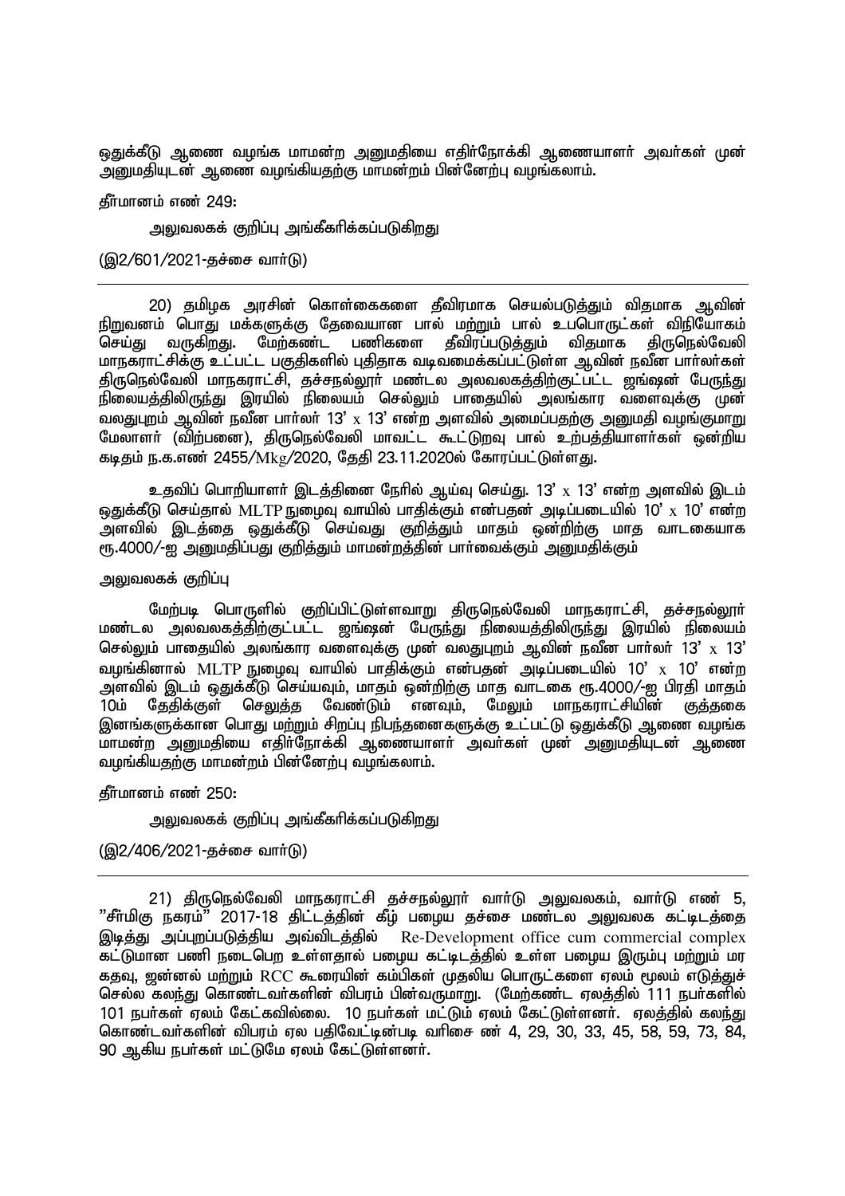ஒதுக்கீடு ஆணை வழங்க மாமன்ற அனுமதியை எதிர்நோக்கி ஆணையாளர் அவர்கள் முன் அனுமதியுடன் ஆணை வழங்கியதற்கு மாமன்றம் பின்னேற்பு வழங்கலாம்.

தீர்மானம் எண் 249:

அலுவலகக் குறிப்பு அங்கீகரிக்கப்படுகிறது

(இ2/601/2021-தச்சை வார்டு)

---

20) தமிழக அரசின் கொள்கைகளை தீவிரமாக செயல்படுத்தும் விதமாக ஆவின் நிறுவனம் பொது மக்களுக்கு தேவையான பால் மற்றும் பால் உபபொருட்கள் விநியோகம் செய்து வருகிறது. மேற்கண்ட பணிகளை தீவிரப்படுத்தும் விதமாக திருநெல்வேலி மாநகராட்சிக்கு உட்பட்ட பகுதிகளில் புதிதாக வடிவமைக்கப்பட்டுள்ள ஆவின் நவீன பார்லர்கள் திருநெல்வேலி மாநகராட்சி, தச்சநல்லூர் மண்டல அலவலகத்திற்குட்பட்ட ஜங்ஷன் பேருந்து நிலையத்திலிருந்து இரயில் நிலையம் செல்லும் பாதையில் அலங்கார வளைவுக்கு முன் வலதுபுறம் ஆவின் நவீன பார்லர் 13' x 13' என்ற அளவில் அமைப்பதற்கு அனுமதி வழங்குமாறு மேலாளர் (விற்பனை), திருநெல்வேலி மாவட்ட கூட்டுறவு பால் உற்பத்தியாளர்கள் ஒன்றிய கடிதம் ந.க.எண் 2455/Mkg/2020, தேதி 23.11.2020ல் கோரப்பட்டுள்ளது.

உதவிப் பொறியாளர் இடத்தினை நேரில் ஆய்வு செய்து. 13' x 13' என்ற அளவில் இடம் ஒதுக்கீடு செய்தால் MLTP நுழைவு வாயில் பாதிக்கும் என்பதன் அடிப்படையில் 10' x 10' என்ற அளவில் இடத்தை ஒதுக்கீடு செய்வது குறித்தும் மாதம் ஒன்றிற்கு மாத வாடகையாக ரூ.4000/-ஐ அனுமதிப்பது குறித்தும் மாமன்றத்தின் பார்வைக்கும் அனுமதிக்கும்

அலுவலகக் குறிப்பு

மேற்படி பொருளில் குறிப்பிட்டுள்ளவாறு திருநெல்வேலி மாநகராட்சி, தச்சநல்லூர் மண்டல அலவலகத்திற்குட்பட்ட ஜங்ஷன் பேருந்து நிலையத்திலிருந்து இரயில் நிலையம் செல்லும் பாதையில் அலங்கார வளைவுக்கு முன் வலதுபுறம் ஆவின் நவீன பார்லர் 13' x 13' வழங்கினால் MLTP நுழைவு வாயில் பாதிக்கும் என்பதன் அடிப்படையில் 10' x 10' என்ற அளவில் இடம் ஒதுக்கீடு செய்யவும், மாதம் ஒன்றிற்கு மாத வாடகை ரூ.4000/-ஐ பிரதி மாதம் 10ம் தேதிக்குள் செலுத்த வேண்டும் எனவும், மேலும் மாநகராட்சியின் குத்தகை இனங்களுக்கான பொது மற்றும் சிறப்பு நிபந்தனைகளுக்கு உட்பட்டு ஒதுக்கீடு ஆணை வழங்க மாமன்ற அனுமதியை எதிர்நோக்கி ஆணையாளர் அவர்கள் முன் அனுமதியுடன் ஆணை வழங்கியதற்கு மாமன்றம் பின்னேற்பு வழங்கலாம்.

தீர்மானம் எண் 250:

அலுவலகக் குறிப்பு அங்கீகரிக்கப்படுகிறது

(இ2/406/2021-தச்சை வார்டு)

---

21) திருநெல்வேலி மாநகராட்சி தச்சநல்லூர் வார்டு அலுவலகம், வார்டு எண் 5, "சீர்மிகு நகரம்" 2017-18 திட்டத்தின் கீழ் பழைய தச்சை மண்டல அலுவலக கட்டிடத்தை இடித்து அப்புறப்படுத்திய அவ்விடத்தில் Re-Development office cum commercial complex கட்டுமான பணி நடைபெற உள்ளதால் பழைய கட்டிடத்தில் உள்ள பழைய இரும்பு மற்றும் மர கதவு, ஜன்னல் மற்றும் RCC கூரையின் கம்பிகள் முதலிய பொருட்களை ஏலம் மூலம் எடுத்துச் செல்ல கலந்து கொண்டவர்களின் விபரம் பின்வருமாறு. (மேற்கண்ட ஏலத்தில் 111 நபர்களில் 101 நபர்கள் ஏலம் கேட்கவில்லை. 10 நபர்கள் மட்டும் ஏலம் கேட்டுள்ளனர். ஏலத்தில் கலந்து கொண்டவர்களின் விபரம் ஏல பதிவேட்டின்படி வரிசை ண் 4, 29, 30, 33, 45, 58, 59, 73, 84, 90 ஆகிய நபர்கள் மட்டுமே ஏலம் கேட்டுள்ளனர்.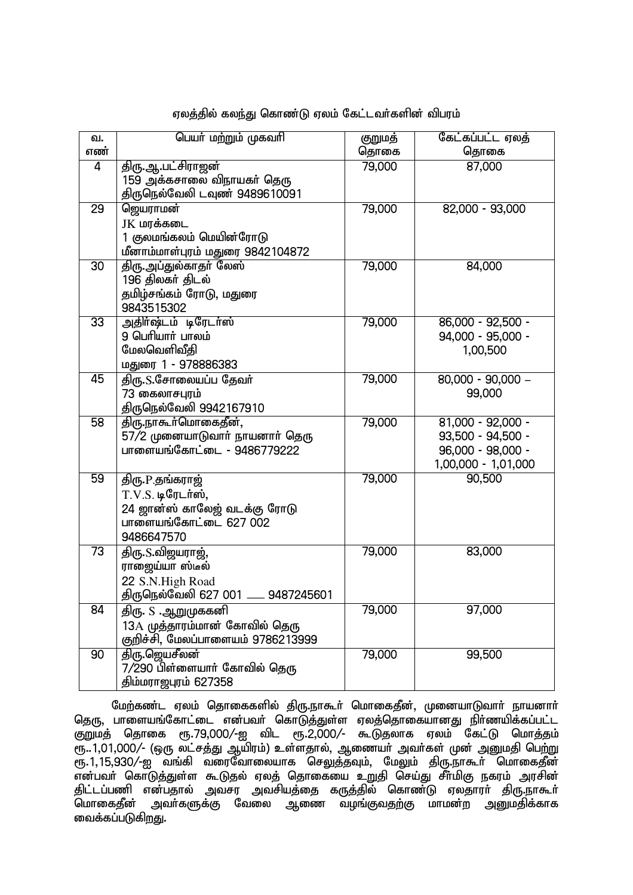ஏலத்தில் கலந்து கொண்டு ஏலம் கேட்டவர்களின் விபரம்

| வ. எண் | பெயர் மற்றும் முகவரி | குறுமத் தொகை | கேட்கப்பட்ட ஏலத் தொகை |
|---|---|---|---|
| 4 | திரு.ஆ.பட்சிராஜன்<br>159 அக்கசாலை விநாயகர் தெரு<br>திருநெல்வேலி டவுண் 9489610091 | 79,000 | 87,000 |
| 29 | ஜெயராமன்<br>JK மரக்கடை<br>1 குலமங்கலம் மெயின்ரோடு<br>மீனாம்மாள்புரம் மதுரை 9842104872 | 79,000 | 82,000 - 93,000 |
| 30 | திரு.அப்துல்காதர் லேஸ்<br>196 திலகர் திடல்<br>தமிழ்சங்கம் ரோடு, மதுரை<br>9843515302 | 79,000 | 84,000 |
| 33 | அதிர்ஷ்டம் டிரேடர்ஸ்<br>9 பெரியார் பாலம்<br>மேலவெளிவீதி<br>மதுரை 1 - 978886383 | 79,000 | 86,000 - 92,500 - 94,000 - 95,000 - 1,00,500 |
| 45 | திரு.S.சோலையப்ப தேவர்<br>73 கைலாசபுரம்<br>திருநெல்வேலி 9942167910 | 79,000 | 80,000 - 90,000 – 99,000 |
| 58 | திரு.நாகூர்மொகைதீன்,<br>57/2 முனையாடுவார் நாயனார் தெரு<br>பாளையங்கோட்டை - 9486779222 | 79,000 | 81,000 - 92,000 - 93,500 - 94,500 - 96,000 - 98,000 - 1,00,000 - 1,01,000 |
| 59 | திரு.P.தங்கராஜ்<br>T.V.S. டிரேடர்ஸ்,<br>24 ஜான்ஸ் காலேஜ் வடக்கு ரோடு<br>பாளையங்கோட்டை 627 002<br>9486647570 | 79,000 | 90,500 |
| 73 | திரு.S.விஜயராஜ்,<br>ராஜைய்யா ஸ்டீல்<br>22 S.N.High Road<br>திருநெல்வேலி 627 001 ___ 9487245601 | 79,000 | 83,000 |
| 84 | திரு. S .ஆறுமுககனி<br>13A முத்தாரம்மான் கோவில் தெரு<br>குறிச்சி, மேலப்பாளையம் 9786213999 | 79,000 | 97,000 |
| 90 | திரு.ஜெயசீலன்<br>7/290 பிள்ளையார் கோவில் தெரு<br>திம்மராஜபுரம் 627358 | 79,000 | 99,500 |

மேற்கண்ட ஏலம் தொகைகளில் திரு.நாகூர் மொகைதீன், முனையாடுவார் நாயனார் தெரு, பாளையங்கோட்டை என்பவர் கொடுத்துள்ள ஏலத்தொகையானது நிர்ணயிக்கப்பட்ட குறுமத் தொகை ரூ.79,000/-ஐ விட ரூ.2,000/- கூடுதலாக ஏலம் கேட்டு மொத்தம் ரூ..1,01,000/- (ஒரு லட்சத்து ஆயிரம்) உள்ளதால், ஆணையர் அவர்கள் முன் அனுமதி பெற்று ரூ.1,15,930/-ஐ வங்கி வரைவோலையாக செலுத்தவும், மேலும் திரு.நாகூர் மொகைதீன் என்பவர் கொடுத்துள்ள கூடுதல் ஏலத் தொகையை உறுதி செய்து சீர்மிகு நகரம் அரசின் திட்டப்பணி என்பதால் அவசர அவசியத்தை கருத்தில் கொண்டு ஏலதாரர் திரு.நாகூர் மொகைதீன் அவர்களுக்கு வேலை ஆணை வழங்குவதற்கு மாமன்ற அனுமதிக்காக வைக்கப்படுகிறது.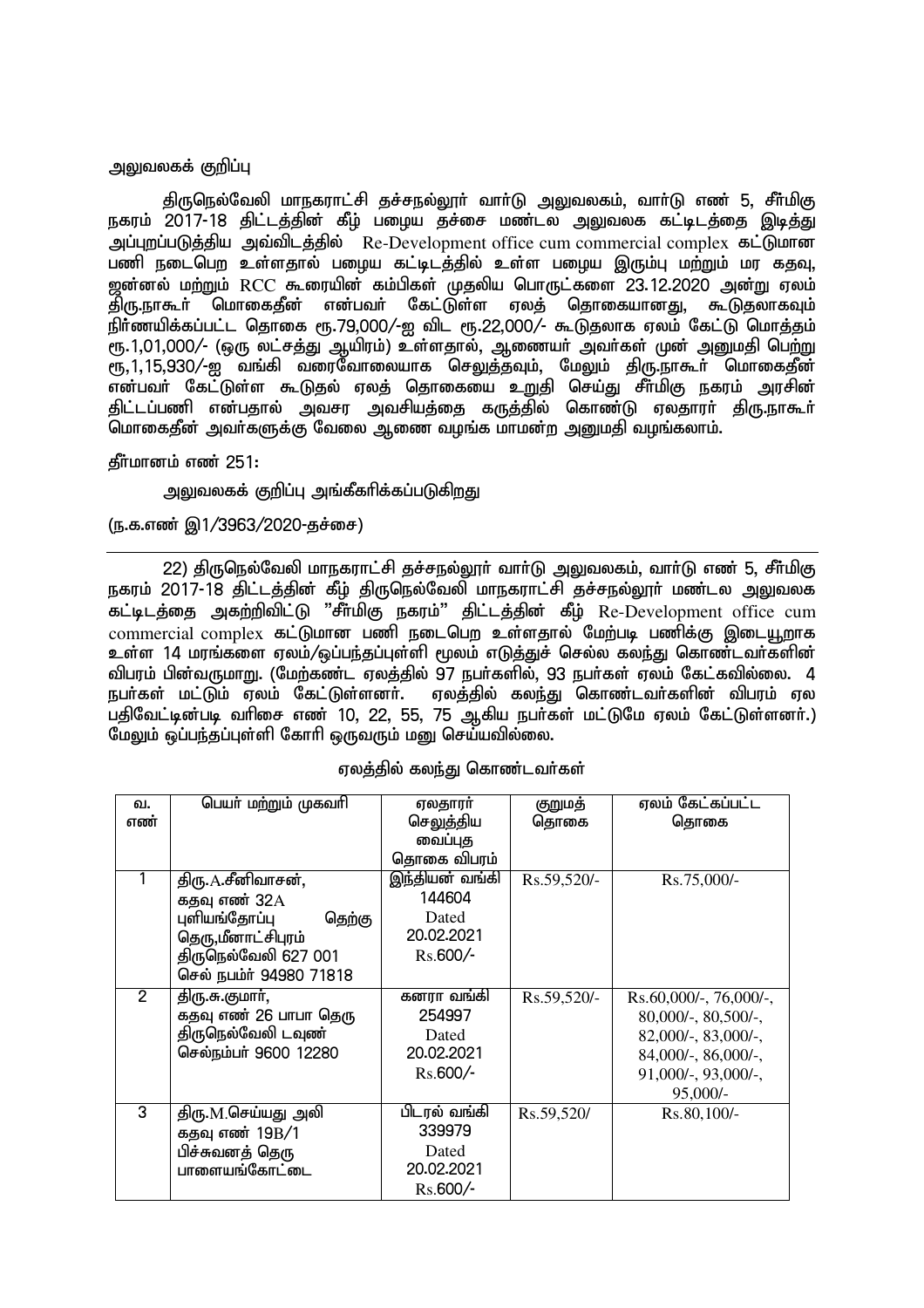அலுவலகக் குறிப்பு

திருநெல்வேலி மாநகராட்சி தச்சநல்லூர் வார்டு அலுவலகம், வார்டு எண் 5, சீர்மிகு நகரம் 2017-18 திட்டத்தின் கீழ் பழைய தச்சை மண்டல அலுவலக கட்டிடத்தை இடித்து அப்புறப்படுத்திய அவ்விடத்தில் Re-Development office cum commercial complex கட்டுமான பணி நடைபெற உள்ளதால் பழைய கட்டிடத்தில் உள்ள பழைய இரும்பு மற்றும் மர கதவு, ஜன்னல் மற்றும் RCC கூரையின் கம்பிகள் முதலிய பொருட்களை 23.12.2020 அன்று ஏலம் திரு.நாகூர் மொகைதீன் என்பவர் கேட்டுள்ள ஏலத் தொகையானது, கூடுதலாகவும் நிர்ணயிக்கப்பட்ட தொகை ரூ.79,000/-ஐ விட ரூ.22,000/- கூடுதலாக ஏலம் கேட்டு மொத்தம் ரூ.1,01,000/- (ஒரு லட்சத்து ஆயிரம்) உள்ளதால், ஆணையர் அவர்கள் முன் அனுமதி பெற்று ரூ,1,15,930/-ஐ வங்கி வரைவோலையாக செலுத்தவும், மேலும் திரு.நாகூர் மொகைதீன் என்பவர் கேட்டுள்ள கூடுதல் ஏலத் தொகையை உறுதி செய்து சீர்மிகு நகரம் அரசின் திட்டப்பணி என்பதால் அவசர அவசியத்தை கருத்தில் கொண்டு ஏலதாரர் திரு.நாகூர் மொகைதீன் அவர்களுக்கு வேலை ஆணை வழங்க மாமன்ற அனுமதி வழங்கலாம்.

தீர்மானம் எண் 251:

அலுவலகக் குறிப்பு அங்கீகரிக்கப்படுகிறது

(ந.க.எண் இ1/3963/2020-தச்சை)

---

22) திருநெல்வேலி மாநகராட்சி தச்சநல்லூர் வார்டு அலுவலகம், வார்டு எண் 5, சீர்மிகு நகரம் 2017-18 திட்டத்தின் கீழ் திருநெல்வேலி மாநகராட்சி தச்சநல்லூர் மண்டல அலுவலக கட்டிடத்தை அகற்றிவிட்டு "சீர்மிகு நகரம்" திட்டத்தின் கீழ் Re-Development office cum commercial complex கட்டுமான பணி நடைபெற உள்ளதால் மேற்படி பணிக்கு இடையூறாக உள்ள 14 மரங்களை ஏலம்/ஒப்பந்தப்புள்ளி மூலம் எடுத்துச் செல்ல கலந்து கொண்டவர்களின் விபரம் பின்வருமாறு. (மேற்கண்ட ஏலத்தில் 97 நபர்களில், 93 நபர்கள் ஏலம் கேட்கவில்லை. 4 நபர்கள் மட்டும் ஏலம் கேட்டுள்ளனர். ஏலத்தில் கலந்து கொண்டவர்களின் விபரம் ஏல பதிவேட்டின்படி வரிசை எண் 10, 22, 55, 75 ஆகிய நபர்கள் மட்டுமே ஏலம் கேட்டுள்ளனர்.) மேலும் ஒப்பந்தப்புள்ளி கோரி ஒருவரும் மனு செய்யவில்லை.

ஏலத்தில் கலந்து கொண்டவர்கள்

| வ. எண் | பெயர் மற்றும் முகவரி | ஏலதாரர் செலுத்திய வைப்புத தொகை விபரம் | குறுமத் தொகை | ஏலம் கேட்கப்பட்ட தொகை |
|---|---|---|---|---|
| 1 | திரு.A.சீனிவாசன், கதவு எண் 32A புளியங்தோப்பு தெற்கு தெரு,மீனாட்சிபுரம் திருநெல்வேலி 627 001 செல் நபம்ர் 94980 71818 | இந்தியன் வங்கி 144604 Dated 20.02.2021 Rs.600/- | Rs.59,520/- | Rs.75,000/- |
| 2 | திரு.சு.குமார், கதவு எண் 26 பாபா தெரு திருநெல்வேலி டவுண் செல்நம்பர் 9600 12280 | கனரா வங்கி 254997 Dated 20.02.2021 Rs.600/- | Rs.59,520/- | Rs.60,000/-, 76,000/-, 80,000/-, 80,500/-, 82,000/-, 83,000/-, 84,000/-, 86,000/-, 91,000/-, 93,000/-, 95,000/- |
| 3 | திரு.M.செய்யது அலி கதவு எண் 19B/1 பிச்சுவனத் தெரு பாளையங்கோட்டை | பிடரல் வங்கி 339979 Dated 20.02.2021 Rs.600/- | Rs.59,520/ | Rs.80,100/- |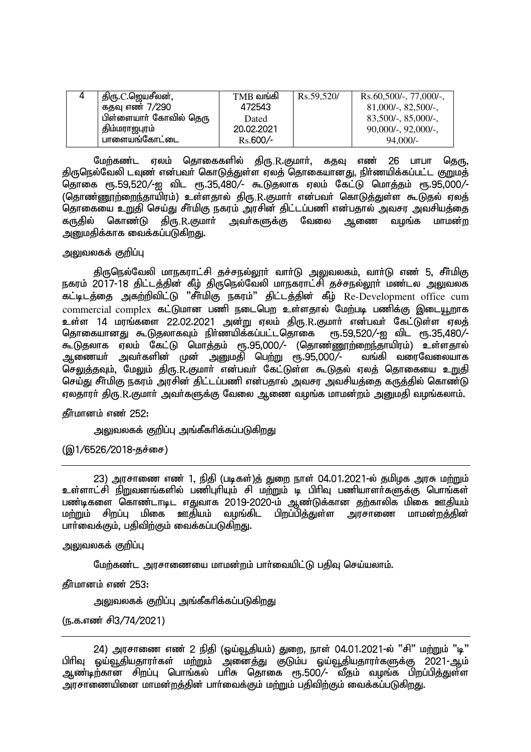| 4 | திரு.C.ஜெயசீலன், கதவு எண் 7/290 பிள்ளையார் கோவில் தெரு திம்மராஜபுரம் பாளையங்கோட்டை | TMB வங்கி 472543 Dated 20.02.2021 Rs.600/- | Rs.59,520/ | Rs.60,500/-, 77,000/-, 81,000/-, 82,500/-, 83,500/-, 85,000/-, 90,000/-, 92,000/-, 94,000/- |
|---|---|---|---|---|

மேற்கண்ட ஏலம் தொகைகளில் திரு.R.குமார், கதவு எண் 26 பாபா தெரு, திருநெல்வேலி டவுண் என்பவர் கொடுத்துள்ள ஏலத் தொகையானது, நிர்ணயிக்கப்பட்ட குறுமத் தொகை ரூ.59,520/-ஐ விட ரூ.35,480/- கூடுதலாக ஏலம் கேட்டு மொத்தம் ரூ.95,000/- (தொண்ணூற்றைந்தாயிரம்) உள்ளதால் திரு.R.குமார் என்பவர் கொடுத்துள்ள கூடுதல் ஏலத் தொகையை உறுதி செய்து சீர்மிகு நகரம் அரசின் திட்டப்பணி என்பதால் அவசர அவசியத்தை கருதில் கொண்டு திரு.R.குமார் அவர்களுக்கு வேலை ஆணை வழங்க மாமன்ற அனுமதிக்காக வைக்கப்படுகிறது.

அலுவலகக் குறிப்பு

திருநெல்வேலி மாநகராட்சி தச்சநல்லூர் வார்டு அலுவலகம், வார்டு எண் 5, சீர்மிகு நகரம் 2017-18 திட்டத்தின் கீழ் திருநெல்வேலி மாநகராட்சி தச்சநல்லூர் மண்டல அலுவலக கட்டிடத்தை அகற்றிவிட்டு "சீர்மிகு நகரம்" திட்டத்தின் கீழ் Re-Development office cum commercial complex கட்டுமான பணி நடைபெற உள்ளதால் மேற்படி பணிக்கு இடையூறாக உள்ள 14 மரங்களை 22.02.2021 அன்று ஏலம் திரு.R.குமார் என்பவர் கேட்டுள்ள ஏலத் தொகையானது கூடுதலாகவும் நிர்ணயிக்கப்பட்டதொகை ரூ.59,520/-ஐ விட ரூ.35,480/- கூடுதலாக ஏலம் கேட்டு மொத்தம் ரூ.95,000/- (தொண்ணூற்றைந்தாயிரம்) உள்ளதால் ஆணையர் அவர்களின் முன் அனுமதி பெற்று ரூ.95,000/- வங்கி வரைவோலையாக செலுத்தவும், மேலும் திரு.R.குமார் என்பவர் கேட்டுள்ள கூடுதல் ஏலத் தொகையை உறுதி செய்து சீர்மிகு நகரம் அரசின் திட்டப்பணி என்பதால் அவசர அவசியத்தை கருத்தில் கொண்டு ஏலதாரர் திரு.R.குமார் அவர்களுக்கு வேலை ஆணை வழங்க மாமன்றம் அனுமதி வழங்கலாம்.

தீர்மானம் எண் 252:

அலுவலகக் குறிப்பு அங்கீகரிக்கப்படுகிறது

(இ1/6526/2018-தச்சை)

---

23) அரசாணை எண் 1, நிதி (படிகள்)த் துறை நாள் 04.01.2021-ல் தமிழக அரசு மற்றும் உள்ளாட்சி நிறுவனங்களில் பணிபுரியும் சி மற்றும் டி பிரிவு பணியாளர்களுக்கு பொங்கள் பண்டிகளை கொண்டாடிட எதுவாக 2019-2020-ம் ஆண்டுக்கான தற்காலிக மிகை ஊதியம் மற்றும் சிறப்பு மிகை ஊதியம் வழங்கிட பிறப்பித்துள்ள அரசாணை மாமன்றத்தின் பார்வைக்கும், பதிவிற்கும் வைக்கப்படுகிறது.

அலுவலகக் குறிப்பு

மேற்கண்ட அரசாணையை மாமன்றம் பார்வையிட்டு பதிவு செய்யலாம்.

தீர்மானம் எண் 253:

அலுவலகக் குறிப்பு அங்கீகரிக்கப்படுகிறது

(ந.க.எண் சி3/74/2021)

---

24) அரசாணை எண் 2 நிதி (ஓய்வூதியம்) துறை, நாள் 04.01.2021-ல் "சி" மற்றும் "டி" பிரிவு ஓய்வூதியதாரர்கள் மற்றும் அனைத்து குடும்ப ஓய்வூதியதாரர்களுக்கு 2021-ஆம் ஆண்டிற்கான சிறப்பு பொங்கல் பரிசு தொகை ரூ.500/- வீதம் வழங்க பிறப்பித்துள்ள அரசாணையினை மாமன்றத்தின் பார்வைக்கும் மற்றும் பதிவிற்கும் வைக்கப்படுகிறது.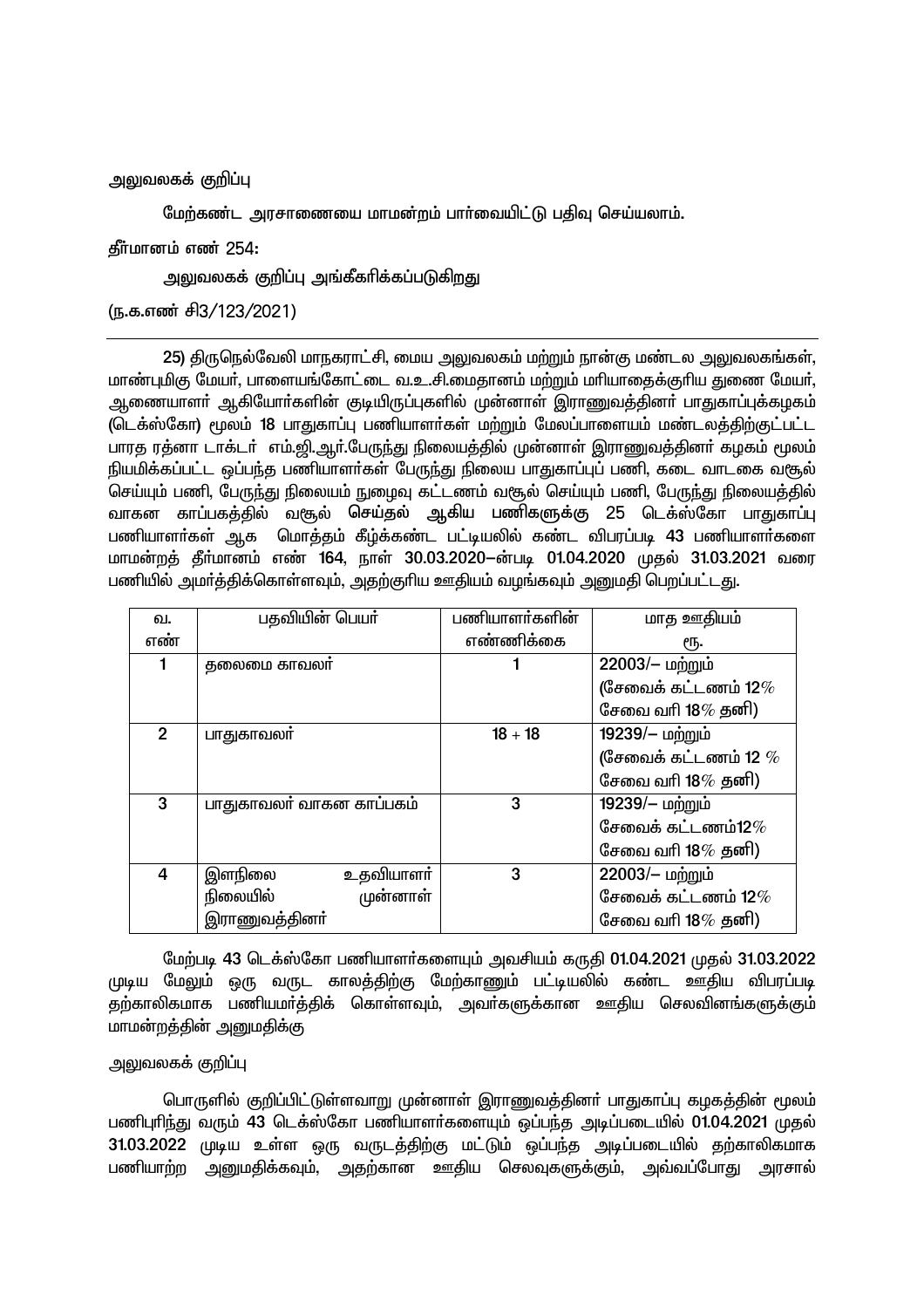அலுவலகக் குறிப்பு

மேற்கண்ட அரசாணையை மாமன்றம் பார்வையிட்டு பதிவு செய்யலாம்.

தீர்மானம் எண் 254:

அலுவலகக் குறிப்பு அங்கீகரிக்கப்படுகிறது

(ந.க.எண் சி3/123/2021)

---

25) திருநெல்வேலி மாநகராட்சி, மைய அலுவலகம் மற்றும் நான்கு மண்டல அலுவலகங்கள், மாண்புமிகு மேயர், பாளையங்கோட்டை வ.உ.சி.மைதானம் மற்றும் மரியாதைக்குரிய துணை மேயர், ஆணையாளர் ஆகியோர்களின் குடியிருப்புகளில் முன்னாள் இராணுவத்தினர் பாதுகாப்புக்கழகம் (டெக்ஸ்கோ) மூலம் 18 பாதுகாப்பு பணியாளர்கள் மற்றும் மேலப்பாளையம் மண்டலத்திற்குட்பட்ட பாரத ரத்னா டாக்டர் எம்.ஜி.ஆர்.பேருந்து நிலையத்தில் முன்னாள் இராணுவத்தினர் கழகம் மூலம் நியமிக்கப்பட்ட ஒப்பந்த பணியாளர்கள் பேருந்து நிலைய பாதுகாப்புப் பணி, கடை வாடகை வசூல் செய்யும் பணி, பேருந்து நிலையம் நுழைவு கட்டணம் வசூல் செய்யும் பணி, பேருந்து நிலையத்தில் வாகன காப்பகத்தில் வசூல் செய்தல் ஆகிய பணிகளுக்கு 25 டெக்ஸ்கோ பாதுகாப்பு பணியாளர்கள் ஆக மொத்தம் கீழ்க்கண்ட பட்டியலில் கண்ட விபரப்படி 43 பணியாளர்களை மாமன்றத் தீர்மானம் எண் 164, நாள் 30.03.2020–ன்படி 01.04.2020 முதல் 31.03.2021 வரை பணியில் அமர்த்திக்கொள்ளவும், அதற்குரிய ஊதியம் வழங்கவும் அனுமதி பெறப்பட்டது.

| வ. எண் | பதவியின் பெயர் | பணியாளர்களின் எண்ணிக்கை | மாத ஊதியம் ரூ. |
|---|---|---|---|
| 1 | தலைமை காவலர் | 1 | 22003/– மற்றும் (சேவைக் கட்டணம் 12% சேவை வரி 18% தனி) |
| 2 | பாதுகாவலர் | 18 + 18 | 19239/– மற்றும் (சேவைக் கட்டணம் 12 % சேவை வரி 18% தனி) |
| 3 | பாதுகாவலர் வாகன காப்பகம் | 3 | 19239/– மற்றும் சேவைக் கட்டணம்12% சேவை வரி 18% தனி) |
| 4 | இளநிலை உதவியாளர் நிலையில் முன்னாள் இராணுவத்தினர் | 3 | 22003/– மற்றும் சேவைக் கட்டணம் 12% சேவை வரி 18% தனி) |

மேற்படி 43 டெக்ஸ்கோ பணியாளர்களையும் அவசியம் கருதி 01.04.2021 முதல் 31.03.2022 முடிய மேலும் ஒரு வருட காலத்திற்கு மேற்காணும் பட்டியலில் கண்ட ஊதிய விபரப்படி தற்காலிகமாக பணியமர்த்திக் கொள்ளவும், அவர்களுக்கான ஊதிய செலவினங்களுக்கும் மாமன்றத்தின் அனுமதிக்கு

அலுவலகக் குறிப்பு

பொருளில் குறிப்பிட்டுள்ளவாறு முன்னாள் இராணுவத்தினர் பாதுகாப்பு கழகத்தின் மூலம் பணிபுரிந்து வரும் 43 டெக்ஸ்கோ பணியாளர்களையும் ஒப்பந்த அடிப்படையில் 01.04.2021 முதல் 31.03.2022 முடிய உள்ள ஒரு வருடத்திற்கு மட்டும் ஒப்பந்த அடிப்படையில் தற்காலிகமாக பணியாற்ற அனுமதிக்கவும், அதற்கான ஊதிய செலவுகளுக்கும், அவ்வப்போது அரசால்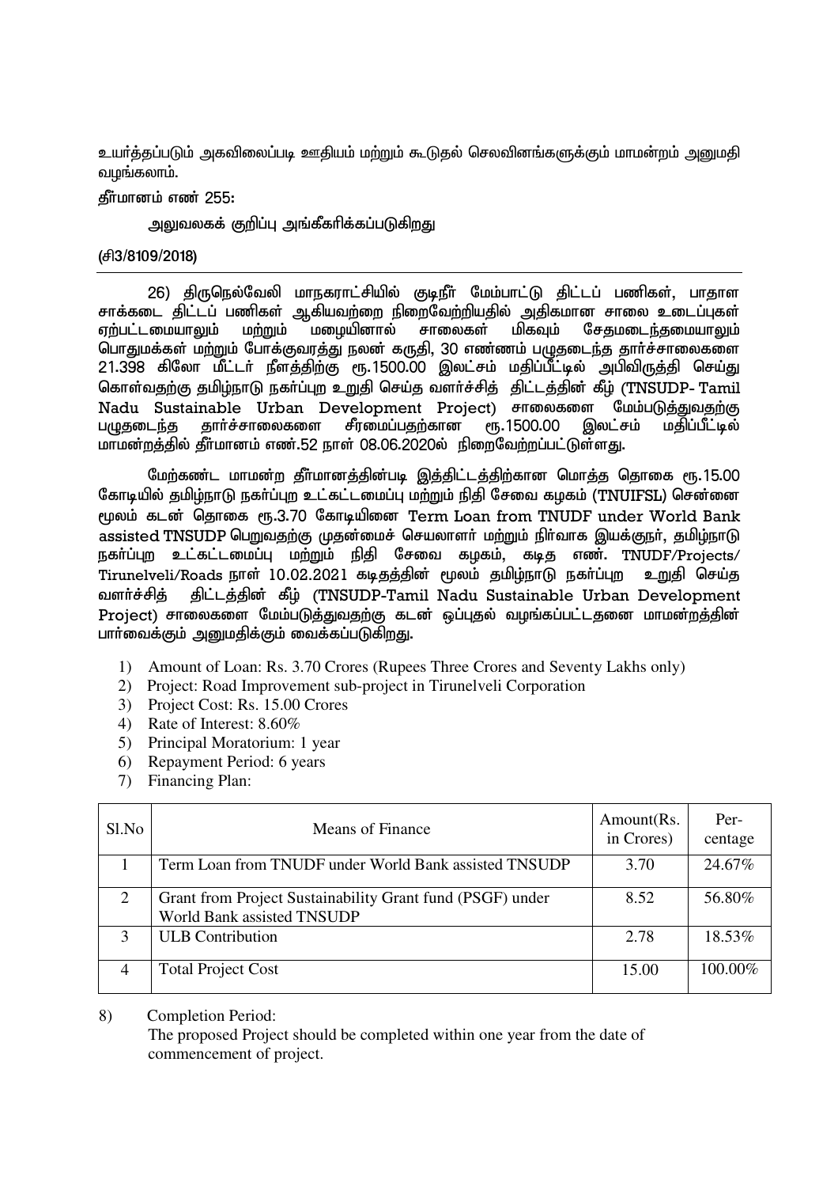உயர்த்தப்படும் அகவிலைப்படி ஊதியம் மற்றும் கூடுதல் செலவினங்களுக்கும் மாமன்றம் அனுமதி வழங்கலாம்.

தீர்மானம் எண் 255:

அலுவலகக் குறிப்பு அங்கீகரிக்கப்படுகிறது

(சி3/8109/2018)

---

26) திருநெல்வேலி மாநகராட்சியில் குடிநீர் மேம்பாட்டு திட்டப் பணிகள், பாதாள சாக்கடை திட்டப் பணிகள் ஆகியவற்றை நிறைவேற்றியதில் அதிகமான சாலை உடைப்புகள் ஏற்பட்டமையாலும் மற்றும் மழையினால் சாலைகள் மிகவும் சேதமடைந்தமையாலும் பொதுமக்கள் மற்றும் போக்குவரத்து நலன் கருதி, 30 எண்ணம் பழுதடைந்த தார்ச்சாலைகளை 21.398 கிலோ மீட்டர் நீளத்திற்கு ரூ.1500.00 இலட்சம் மதிப்பீட்டில் அபிவிருத்தி செய்து கொள்வதற்கு தமிழ்நாடு நகர்ப்புற உறுதி செய்த வளர்ச்சித் திட்டத்தின் கீழ் (TNSUDP- Tamil Nadu Sustainable Urban Development Project) சாலைகளை மேம்படுத்துவதற்கு பழுதடைந்த தார்ச்சாலைகளை சீரமைப்பதற்கான ரூ.1500.00 இலட்சம் மதிப்பீட்டில் மாமன்றத்தில் தீர்மானம் எண்.52 நாள் 08.06.2020ல் நிறைவேற்றப்பட்டுள்ளது.

மேற்கண்ட மாமன்ற தீர்மானத்தின்படி இத்திட்டத்திற்கான மொத்த தொகை ரூ.15.00 கோடியில் தமிழ்நாடு நகர்ப்புற உட்கட்டமைப்பு மற்றும் நிதி சேவை கழகம் (TNUIFSL) சென்னை மூலம் கடன் தொகை ரூ.3.70 கோடியினை Term Loan from TNUDF under World Bank assisted TNSUDP பெறுவதற்கு முதன்மைச் செயலாளர் மற்றும் நிர்வாக இயக்குநர், தமிழ்நாடு நகர்ப்புற உட்கட்டமைப்பு மற்றும் நிதி சேவை கழகம், கடித எண். TNUDF/Projects/ Tirunelveli/Roads நாள் 10.02.2021 கடிதத்தின் மூலம் தமிழ்நாடு நகர்ப்புற உறுதி செய்த வளர்ச்சித் திட்டத்தின் கீழ் (TNSUDP-Tamil Nadu Sustainable Urban Development Project) சாலைகளை மேம்படுத்துவதற்கு கடன் ஒப்புதல் வழங்கப்பட்டதனை மாமன்றத்தின் பார்வைக்கும் அனுமதிக்கும் வைக்கப்படுகிறது.

1) Amount of Loan: Rs. 3.70 Crores (Rupees Three Crores and Seventy Lakhs only)
2) Project: Road Improvement sub-project in Tirunelveli Corporation
3) Project Cost: Rs. 15.00 Crores
4) Rate of Interest: 8.60%
5) Principal Moratorium: 1 year
6) Repayment Period: 6 years
7) Financing Plan:

| Sl.No | Means of Finance | Amount(Rs. in Crores) | Per-centage |
|---|---|---|---|
| 1 | Term Loan from TNUDF under World Bank assisted TNSUDP | 3.70 | 24.67% |
| 2 | Grant from Project Sustainability Grant fund (PSGF) under World Bank assisted TNSUDP | 8.52 | 56.80% |
| 3 | ULB Contribution | 2.78 | 18.53% |
| 4 | Total Project Cost | 15.00 | 100.00% |

8) Completion Period:
The proposed Project should be completed within one year from the date of commencement of project.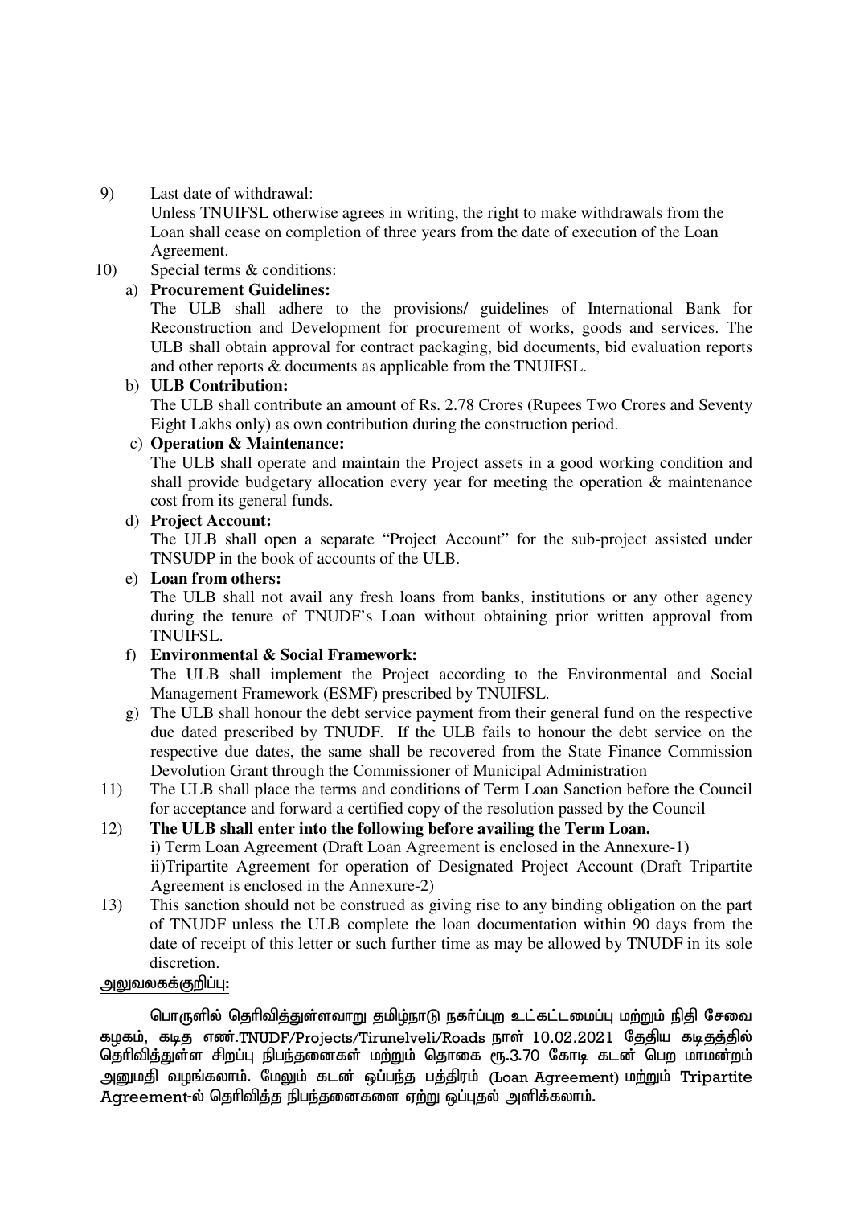9) Last date of withdrawal:
   Unless TNUIFSL otherwise agrees in writing, the right to make withdrawals from the Loan shall cease on completion of three years from the date of execution of the Loan Agreement.

10) Special terms & conditions:

   a) **Procurement Guidelines:**
   The ULB shall adhere to the provisions/ guidelines of International Bank for Reconstruction and Development for procurement of works, goods and services. The ULB shall obtain approval for contract packaging, bid documents, bid evaluation reports and other reports & documents as applicable from the TNUIFSL.

   b) **ULB Contribution:**
   The ULB shall contribute an amount of Rs. 2.78 Crores (Rupees Two Crores and Seventy Eight Lakhs only) as own contribution during the construction period.

   c) **Operation & Maintenance:**
   The ULB shall operate and maintain the Project assets in a good working condition and shall provide budgetary allocation every year for meeting the operation & maintenance cost from its general funds.

   d) **Project Account:**
   The ULB shall open a separate "Project Account" for the sub-project assisted under TNSUDP in the book of accounts of the ULB.

   e) **Loan from others:**
   The ULB shall not avail any fresh loans from banks, institutions or any other agency during the tenure of TNUDF's Loan without obtaining prior written approval from TNUIFSL.

   f) **Environmental & Social Framework:**
   The ULB shall implement the Project according to the Environmental and Social Management Framework (ESMF) prescribed by TNUIFSL.

   g) The ULB shall honour the debt service payment from their general fund on the respective due dated prescribed by TNUDF. If the ULB fails to honour the debt service on the respective due dates, the same shall be recovered from the State Finance Commission Devolution Grant through the Commissioner of Municipal Administration

11) The ULB shall place the terms and conditions of Term Loan Sanction before the Council for acceptance and forward a certified copy of the resolution passed by the Council

12) **The ULB shall enter into the following before availing the Term Loan.**
   i) Term Loan Agreement (Draft Loan Agreement is enclosed in the Annexure-1)
   ii)Tripartite Agreement for operation of Designated Project Account (Draft Tripartite Agreement is enclosed in the Annexure-2)

13) This sanction should not be construed as giving rise to any binding obligation on the part of TNUDF unless the ULB complete the loan documentation within 90 days from the date of receipt of this letter or such further time as may be allowed by TNUDF in its sole discretion.

<u>அலுவலகக்குறிப்பு:</u>

பொருளில் தெரிவித்துள்ளவாறு தமிழ்நாடு நகர்ப்புற உட்கட்டமைப்பு மற்றும் நிதி சேவை கழகம், கடித எண்.TNUDF/Projects/Tirunelveli/Roads நாள் 10.02.2021 தேதிய கடிதத்தில் தெரிவித்துள்ள சிறப்பு நிபந்தனைகள் மற்றும் தொகை ரூ.3.70 கோடி கடன் பெற மாமன்றம் அனுமதி வழங்கலாம். மேலும் கடன் ஒப்பந்த பத்திரம் (Loan Agreement) மற்றும் Tripartite Agreement-ல் தெரிவித்த நிபந்தனைகளை ஏற்று ஒப்புதல் அளிக்கலாம்.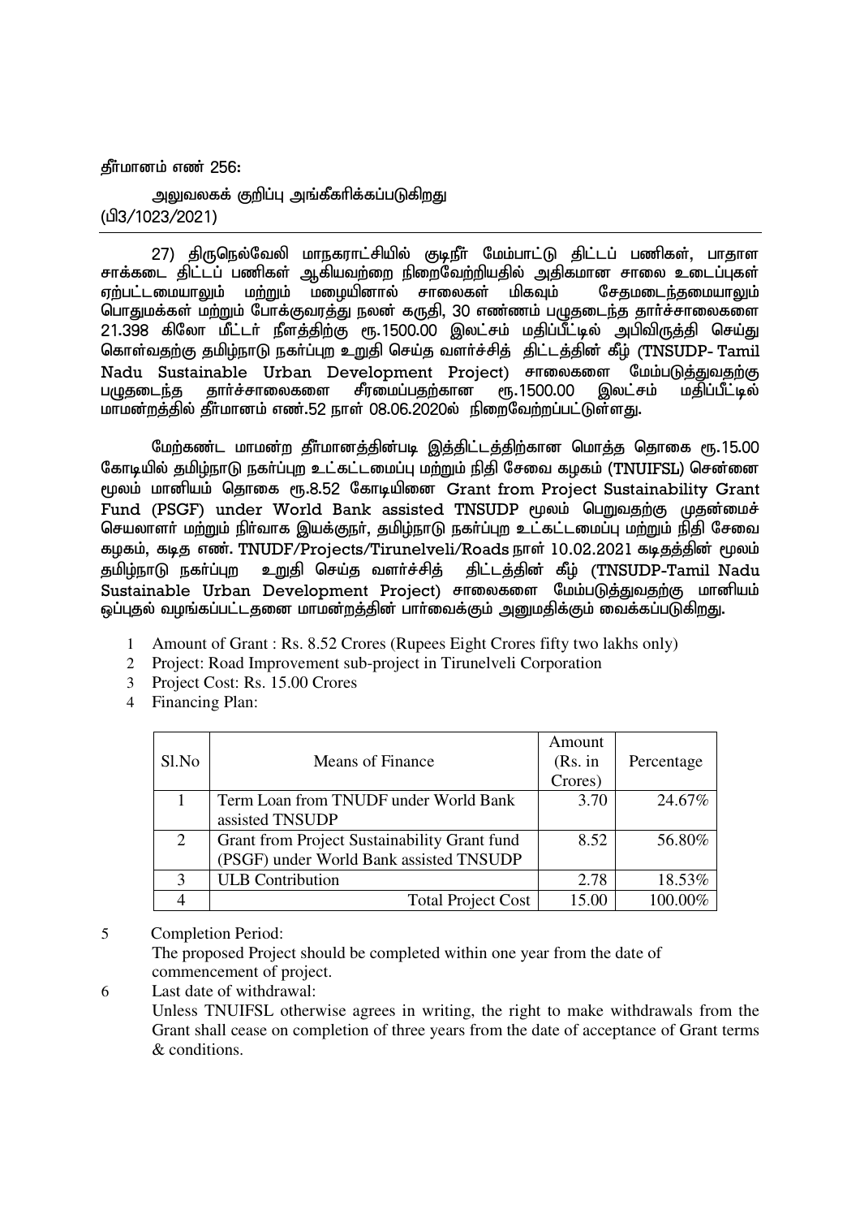தீர்மானம் எண் 256:

அலுவலகக் குறிப்பு அங்கீகரிக்கப்படுகிறது
(பி3/1023/2021)

---

27) திருநெல்வேலி மாநகராட்சியில் குடிநீர் மேம்பாட்டு திட்டப் பணிகள், பாதாள சாக்கடை திட்டப் பணிகள் ஆகியவற்றை நிறைவேற்றியதில் அதிகமான சாலை உடைப்புகள் ஏற்பட்டமையாலும் மற்றும் மழையினால் சாலைகள் மிகவும் சேதமடைந்தமையாலும் பொதுமக்கள் மற்றும் போக்குவரத்து நலன் கருதி, 30 எண்ணம் பழுதடைந்த தார்ச்சாலைகளை 21.398 கிலோ மீட்டர் நீளத்திற்கு ரூ.1500.00 இலட்சம் மதிப்பீட்டில் அபிவிருத்தி செய்து கொள்வதற்கு தமிழ்நாடு நகர்ப்புற உறுதி செய்த வளர்ச்சித் திட்டத்தின் கீழ் (TNSUDP- Tamil Nadu Sustainable Urban Development Project) சாலைகளை மேம்படுத்துவதற்கு பழுதடைந்த தார்ச்சாலைகளை சீரமைப்பதற்கான ரூ.1500.00 இலட்சம் மதிப்பீட்டில் மாமன்றத்தில் தீர்மானம் எண்.52 நாள் 08.06.2020ல் நிறைவேற்றப்பட்டுள்ளது.

மேற்கண்ட மாமன்ற தீர்மானத்தின்படி இத்திட்டத்திற்கான மொத்த தொகை ரூ.15.00 கோடியில் தமிழ்நாடு நகர்ப்புற உட்கட்டமைப்பு மற்றும் நிதி சேவை கழகம் (TNUIFSL) சென்னை மூலம் மானியம் தொகை ரூ.8.52 கோடியினை Grant from Project Sustainability Grant Fund (PSGF) under World Bank assisted TNSUDP மூலம் பெறுவதற்கு முதன்மைச் செயலாளர் மற்றும் நிர்வாக இயக்குநர், தமிழ்நாடு நகர்ப்புற உட்கட்டமைப்பு மற்றும் நிதி சேவை கழகம், கடித எண். TNUDF/Projects/Tirunelveli/Roads நாள் 10.02.2021 கடிதத்தின் மூலம் தமிழ்நாடு நகர்ப்புற உறுதி செய்த வளர்ச்சித் திட்டத்தின் கீழ் (TNSUDP-Tamil Nadu Sustainable Urban Development Project) சாலைகளை மேம்படுத்துவதற்கு மானியம் ஒப்புதல் வழங்கப்பட்டதனை மாமன்றத்தின் பார்வைக்கும் அனுமதிக்கும் வைக்கப்படுகிறது.

1 Amount of Grant : Rs. 8.52 Crores (Rupees Eight Crores fifty two lakhs only)
2 Project: Road Improvement sub-project in Tirunelveli Corporation
3 Project Cost: Rs. 15.00 Crores
4 Financing Plan:

| Sl.No | Means of Finance | Amount (Rs. in Crores) | Percentage |
|---|---|---|---|
| 1 | Term Loan from TNUDF under World Bank assisted TNSUDP | 3.70 | 24.67% |
| 2 | Grant from Project Sustainability Grant fund (PSGF) under World Bank assisted TNSUDP | 8.52 | 56.80% |
| 3 | ULB Contribution | 2.78 | 18.53% |
| 4 | Total Project Cost | 15.00 | 100.00% |

5 Completion Period:
The proposed Project should be completed within one year from the date of commencement of project.

6 Last date of withdrawal:
Unless TNUIFSL otherwise agrees in writing, the right to make withdrawals from the Grant shall cease on completion of three years from the date of acceptance of Grant terms & conditions.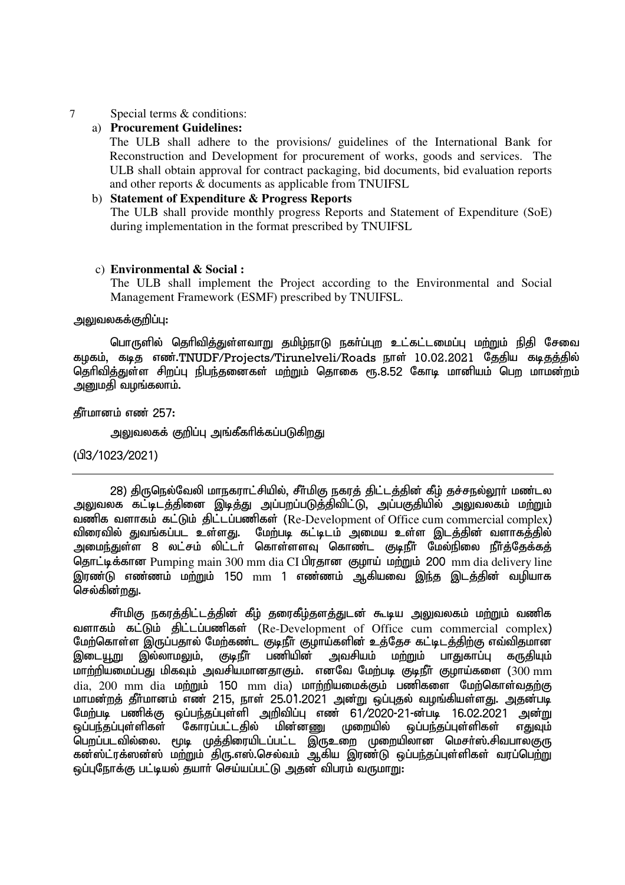7 Special terms & conditions:

a) **Procurement Guidelines:**

The ULB shall adhere to the provisions/ guidelines of the International Bank for Reconstruction and Development for procurement of works, goods and services. The ULB shall obtain approval for contract packaging, bid documents, bid evaluation reports and other reports & documents as applicable from TNUIFSL

b) **Statement of Expenditure & Progress Reports**

The ULB shall provide monthly progress Reports and Statement of Expenditure (SoE) during implementation in the format prescribed by TNUIFSL

c) **Environmental & Social :**

The ULB shall implement the Project according to the Environmental and Social Management Framework (ESMF) prescribed by TNUIFSL.

அலுவலகக்குறிப்பு:

பொருளில் தெரிவித்துள்ளவாறு தமிழ்நாடு நகர்ப்புற உட்கட்டமைப்பு மற்றும் நிதி சேவை கழகம், கடித எண்.TNUDF/Projects/Tirunelveli/Roads நாள் 10.02.2021 தேதிய கடிதத்தில் தெரிவித்துள்ள சிறப்பு நிபந்தனைகள் மற்றும் தொகை ரூ.8.52 கோடி மானியம் பெற மாமன்றம் அனுமதி வழங்கலாம்.

தீர்மானம் எண் 257:

அலுவலகக் குறிப்பு அங்கீகரிக்கப்படுகிறது

(பி3/1023/2021)

---

28) திருநெல்வேலி மாநகராட்சியில், சீர்மிகு நகரத் திட்டத்தின் கீழ் தச்சநல்லூர் மண்டல அலுவலக கட்டிடத்தினை இடித்து அப்பறப்படுத்திவிட்டு, அப்பகுதியில் அலுவலகம் மற்றும் வணிக வளாகம் கட்டும் திட்டப்பணிகள் (Re-Development of Office cum commercial complex) விரைவில் துவங்கப்பட உள்ளது. மேற்படி கட்டிடம் அமைய உள்ள இடத்தின் வளாகத்தில் அமைந்துள்ள 8 லட்சம் லிட்டர் கொள்ளளவு கொண்ட குடிநீர் மேல்நிலை நீர்த்தேக்கத் தொட்டிக்கான Pumping main 300 mm dia CI பிரதான குழாய் மற்றும் 200 mm dia delivery line இரண்டு எண்ணம் மற்றும் 150 mm 1 எண்ணம் ஆகியவை இந்த இடத்தின் வழியாக செல்கின்றது.

சீர்மிகு நகரத்திட்டத்தின் கீழ் தரைகீழ்தளத்துடன் கூடிய அலுவலகம் மற்றும் வணிக வளாகம் கட்டும் திட்டப்பணிகள் (Re-Development of Office cum commercial complex) மேற்கொள்ள இருப்பதால் மேற்கண்ட குடிநீர் குழாய்களின் உத்தேச கட்டிடத்திற்கு எவ்விதமான இடையூறு இல்லாமலும், குடிநீர் பணியின் அவசியம் மற்றும் பாதுகாப்பு கருதியும் மாற்றியமைப்பது மிகவும் அவசியமானதாகும். எனவே மேற்படி குடிநீர் குழாய்களை (300 mm dia, 200 mm dia மற்றும் 150 mm dia) மாற்றியமைக்கும் பணிகளை மேற்கொள்வதற்கு மாமன்றத் தீர்மானம் எண் 215, நாள் 25.01.2021 அன்று ஒப்புதல் வழங்கியள்ளது. அதன்படி மேற்படி பணிக்கு ஒப்பந்தப்புள்ளி அறிவிப்பு எண் 61/2020-21-ன்படி 16.02.2021 அன்று ஒப்பந்தப்புள்ளிகள் கோரப்பட்டதில் மின்னணு முறையில் ஒப்பந்தப்புள்ளிகள் எதுவும் பெறப்படவில்லை. மூடி முத்திரையிடப்பட்ட இருஉறை முறையிலான மெசர்ஸ்.சிவபாலகுரு கன்ஸ்ட்ரக்ஸன்ஸ் மற்றும் திரு.எஸ்.செல்வம் ஆகிய இரண்டு ஒப்பந்தப்புள்ளிகள் வரப்பெற்று ஒப்புநோக்கு பட்டியல் தயார் செய்யப்பட்டு அதன் விபரம் வருமாறு: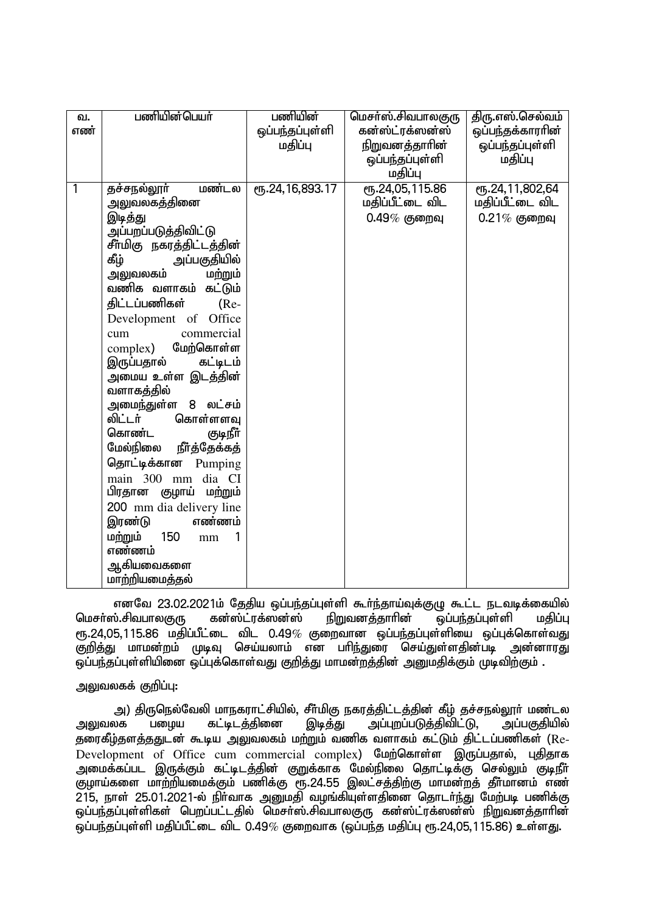| வ. எண் | பணியின்பெயர் | பணியின் ஒப்பந்தப்புள்ளி மதிப்பு | மெசர்ஸ்.சிவபாலகுரு கன்ஸ்ட்ரக்ஸன்ஸ் நிறுவனத்தாரின் ஒப்பந்தப்புள்ளி மதிப்பு | திரு.எஸ்.செல்வம் ஒப்பந்தக்காரரின் ஒப்பந்தப்புள்ளி மதிப்பு |
|---|---|---|---|---|
| 1 | தச்சநல்லூர் மண்டல அலுவலகத்தினை இடித்து அப்பறப்படுத்திவிட்டு சீர்மிகு நகரத்திட்டத்தின் கீழ் அப்பகுதியில் அலுவலகம் மற்றும் வணிக வளாகம் கட்டும் திட்டப்பணிகள் (Re-Development of Office cum commercial complex) மேற்கொள்ள இருப்பதால் கட்டிடம் அமைய உள்ள இடத்தின் வளாகத்தில் அமைந்துள்ள 8 லட்சம் லிட்டர் கொள்ளளவு கொண்ட குடிநீர் மேல்நிலை நீர்த்தேக்கத் தொட்டிக்கான Pumping main 300 mm dia CI பிரதான குழாய் மற்றும் 200 mm dia delivery line இரண்டு எண்ணம் மற்றும் 150 mm 1 எண்ணம் ஆகியவைகளை மாற்றியமைத்தல் | ரூ.24,16,893.17 | ரூ.24,05,115.86 மதிப்பீட்டை விட 0.49% குறைவு | ரூ.24,11,802,64 மதிப்பீட்டை விட 0.21% குறைவு |

எனவே 23.02.2021ம் தேதிய ஒப்பந்தப்புள்ளி கூர்ந்தாய்வுக்குழு கூட்ட நடவடிக்கையில் மெசர்ஸ்.சிவபாலகுரு கன்ஸ்ட்ரக்ஸன்ஸ் நிறுவனத்தாரின் ஒப்பந்தப்புள்ளி மதிப்பு ரூ.24,05,115.86 மதிப்பீட்டை விட 0.49% குறைவான ஒப்பந்தப்புள்ளியை ஒப்புக்கொள்வது குறித்து மாமன்றம் முடிவு செய்யலாம் என பரிந்துரை செய்துள்ளதின்படி அன்னாரது ஒப்பந்தப்புள்ளியினை ஒப்புக்கொள்வது குறித்து மாமன்றத்தின் அனுமதிக்கும் முடிவிற்கும் .

அலுவலகக் குறிப்பு:

அ) திருநெல்வேலி மாநகராட்சியில், சீர்மிகு நகரத்திட்டத்தின் கீழ் தச்சநல்லூர் மண்டல அலுவலக பழைய கட்டிடத்தினை இடித்து அப்புறப்படுத்திவிட்டு, அப்பகுதியில் தரைகீழ்தளத்ததுடன் கூடிய அலுவலகம் மற்றும் வணிக வளாகம் கட்டும் திட்டப்பணிகள் (Re-Development of Office cum commercial complex) மேற்கொள்ள இருப்பதால், புதிதாக அமைக்கப்பட இருக்கும் கட்டிடத்தின் குறுக்காக மேல்நிலை தொட்டிக்கு செல்லும் குடிநீர் குழாய்களை மாற்றியமைக்கும் பணிக்கு ரூ.24.55 இலட்சத்திற்கு மாமன்றத் தீர்மானம் எண் 215, நாள் 25.01.2021-ல் நிர்வாக அனுமதி வழங்கியுள்ளதினை தொடர்ந்து மேற்படி பணிக்கு ஒப்பந்தப்புள்ளிகள் பெறப்பட்டதில் மெசர்ஸ்.சிவபாலகுரு கன்ஸ்ட்ரக்ஸன்ஸ் நிறுவனத்தாரின் ஒப்பந்தப்புள்ளி மதிப்பீட்டை விட 0.49% குறைவாக (ஒப்பந்த மதிப்பு ரூ.24,05,115.86) உள்ளது.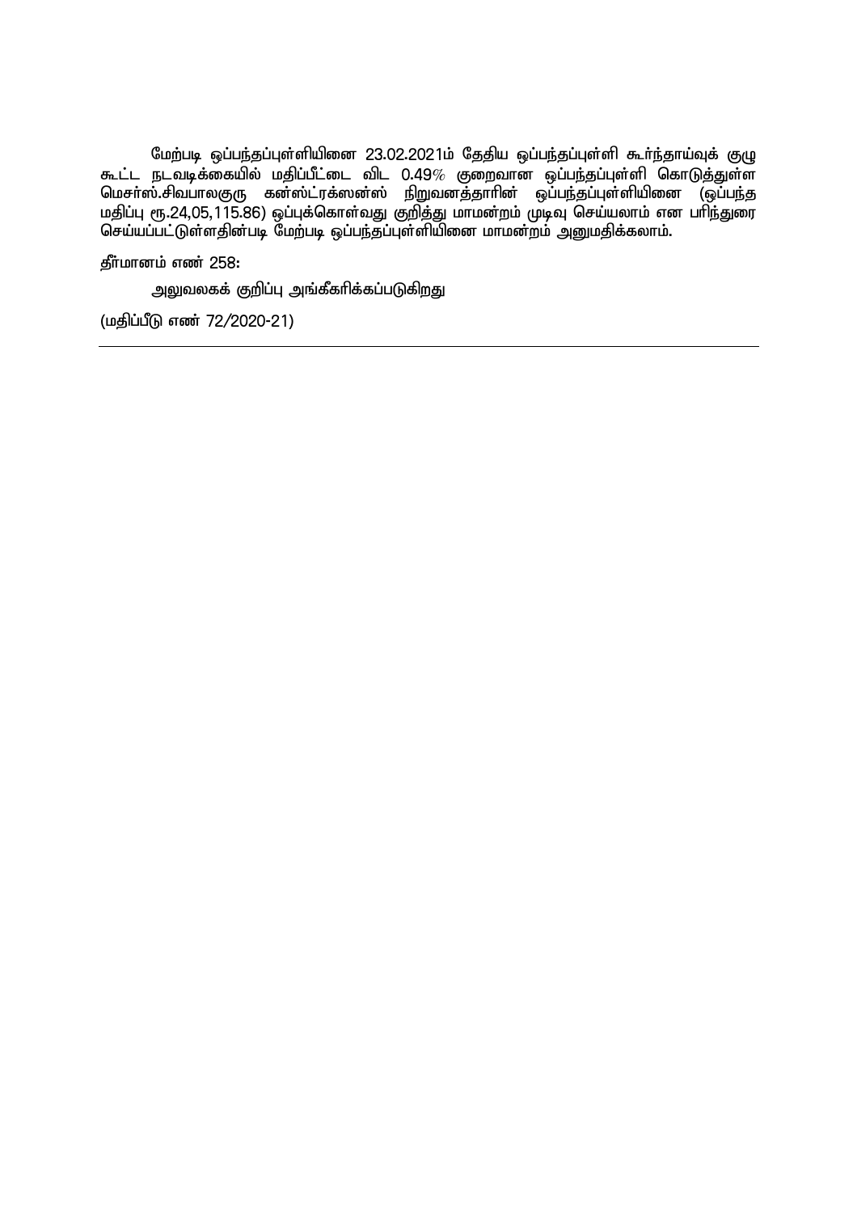மேற்படி ஒப்பந்தப்புள்ளியினை 23.02.2021ம் தேதிய ஒப்பந்தப்புள்ளி கூர்ந்தாய்வுக் குழு கூட்ட நடவடிக்கையில் மதிப்பீட்டை விட 0.49% குறைவான ஒப்பந்தப்புள்ளி கொடுத்துள்ள மெசர்ஸ்.சிவபாலகுரு கன்ஸ்ட்ரக்ஸன்ஸ் நிறுவனத்தாரின் ஒப்பந்தப்புள்ளியினை (ஒப்பந்த மதிப்பு ரூ.24,05,115.86) ஒப்புக்கொள்வது குறித்து மாமன்றம் முடிவு செய்யலாம் என பரிந்துரை செய்யப்பட்டுள்ளதின்படி மேற்படி ஒப்பந்தப்புள்ளியினை மாமன்றம் அனுமதிக்கலாம்.

தீர்மானம் எண் 258:

அலுவலகக் குறிப்பு அங்கீகரிக்கப்படுகிறது

(மதிப்பீடு எண் 72/2020-21)

---